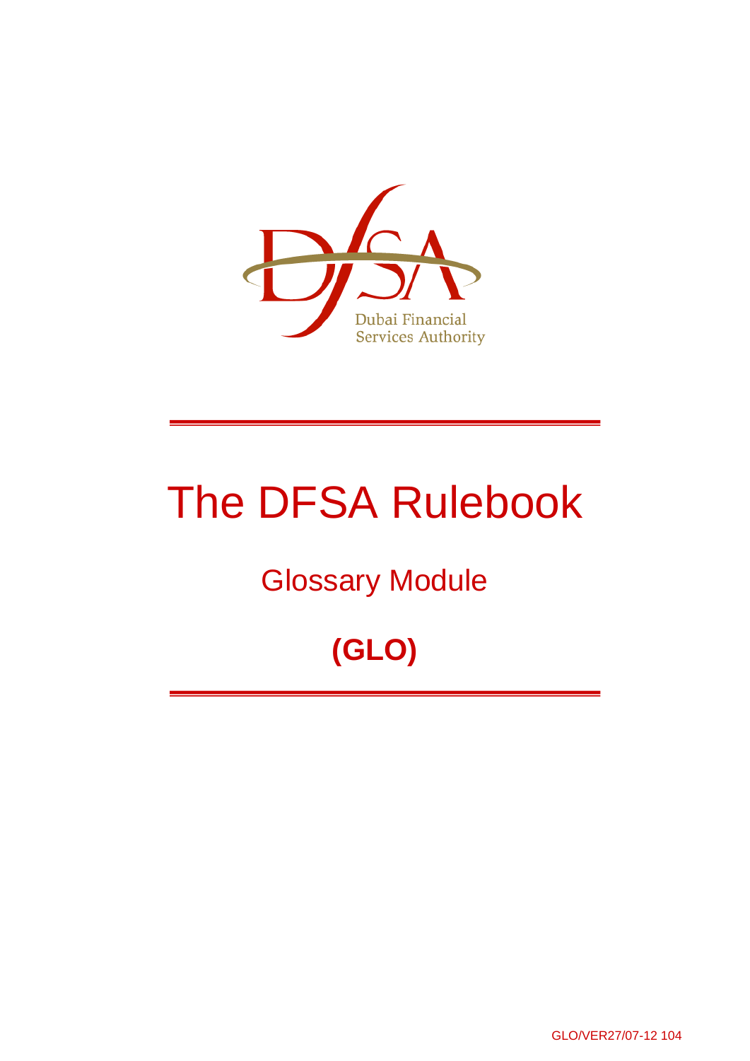Dubai Financial Services Authority

# The DFSA Rulebook

## Glossary Module

## (GLO)

GLO/VER27/07-12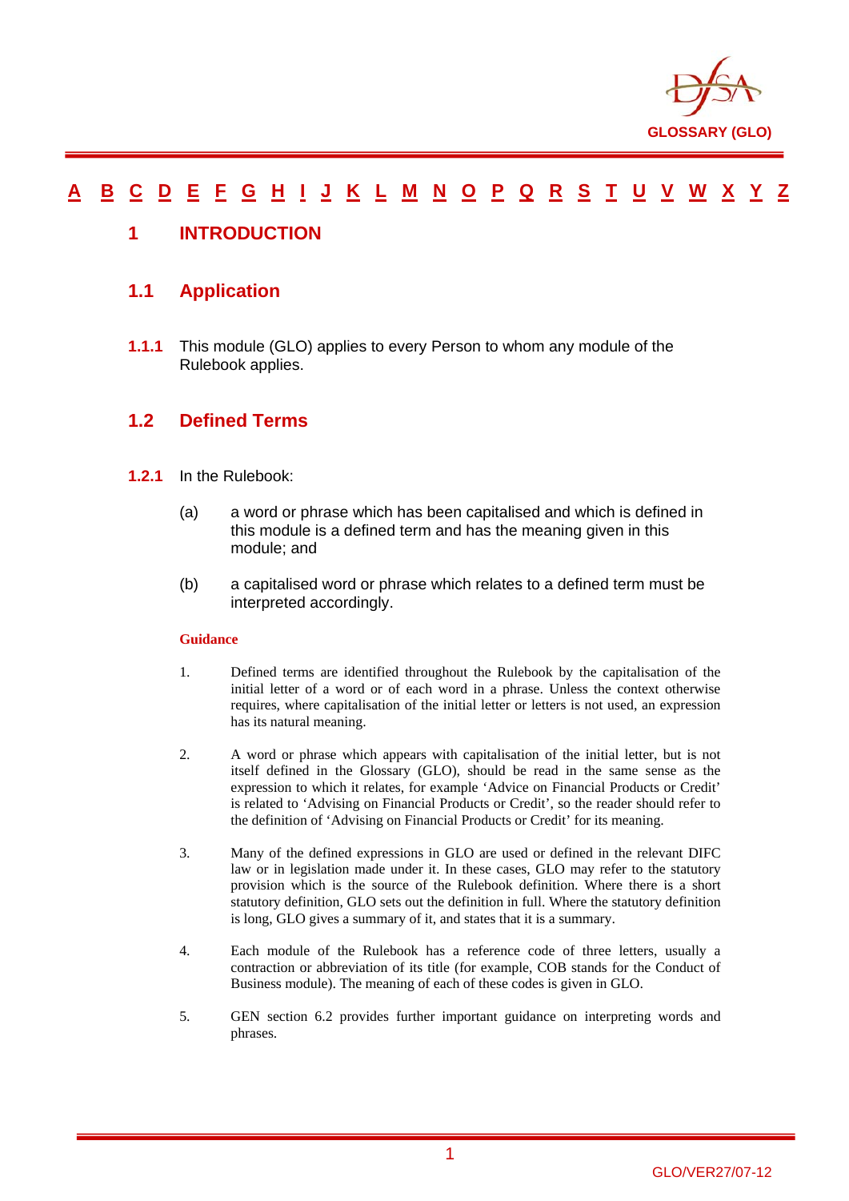A B C D E F G H I J K L M N O P Q R S T U V W X Y Z

# 1 INTRODUCTION

## 1.1 Application

**1.1.1** This module (GLO) applies to every Person to whom any module of the Rulebook applies.

## 1.2 Defined Terms

**1.2.1** In the Rulebook:

(a) a word or phrase which has been capitalised and which is defined in this module is a defined term and has the meaning given in this module; and

(b) a capitalised word or phrase which relates to a defined term must be interpreted accordingly.

**Guidance**

1. Defined terms are identified throughout the Rulebook by the capitalisation of the initial letter of a word or of each word in a phrase. Unless the context otherwise requires, where capitalisation of the initial letter or letters is not used, an expression has its natural meaning.

2. A word or phrase which appears with capitalisation of the initial letter, but is not itself defined in the Glossary (GLO), should be read in the same sense as the expression to which it relates, for example 'Advice on Financial Products or Credit' is related to 'Advising on Financial Products or Credit', so the reader should refer to the definition of 'Advising on Financial Products or Credit' for its meaning.

3. Many of the defined expressions in GLO are used or defined in the relevant DIFC law or in legislation made under it. In these cases, GLO may refer to the statutory provision which is the source of the Rulebook definition. Where there is a short statutory definition, GLO sets out the definition in full. Where the statutory definition is long, GLO gives a summary of it, and states that it is a summary.

4. Each module of the Rulebook has a reference code of three letters, usually a contraction or abbreviation of its title (for example, COB stands for the Conduct of Business module). The meaning of each of these codes is given in GLO.

5. GEN section 6.2 provides further important guidance on interpreting words and phrases.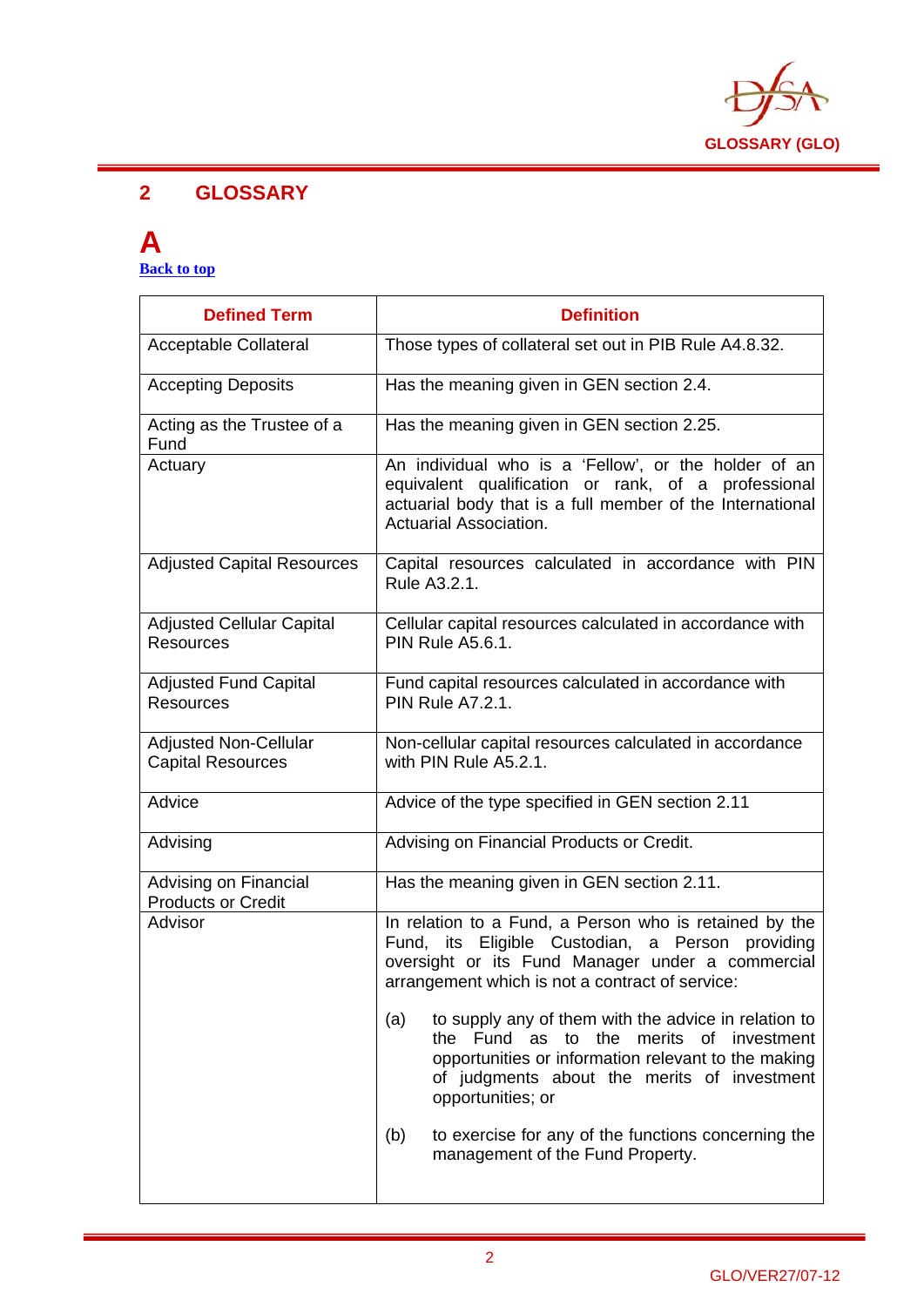## 2 GLOSSARY

### A

[Back to top]

| Defined Term | Definition |
|---|---|
| Acceptable Collateral | Those types of collateral set out in PIB Rule A4.8.32. |
| Accepting Deposits | Has the meaning given in GEN section 2.4. |
| Acting as the Trustee of a Fund | Has the meaning given in GEN section 2.25. |
| Actuary | An individual who is a 'Fellow', or the holder of an equivalent qualification or rank, of a professional actuarial body that is a full member of the International Actuarial Association. |
| Adjusted Capital Resources | Capital resources calculated in accordance with PIN Rule A3.2.1. |
| Adjusted Cellular Capital Resources | Cellular capital resources calculated in accordance with PIN Rule A5.6.1. |
| Adjusted Fund Capital Resources | Fund capital resources calculated in accordance with PIN Rule A7.2.1. |
| Adjusted Non-Cellular Capital Resources | Non-cellular capital resources calculated in accordance with PIN Rule A5.2.1. |
| Advice | Advice of the type specified in GEN section 2.11 |
| Advising | Advising on Financial Products or Credit. |
| Advising on Financial Products or Credit | Has the meaning given in GEN section 2.11. |
| Advisor | In relation to a Fund, a Person who is retained by the Fund, its Eligible Custodian, a Person providing oversight or its Fund Manager under a commercial arrangement which is not a contract of service:<br><br>(a) to supply any of them with the advice in relation to the Fund as to the merits of investment opportunities or information relevant to the making of judgments about the merits of investment opportunities; or<br><br>(b) to exercise for any of the functions concerning the management of the Fund Property. |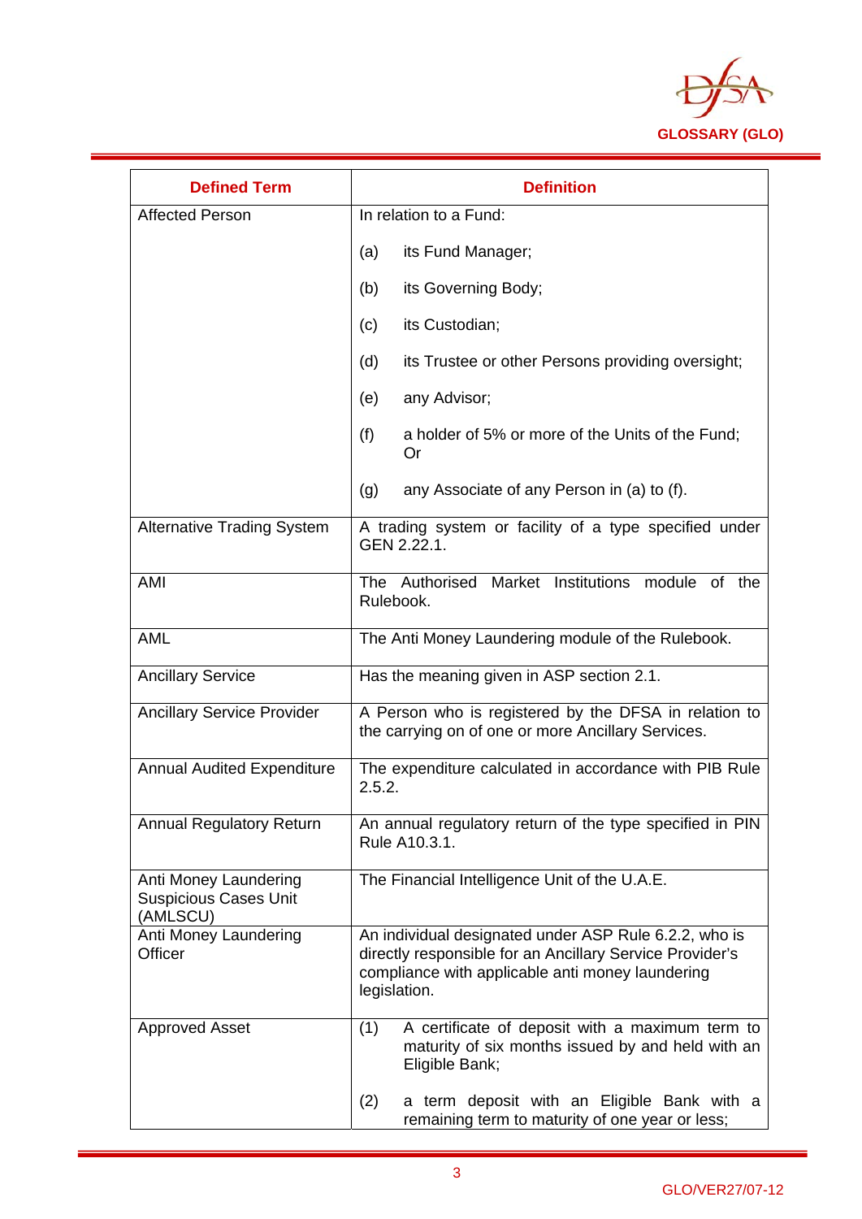| Defined Term | Definition |
|---|---|
| Affected Person | In relation to a Fund:<br><br>(a) its Fund Manager;<br><br>(b) its Governing Body;<br><br>(c) its Custodian;<br><br>(d) its Trustee or other Persons providing oversight;<br><br>(e) any Advisor;<br><br>(f) a holder of 5% or more of the Units of the Fund; Or<br><br>(g) any Associate of any Person in (a) to (f). |
| Alternative Trading System | A trading system or facility of a type specified under GEN 2.22.1. |
| AMI | The Authorised Market Institutions module of the Rulebook. |
| AML | The Anti Money Laundering module of the Rulebook. |
| Ancillary Service | Has the meaning given in ASP section 2.1. |
| Ancillary Service Provider | A Person who is registered by the DFSA in relation to the carrying on of one or more Ancillary Services. |
| Annual Audited Expenditure | The expenditure calculated in accordance with PIB Rule 2.5.2. |
| Annual Regulatory Return | An annual regulatory return of the type specified in PIN Rule A10.3.1. |
| Anti Money Laundering Suspicious Cases Unit (AMLSCU) | The Financial Intelligence Unit of the U.A.E. |
| Anti Money Laundering Officer | An individual designated under ASP Rule 6.2.2, who is directly responsible for an Ancillary Service Provider's compliance with applicable anti money laundering legislation. |
| Approved Asset | (1) A certificate of deposit with a maximum term to maturity of six months issued by and held with an Eligible Bank;<br><br>(2) a term deposit with an Eligible Bank with a remaining term to maturity of one year or less; |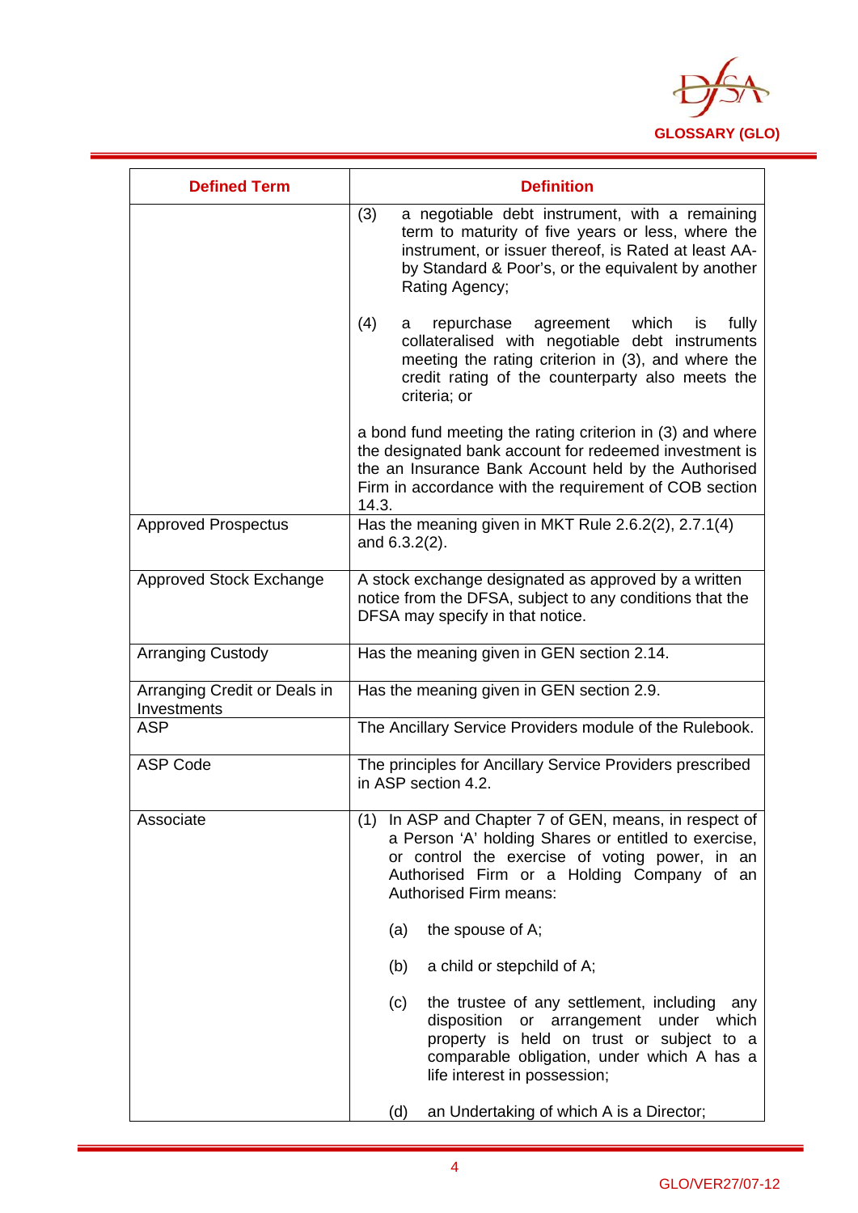| Defined Term | Definition |
|---|---|
| | (3) a negotiable debt instrument, with a remaining term to maturity of five years or less, where the instrument, or issuer thereof, is Rated at least AA- by Standard & Poor's, or the equivalent by another Rating Agency;<br><br>(4) a repurchase agreement which is fully collateralised with negotiable debt instruments meeting the rating criterion in (3), and where the credit rating of the counterparty also meets the criteria; or<br><br>a bond fund meeting the rating criterion in (3) and where the designated bank account for redeemed investment is the an Insurance Bank Account held by the Authorised Firm in accordance with the requirement of COB section 14.3. |
| Approved Prospectus | Has the meaning given in MKT Rule 2.6.2(2), 2.7.1(4) and 6.3.2(2). |
| Approved Stock Exchange | A stock exchange designated as approved by a written notice from the DFSA, subject to any conditions that the DFSA may specify in that notice. |
| Arranging Custody | Has the meaning given in GEN section 2.14. |
| Arranging Credit or Deals in Investments | Has the meaning given in GEN section 2.9. |
| ASP | The Ancillary Service Providers module of the Rulebook. |
| ASP Code | The principles for Ancillary Service Providers prescribed in ASP section 4.2. |
| Associate | (1) In ASP and Chapter 7 of GEN, means, in respect of a Person 'A' holding Shares or entitled to exercise, or control the exercise of voting power, in an Authorised Firm or a Holding Company of an Authorised Firm means:<br><br>(a) the spouse of A;<br><br>(b) a child or stepchild of A;<br><br>(c) the trustee of any settlement, including any disposition or arrangement under which property is held on trust or subject to a comparable obligation, under which A has a life interest in possession;<br><br>(d) an Undertaking of which A is a Director; |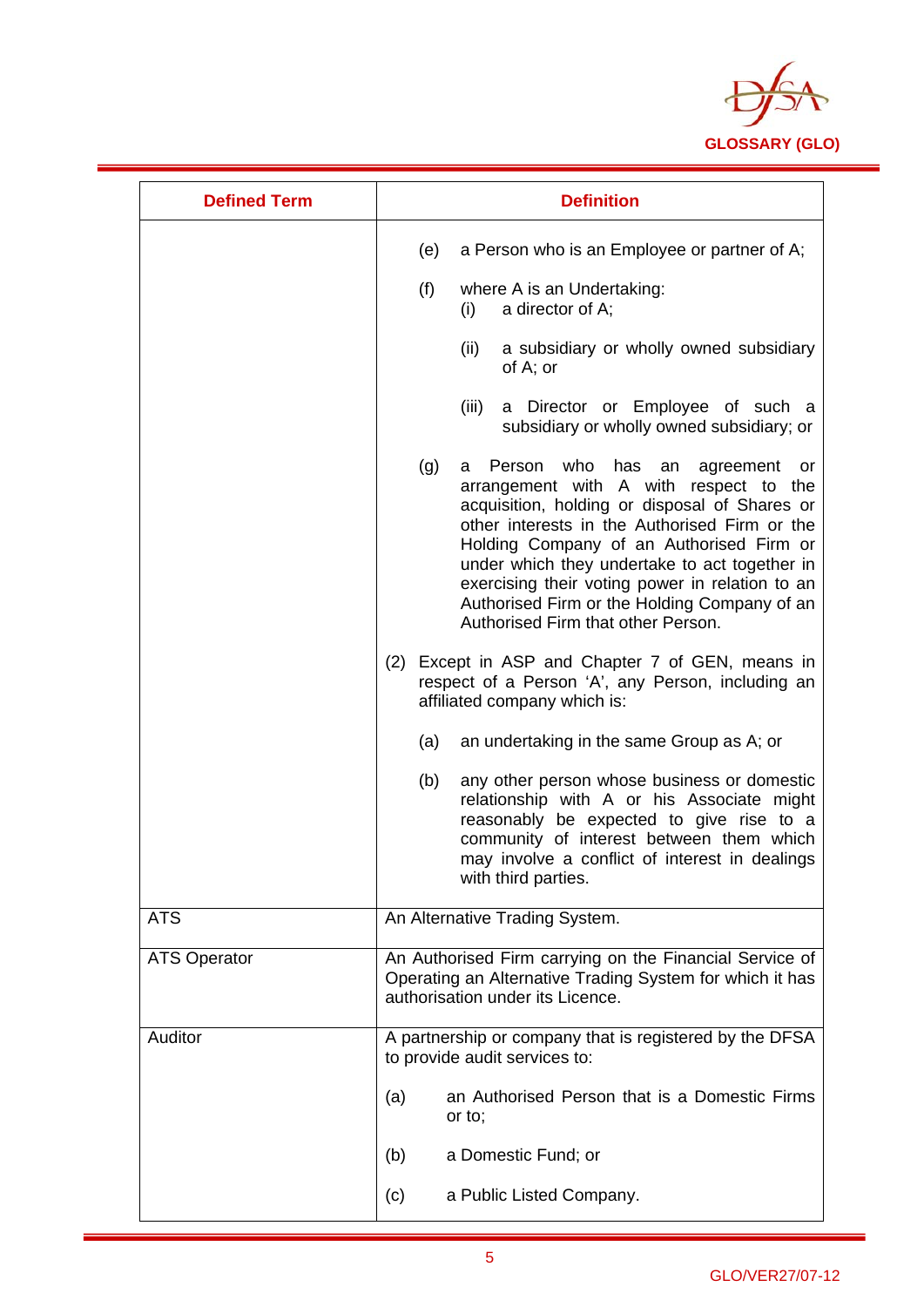| Defined Term | Definition |
|---|---|
| | (e) a Person who is an Employee or partner of A;<br><br>(f) where A is an Undertaking:<br>(i) a director of A;<br>(ii) a subsidiary or wholly owned subsidiary of A; or<br>(iii) a Director or Employee of such a subsidiary or wholly owned subsidiary; or<br><br>(g) a Person who has an agreement or arrangement with A with respect to the acquisition, holding or disposal of Shares or other interests in the Authorised Firm or the Holding Company of an Authorised Firm or under which they undertake to act together in exercising their voting power in relation to an Authorised Firm or the Holding Company of an Authorised Firm that other Person.<br><br>(2) Except in ASP and Chapter 7 of GEN, means in respect of a Person 'A', any Person, including an affiliated company which is:<br><br>(a) an undertaking in the same Group as A; or<br><br>(b) any other person whose business or domestic relationship with A or his Associate might reasonably be expected to give rise to a community of interest between them which may involve a conflict of interest in dealings with third parties. |
| ATS | An Alternative Trading System. |
| ATS Operator | An Authorised Firm carrying on the Financial Service of Operating an Alternative Trading System for which it has authorisation under its Licence. |
| Auditor | A partnership or company that is registered by the DFSA to provide audit services to:<br><br>(a) an Authorised Person that is a Domestic Firms or to;<br><br>(b) a Domestic Fund; or<br><br>(c) a Public Listed Company. |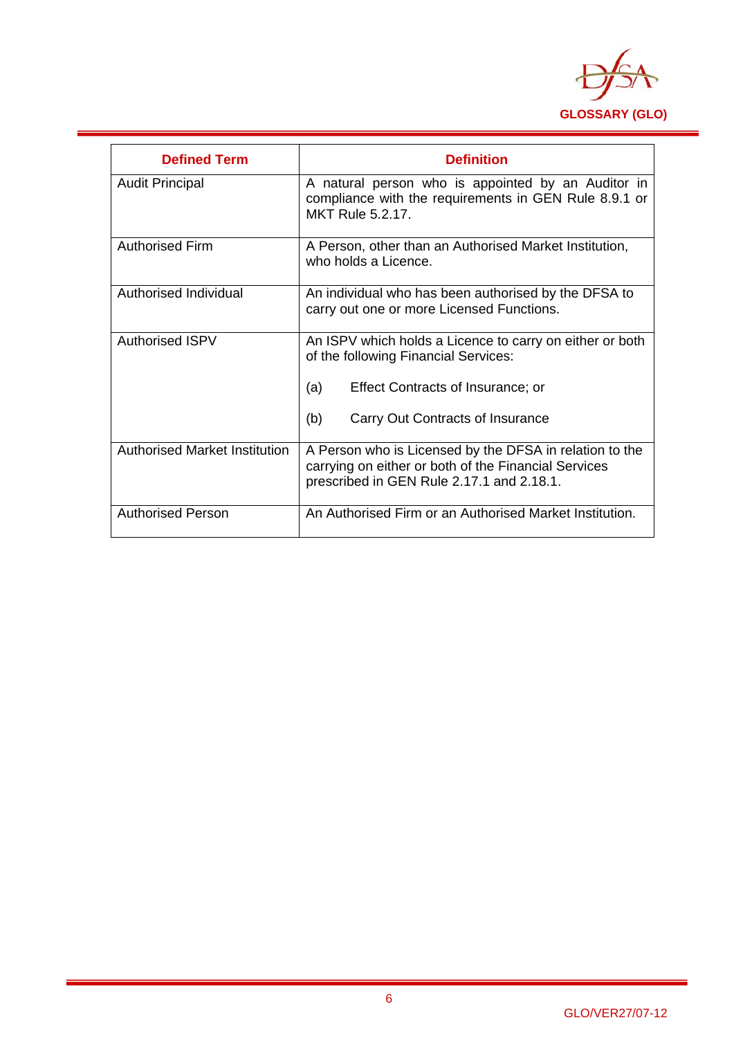| Defined Term | Definition |
|---|---|
| Audit Principal | A natural person who is appointed by an Auditor in compliance with the requirements in GEN Rule 8.9.1 or MKT Rule 5.2.17. |
| Authorised Firm | A Person, other than an Authorised Market Institution, who holds a Licence. |
| Authorised Individual | An individual who has been authorised by the DFSA to carry out one or more Licensed Functions. |
| Authorised ISPV | An ISPV which holds a Licence to carry on either or both of the following Financial Services:<br><br>(a) Effect Contracts of Insurance; or<br><br>(b) Carry Out Contracts of Insurance |
| Authorised Market Institution | A Person who is Licensed by the DFSA in relation to the carrying on either or both of the Financial Services prescribed in GEN Rule 2.17.1 and 2.18.1. |
| Authorised Person | An Authorised Firm or an Authorised Market Institution. |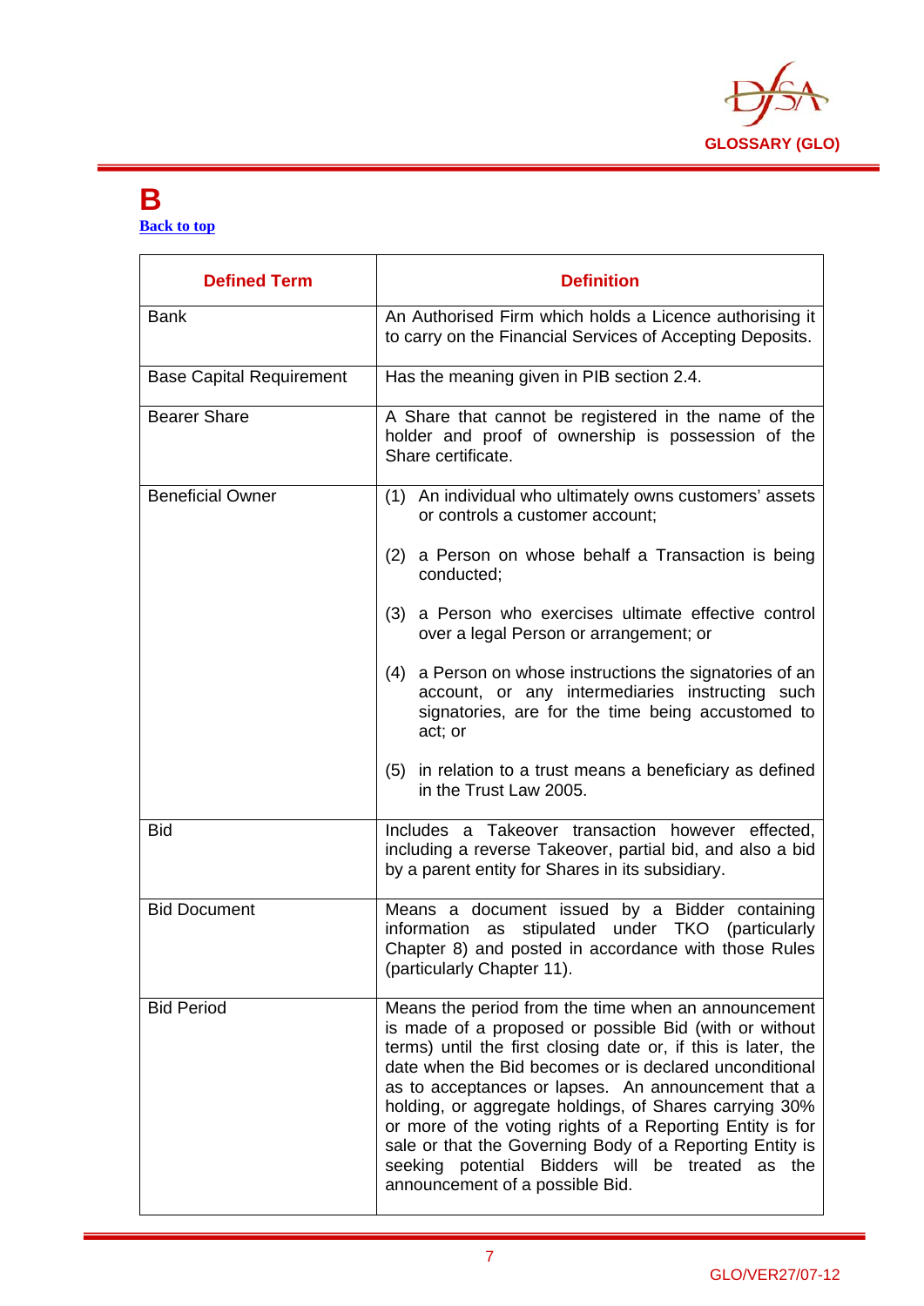# B

Back to top

| Defined Term | Definition |
|---|---|
| Bank | An Authorised Firm which holds a Licence authorising it to carry on the Financial Services of Accepting Deposits. |
| Base Capital Requirement | Has the meaning given in PIB section 2.4. |
| Bearer Share | A Share that cannot be registered in the name of the holder and proof of ownership is possession of the Share certificate. |
| Beneficial Owner | (1) An individual who ultimately owns customers' assets or controls a customer account;<br><br>(2) a Person on whose behalf a Transaction is being conducted;<br><br>(3) a Person who exercises ultimate effective control over a legal Person or arrangement; or<br><br>(4) a Person on whose instructions the signatories of an account, or any intermediaries instructing such signatories, are for the time being accustomed to act; or<br><br>(5) in relation to a trust means a beneficiary as defined in the Trust Law 2005. |
| Bid | Includes a Takeover transaction however effected, including a reverse Takeover, partial bid, and also a bid by a parent entity for Shares in its subsidiary. |
| Bid Document | Means a document issued by a Bidder containing information as stipulated under TKO (particularly Chapter 8) and posted in accordance with those Rules (particularly Chapter 11). |
| Bid Period | Means the period from the time when an announcement is made of a proposed or possible Bid (with or without terms) until the first closing date or, if this is later, the date when the Bid becomes or is declared unconditional as to acceptances or lapses. An announcement that a holding, or aggregate holdings, of Shares carrying 30% or more of the voting rights of a Reporting Entity is for sale or that the Governing Body of a Reporting Entity is seeking potential Bidders will be treated as the announcement of a possible Bid. |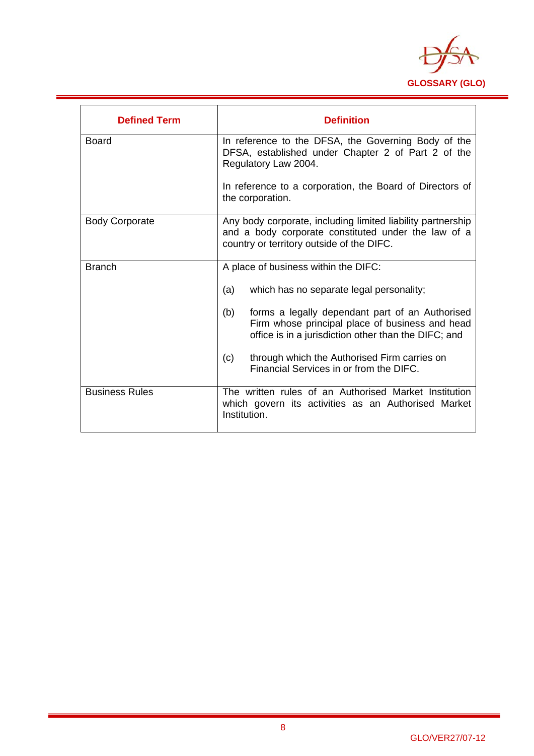| Defined Term | Definition |
|---|---|
| Board | In reference to the DFSA, the Governing Body of the DFSA, established under Chapter 2 of Part 2 of the Regulatory Law 2004.<br><br>In reference to a corporation, the Board of Directors of the corporation. |
| Body Corporate | Any body corporate, including limited liability partnership and a body corporate constituted under the law of a country or territory outside of the DIFC. |
| Branch | A place of business within the DIFC:<br><br>(a) which has no separate legal personality;<br><br>(b) forms a legally dependant part of an Authorised Firm whose principal place of business and head office is in a jurisdiction other than the DIFC; and<br><br>(c) through which the Authorised Firm carries on Financial Services in or from the DIFC. |
| Business Rules | The written rules of an Authorised Market Institution which govern its activities as an Authorised Market Institution. |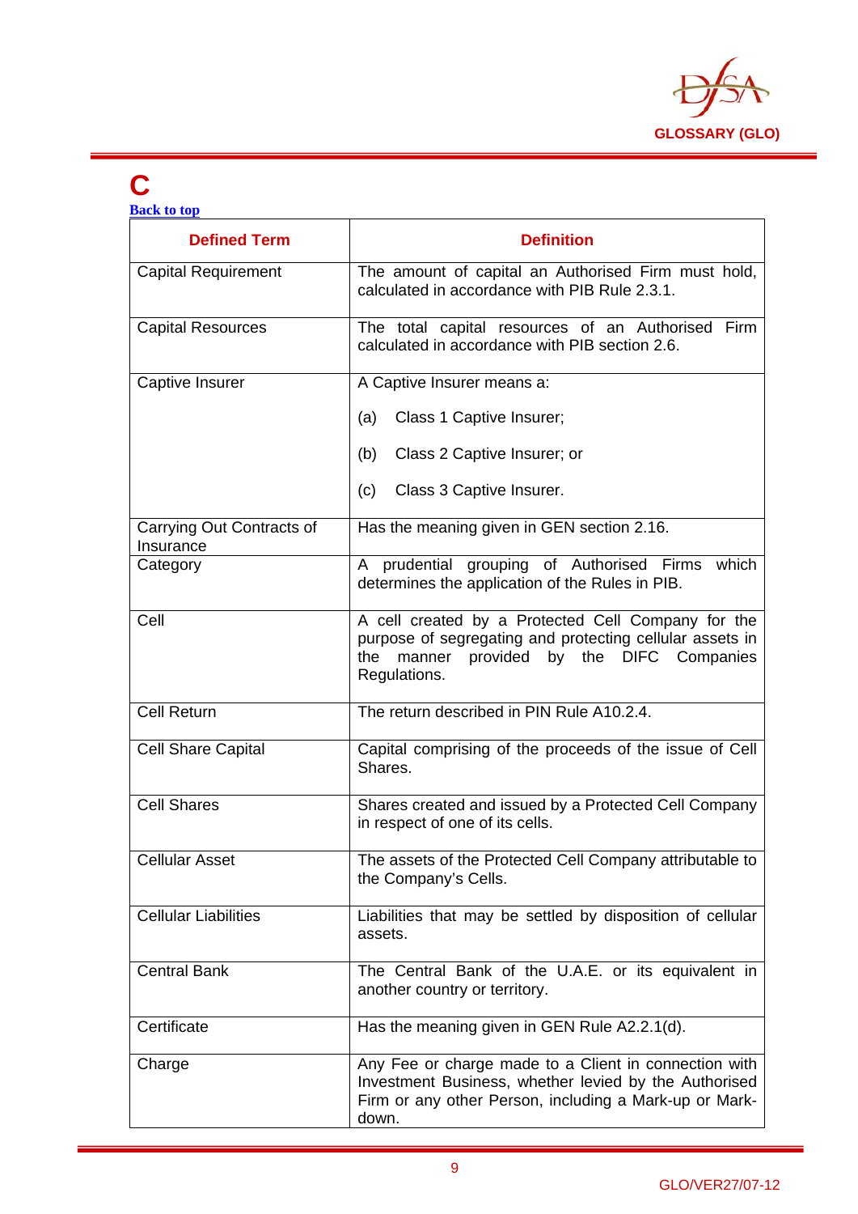# C

[Back to top]

| Defined Term | Definition |
|---|---|
| Capital Requirement | The amount of capital an Authorised Firm must hold, calculated in accordance with PIB Rule 2.3.1. |
| Capital Resources | The total capital resources of an Authorised Firm calculated in accordance with PIB section 2.6. |
| Captive Insurer | A Captive Insurer means a: (a) Class 1 Captive Insurer; (b) Class 2 Captive Insurer; or (c) Class 3 Captive Insurer. |
| Carrying Out Contracts of Insurance | Has the meaning given in GEN section 2.16. |
| Category | A prudential grouping of Authorised Firms which determines the application of the Rules in PIB. |
| Cell | A cell created by a Protected Cell Company for the purpose of segregating and protecting cellular assets in the manner provided by the DIFC Companies Regulations. |
| Cell Return | The return described in PIN Rule A10.2.4. |
| Cell Share Capital | Capital comprising of the proceeds of the issue of Cell Shares. |
| Cell Shares | Shares created and issued by a Protected Cell Company in respect of one of its cells. |
| Cellular Asset | The assets of the Protected Cell Company attributable to the Company's Cells. |
| Cellular Liabilities | Liabilities that may be settled by disposition of cellular assets. |
| Central Bank | The Central Bank of the U.A.E. or its equivalent in another country or territory. |
| Certificate | Has the meaning given in GEN Rule A2.2.1(d). |
| Charge | Any Fee or charge made to a Client in connection with Investment Business, whether levied by the Authorised Firm or any other Person, including a Mark-up or Mark-down. |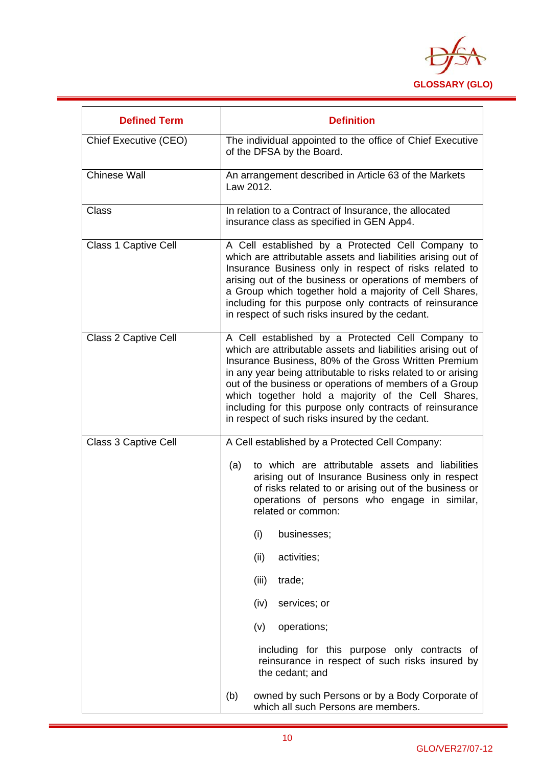| Defined Term | Definition |
|---|---|
| Chief Executive (CEO) | The individual appointed to the office of Chief Executive of the DFSA by the Board. |
| Chinese Wall | An arrangement described in Article 63 of the Markets Law 2012. |
| Class | In relation to a Contract of Insurance, the allocated insurance class as specified in GEN App4. |
| Class 1 Captive Cell | A Cell established by a Protected Cell Company to which are attributable assets and liabilities arising out of Insurance Business only in respect of risks related to arising out of the business or operations of members of a Group which together hold a majority of Cell Shares, including for this purpose only contracts of reinsurance in respect of such risks insured by the cedant. |
| Class 2 Captive Cell | A Cell established by a Protected Cell Company to which are attributable assets and liabilities arising out of Insurance Business, 80% of the Gross Written Premium in any year being attributable to risks related to or arising out of the business or operations of members of a Group which together hold a majority of the Cell Shares, including for this purpose only contracts of reinsurance in respect of such risks insured by the cedant. |
| Class 3 Captive Cell | A Cell established by a Protected Cell Company:<br><br>(a) to which are attributable assets and liabilities arising out of Insurance Business only in respect of risks related to or arising out of the business or operations of persons who engage in similar, related or common:<br><br>(i) businesses;<br>(ii) activities;<br>(iii) trade;<br>(iv) services; or<br>(v) operations;<br><br>including for this purpose only contracts of reinsurance in respect of such risks insured by the cedant; and<br><br>(b) owned by such Persons or by a Body Corporate of which all such Persons are members. |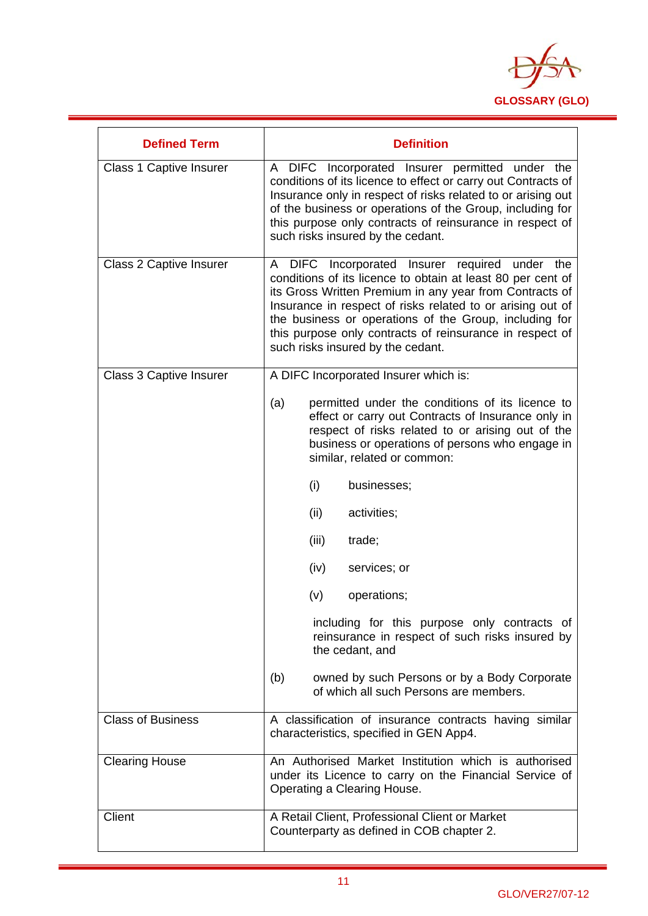| Defined Term | Definition |
|---|---|
| Class 1 Captive Insurer | A DIFC Incorporated Insurer permitted under the conditions of its licence to effect or carry out Contracts of Insurance only in respect of risks related to or arising out of the business or operations of the Group, including for this purpose only contracts of reinsurance in respect of such risks insured by the cedant. |
| Class 2 Captive Insurer | A DIFC Incorporated Insurer required under the conditions of its licence to obtain at least 80 per cent of its Gross Written Premium in any year from Contracts of Insurance in respect of risks related to or arising out of the business or operations of the Group, including for this purpose only contracts of reinsurance in respect of such risks insured by the cedant. |
| Class 3 Captive Insurer | A DIFC Incorporated Insurer which is:<br><br>(a) permitted under the conditions of its licence to effect or carry out Contracts of Insurance only in respect of risks related to or arising out of the business or operations of persons who engage in similar, related or common:<br><br>(i) businesses;<br><br>(ii) activities;<br><br>(iii) trade;<br><br>(iv) services; or<br><br>(v) operations;<br><br>including for this purpose only contracts of reinsurance in respect of such risks insured by the cedant, and<br><br>(b) owned by such Persons or by a Body Corporate of which all such Persons are members. |
| Class of Business | A classification of insurance contracts having similar characteristics, specified in GEN App4. |
| Clearing House | An Authorised Market Institution which is authorised under its Licence to carry on the Financial Service of Operating a Clearing House. |
| Client | A Retail Client, Professional Client or Market Counterparty as defined in COB chapter 2. |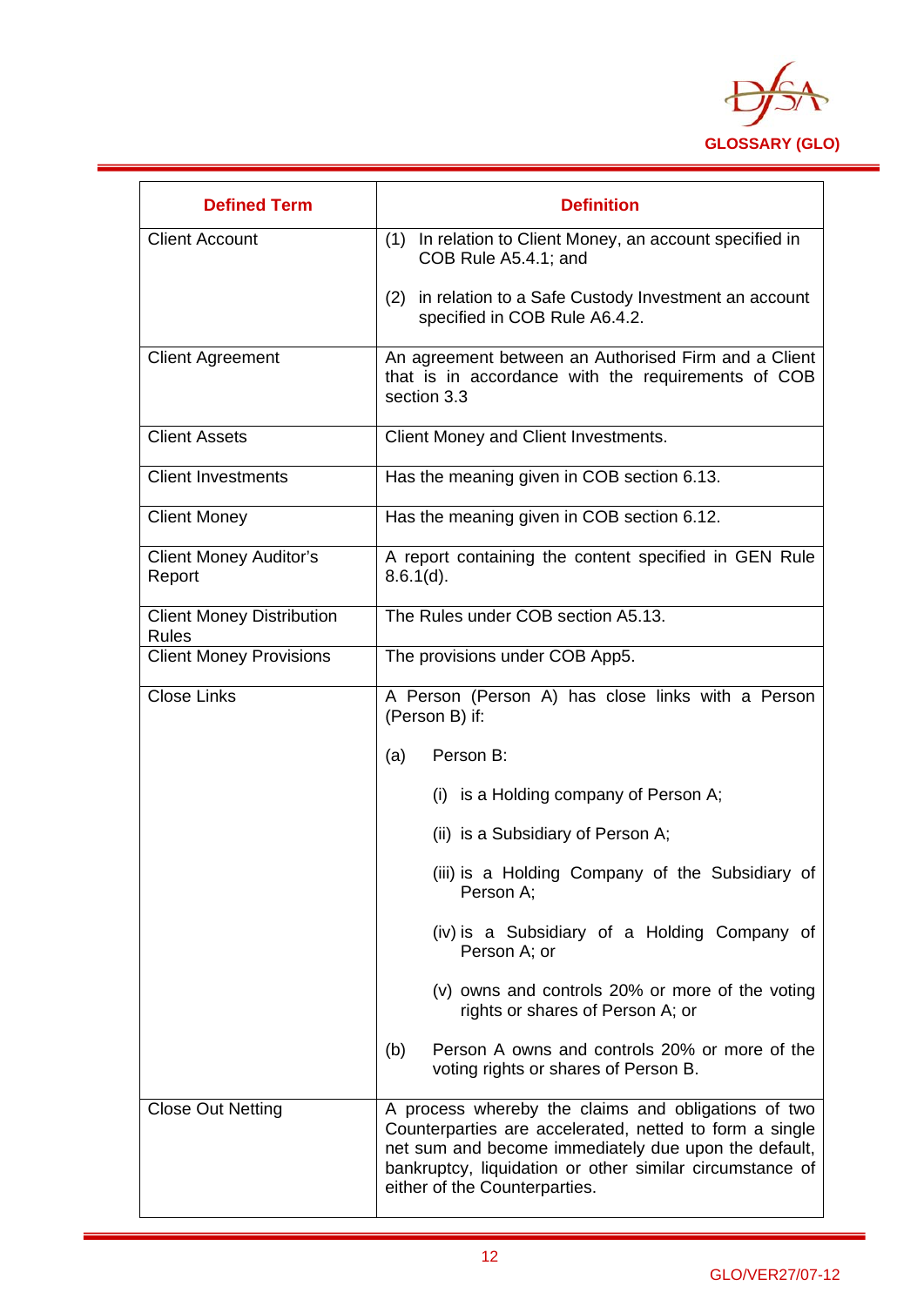| Defined Term | Definition |
|---|---|
| Client Account | (1) In relation to Client Money, an account specified in COB Rule A5.4.1; and<br><br>(2) in relation to a Safe Custody Investment an account specified in COB Rule A6.4.2. |
| Client Agreement | An agreement between an Authorised Firm and a Client that is in accordance with the requirements of COB section 3.3 |
| Client Assets | Client Money and Client Investments. |
| Client Investments | Has the meaning given in COB section 6.13. |
| Client Money | Has the meaning given in COB section 6.12. |
| Client Money Auditor's Report | A report containing the content specified in GEN Rule 8.6.1(d). |
| Client Money Distribution Rules | The Rules under COB section A5.13. |
| Client Money Provisions | The provisions under COB App5. |
| Close Links | A Person (Person A) has close links with a Person (Person B) if:<br><br>(a) Person B:<br><br>(i) is a Holding company of Person A;<br><br>(ii) is a Subsidiary of Person A;<br><br>(iii) is a Holding Company of the Subsidiary of Person A;<br><br>(iv) is a Subsidiary of a Holding Company of Person A; or<br><br>(v) owns and controls 20% or more of the voting rights or shares of Person A; or<br><br>(b) Person A owns and controls 20% or more of the voting rights or shares of Person B. |
| Close Out Netting | A process whereby the claims and obligations of two Counterparties are accelerated, netted to form a single net sum and become immediately due upon the default, bankruptcy, liquidation or other similar circumstance of either of the Counterparties. |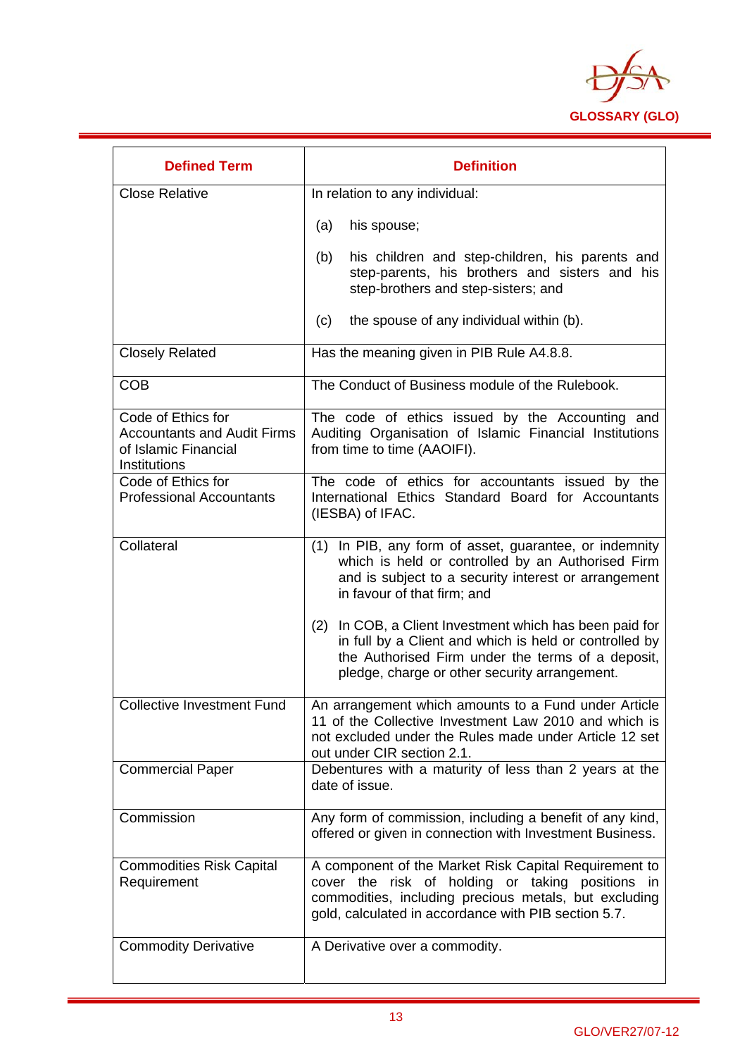| Defined Term | Definition |
|---|---|
| Close Relative | In relation to any individual:<br>(a) his spouse;<br>(b) his children and step-children, his parents and step-parents, his brothers and sisters and his step-brothers and step-sisters; and<br>(c) the spouse of any individual within (b). |
| Closely Related | Has the meaning given in PIB Rule A4.8.8. |
| COB | The Conduct of Business module of the Rulebook. |
| Code of Ethics for Accountants and Audit Firms of Islamic Financial Institutions | The code of ethics issued by the Accounting and Auditing Organisation of Islamic Financial Institutions from time to time (AAOIFI). |
| Code of Ethics for Professional Accountants | The code of ethics for accountants issued by the International Ethics Standard Board for Accountants (IESBA) of IFAC. |
| Collateral | (1) In PIB, any form of asset, guarantee, or indemnity which is held or controlled by an Authorised Firm and is subject to a security interest or arrangement in favour of that firm; and<br>(2) In COB, a Client Investment which has been paid for in full by a Client and which is held or controlled by the Authorised Firm under the terms of a deposit, pledge, charge or other security arrangement. |
| Collective Investment Fund | An arrangement which amounts to a Fund under Article 11 of the Collective Investment Law 2010 and which is not excluded under the Rules made under Article 12 set out under CIR section 2.1. |
| Commercial Paper | Debentures with a maturity of less than 2 years at the date of issue. |
| Commission | Any form of commission, including a benefit of any kind, offered or given in connection with Investment Business. |
| Commodities Risk Capital Requirement | A component of the Market Risk Capital Requirement to cover the risk of holding or taking positions in commodities, including precious metals, but excluding gold, calculated in accordance with PIB section 5.7. |
| Commodity Derivative | A Derivative over a commodity. |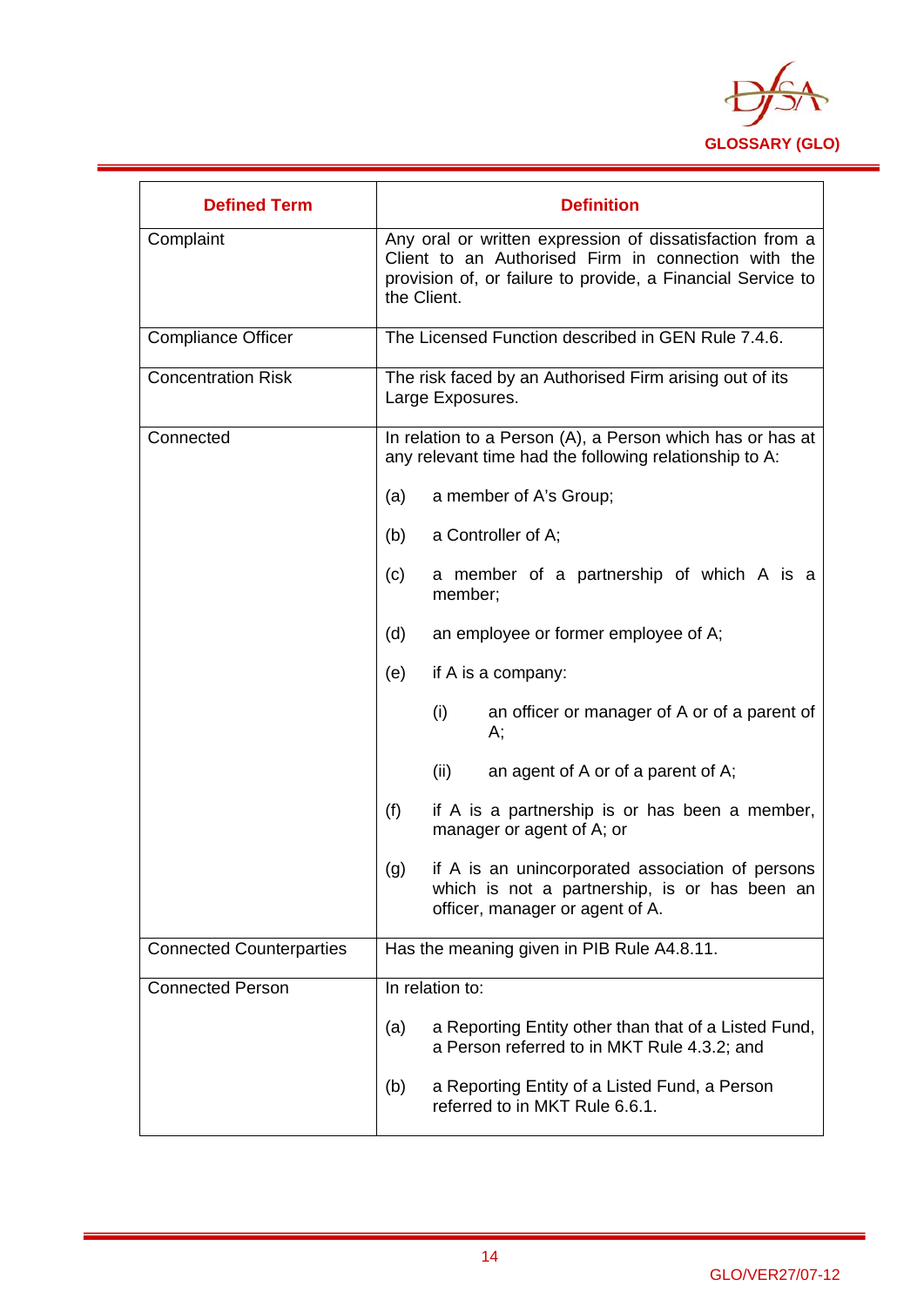| Defined Term | Definition |
|---|---|
| Complaint | Any oral or written expression of dissatisfaction from a Client to an Authorised Firm in connection with the provision of, or failure to provide, a Financial Service to the Client. |
| Compliance Officer | The Licensed Function described in GEN Rule 7.4.6. |
| Concentration Risk | The risk faced by an Authorised Firm arising out of its Large Exposures. |
| Connected | In relation to a Person (A), a Person which has or has at any relevant time had the following relationship to A:<br><br>(a) a member of A's Group;<br><br>(b) a Controller of A;<br><br>(c) a member of a partnership of which A is a member;<br><br>(d) an employee or former employee of A;<br><br>(e) if A is a company:<br><br>(i) an officer or manager of A or of a parent of A;<br><br>(ii) an agent of A or of a parent of A;<br><br>(f) if A is a partnership is or has been a member, manager or agent of A; or<br><br>(g) if A is an unincorporated association of persons which is not a partnership, is or has been an officer, manager or agent of A. |
| Connected Counterparties | Has the meaning given in PIB Rule A4.8.11. |
| Connected Person | In relation to:<br><br>(a) a Reporting Entity other than that of a Listed Fund, a Person referred to in MKT Rule 4.3.2; and<br><br>(b) a Reporting Entity of a Listed Fund, a Person referred to in MKT Rule 6.6.1. |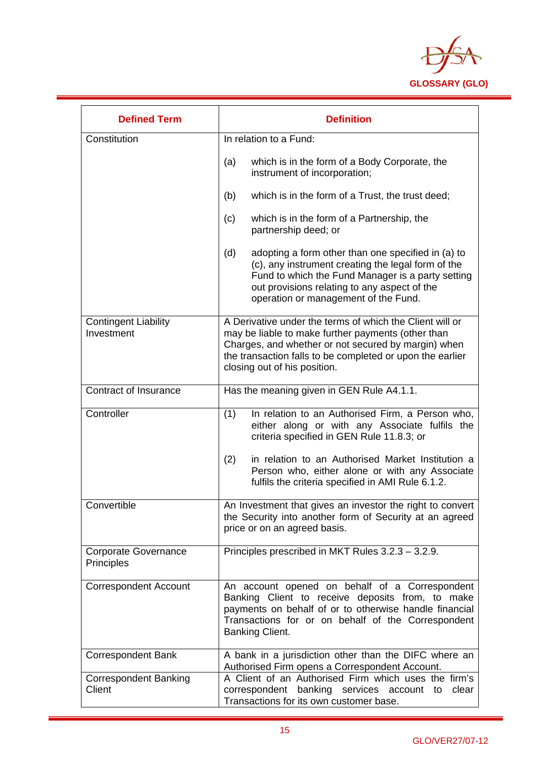| Defined Term | Definition |
|---|---|
| Constitution | In relation to a Fund:<br><br>(a) which is in the form of a Body Corporate, the instrument of incorporation;<br><br>(b) which is in the form of a Trust, the trust deed;<br><br>(c) which is in the form of a Partnership, the partnership deed; or<br><br>(d) adopting a form other than one specified in (a) to (c), any instrument creating the legal form of the Fund to which the Fund Manager is a party setting out provisions relating to any aspect of the operation or management of the Fund. |
| Contingent Liability Investment | A Derivative under the terms of which the Client will or may be liable to make further payments (other than Charges, and whether or not secured by margin) when the transaction falls to be completed or upon the earlier closing out of his position. |
| Contract of Insurance | Has the meaning given in GEN Rule A4.1.1. |
| Controller | (1) In relation to an Authorised Firm, a Person who, either along or with any Associate fulfils the criteria specified in GEN Rule 11.8.3; or<br><br>(2) in relation to an Authorised Market Institution a Person who, either alone or with any Associate fulfils the criteria specified in AMI Rule 6.1.2. |
| Convertible | An Investment that gives an investor the right to convert the Security into another form of Security at an agreed price or on an agreed basis. |
| Corporate Governance Principles | Principles prescribed in MKT Rules 3.2.3 – 3.2.9. |
| Correspondent Account | An account opened on behalf of a Correspondent Banking Client to receive deposits from, to make payments on behalf of or to otherwise handle financial Transactions for or on behalf of the Correspondent Banking Client. |
| Correspondent Bank | A bank in a jurisdiction other than the DIFC where an Authorised Firm opens a Correspondent Account. |
| Correspondent Banking Client | A Client of an Authorised Firm which uses the firm's correspondent banking services account to clear Transactions for its own customer base. |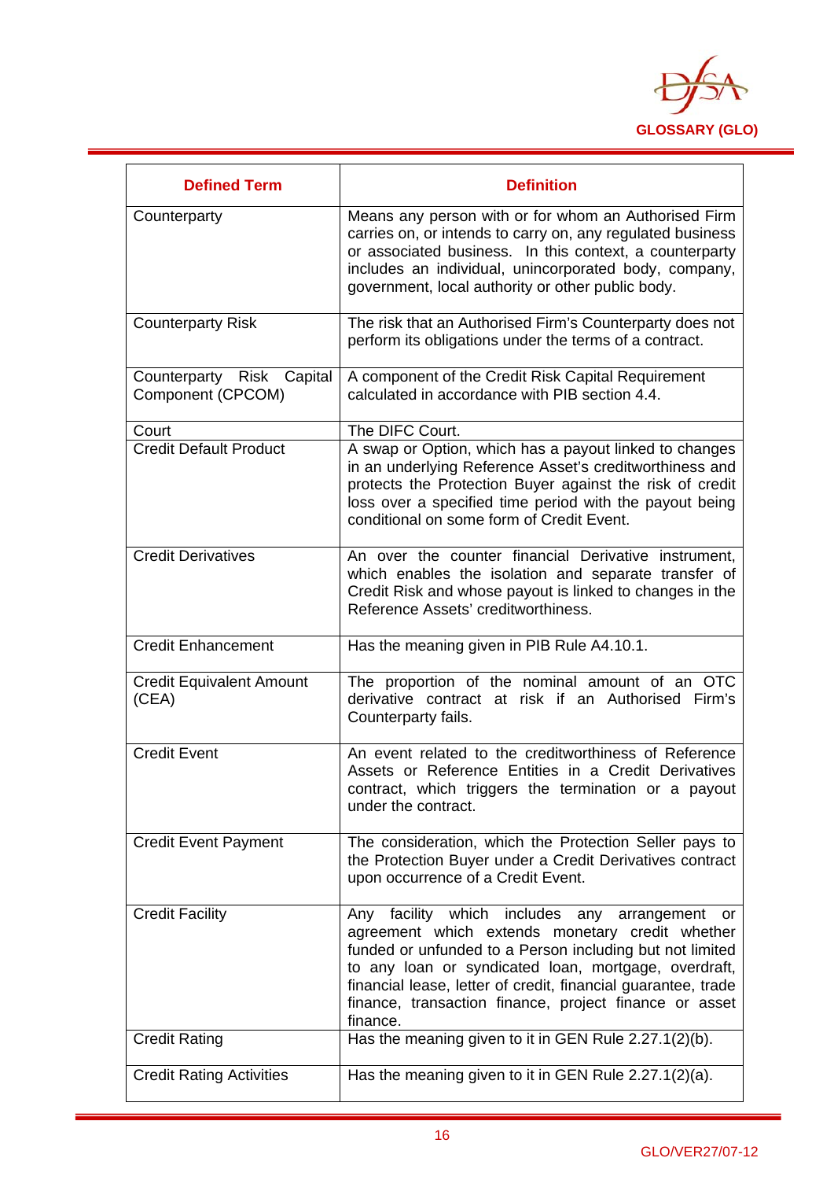| Defined Term | Definition |
|---|---|
| Counterparty | Means any person with or for whom an Authorised Firm carries on, or intends to carry on, any regulated business or associated business. In this context, a counterparty includes an individual, unincorporated body, company, government, local authority or other public body. |
| Counterparty Risk | The risk that an Authorised Firm's Counterparty does not perform its obligations under the terms of a contract. |
| Counterparty Risk Capital Component (CPCOM) | A component of the Credit Risk Capital Requirement calculated in accordance with PIB section 4.4. |
| Court | The DIFC Court. |
| Credit Default Product | A swap or Option, which has a payout linked to changes in an underlying Reference Asset's creditworthiness and protects the Protection Buyer against the risk of credit loss over a specified time period with the payout being conditional on some form of Credit Event. |
| Credit Derivatives | An over the counter financial Derivative instrument, which enables the isolation and separate transfer of Credit Risk and whose payout is linked to changes in the Reference Assets' creditworthiness. |
| Credit Enhancement | Has the meaning given in PIB Rule A4.10.1. |
| Credit Equivalent Amount (CEA) | The proportion of the nominal amount of an OTC derivative contract at risk if an Authorised Firm's Counterparty fails. |
| Credit Event | An event related to the creditworthiness of Reference Assets or Reference Entities in a Credit Derivatives contract, which triggers the termination or a payout under the contract. |
| Credit Event Payment | The consideration, which the Protection Seller pays to the Protection Buyer under a Credit Derivatives contract upon occurrence of a Credit Event. |
| Credit Facility | Any facility which includes any arrangement or agreement which extends monetary credit whether funded or unfunded to a Person including but not limited to any loan or syndicated loan, mortgage, overdraft, financial lease, letter of credit, financial guarantee, trade finance, transaction finance, project finance or asset finance. |
| Credit Rating | Has the meaning given to it in GEN Rule 2.27.1(2)(b). |
| Credit Rating Activities | Has the meaning given to it in GEN Rule 2.27.1(2)(a). |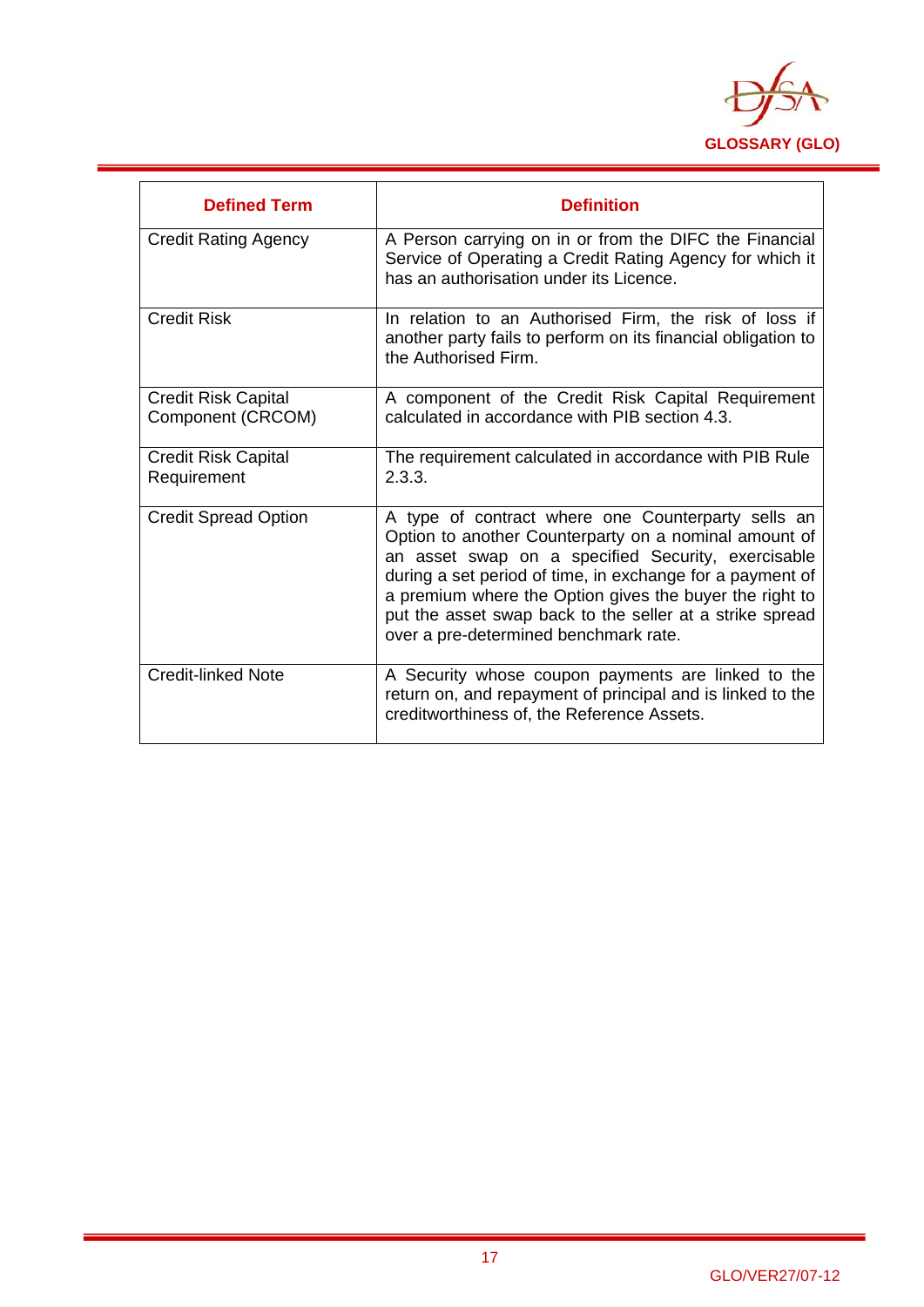| Defined Term | Definition |
|---|---|
| Credit Rating Agency | A Person carrying on in or from the DIFC the Financial Service of Operating a Credit Rating Agency for which it has an authorisation under its Licence. |
| Credit Risk | In relation to an Authorised Firm, the risk of loss if another party fails to perform on its financial obligation to the Authorised Firm. |
| Credit Risk Capital Component (CRCOM) | A component of the Credit Risk Capital Requirement calculated in accordance with PIB section 4.3. |
| Credit Risk Capital Requirement | The requirement calculated in accordance with PIB Rule 2.3.3. |
| Credit Spread Option | A type of contract where one Counterparty sells an Option to another Counterparty on a nominal amount of an asset swap on a specified Security, exercisable during a set period of time, in exchange for a payment of a premium where the Option gives the buyer the right to put the asset swap back to the seller at a strike spread over a pre-determined benchmark rate. |
| Credit-linked Note | A Security whose coupon payments are linked to the return on, and repayment of principal and is linked to the creditworthiness of, the Reference Assets. |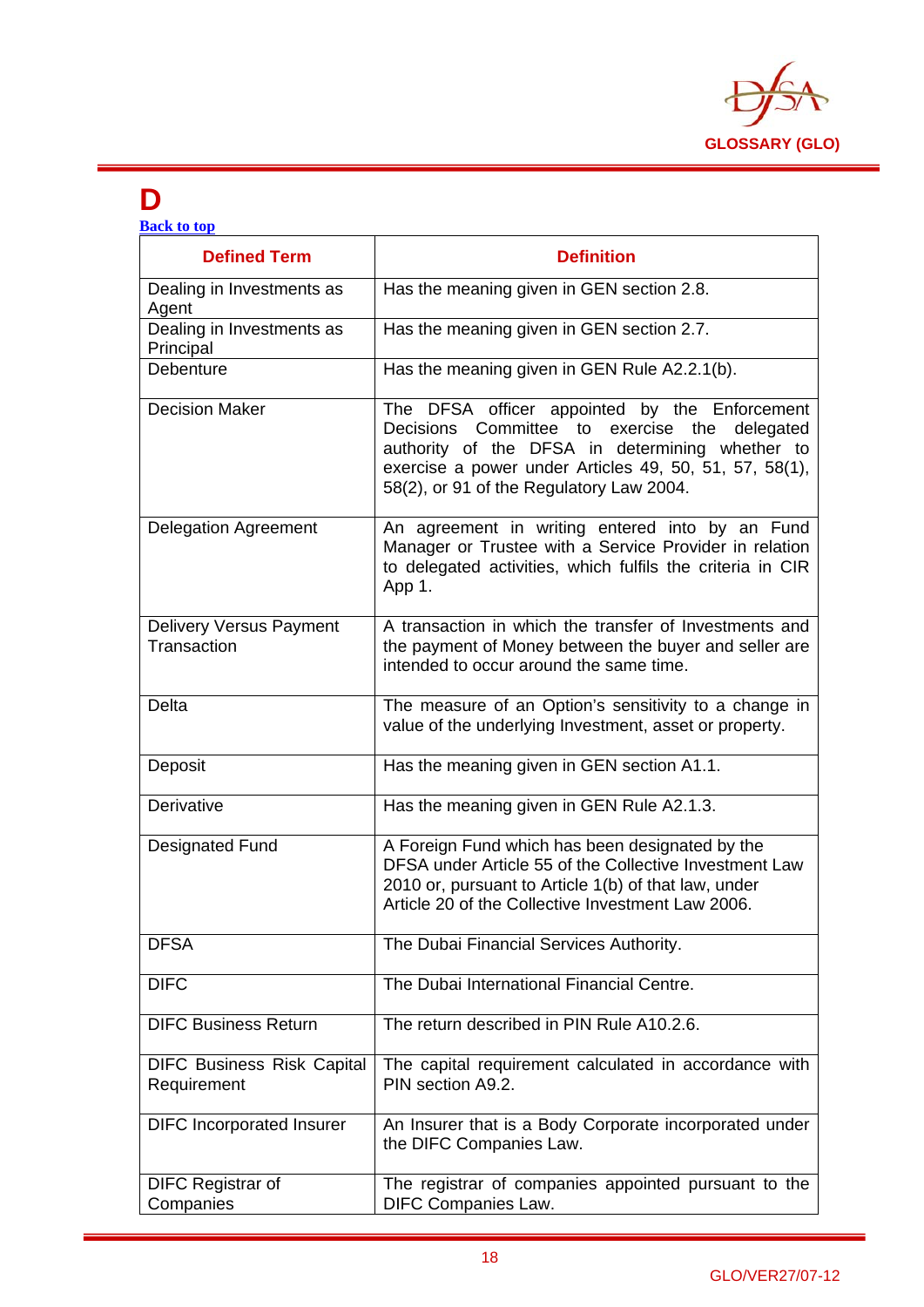# D

Back to top

| Defined Term | Definition |
|---|---|
| Dealing in Investments as Agent | Has the meaning given in GEN section 2.8. |
| Dealing in Investments as Principal | Has the meaning given in GEN section 2.7. |
| Debenture | Has the meaning given in GEN Rule A2.2.1(b). |
| Decision Maker | The DFSA officer appointed by the Enforcement Decisions Committee to exercise the delegated authority of the DFSA in determining whether to exercise a power under Articles 49, 50, 51, 57, 58(1), 58(2), or 91 of the Regulatory Law 2004. |
| Delegation Agreement | An agreement in writing entered into by an Fund Manager or Trustee with a Service Provider in relation to delegated activities, which fulfils the criteria in CIR App 1. |
| Delivery Versus Payment Transaction | A transaction in which the transfer of Investments and the payment of Money between the buyer and seller are intended to occur around the same time. |
| Delta | The measure of an Option's sensitivity to a change in value of the underlying Investment, asset or property. |
| Deposit | Has the meaning given in GEN section A1.1. |
| Derivative | Has the meaning given in GEN Rule A2.1.3. |
| Designated Fund | A Foreign Fund which has been designated by the DFSA under Article 55 of the Collective Investment Law 2010 or, pursuant to Article 1(b) of that law, under Article 20 of the Collective Investment Law 2006. |
| DFSA | The Dubai Financial Services Authority. |
| DIFC | The Dubai International Financial Centre. |
| DIFC Business Return | The return described in PIN Rule A10.2.6. |
| DIFC Business Risk Capital Requirement | The capital requirement calculated in accordance with PIN section A9.2. |
| DIFC Incorporated Insurer | An Insurer that is a Body Corporate incorporated under the DIFC Companies Law. |
| DIFC Registrar of Companies | The registrar of companies appointed pursuant to the DIFC Companies Law. |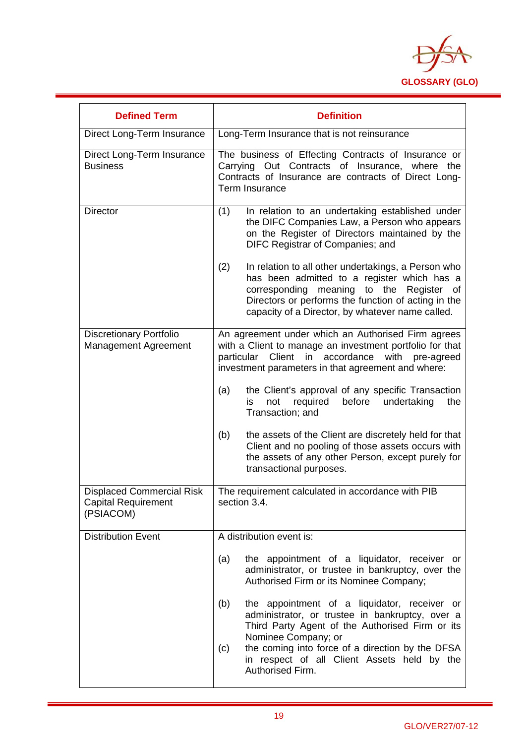| Defined Term | Definition |
|---|---|
| Direct Long-Term Insurance | Long-Term Insurance that is not reinsurance |
| Direct Long-Term Insurance Business | The business of Effecting Contracts of Insurance or Carrying Out Contracts of Insurance, where the Contracts of Insurance are contracts of Direct Long-Term Insurance |
| Director | (1) In relation to an undertaking established under the DIFC Companies Law, a Person who appears on the Register of Directors maintained by the DIFC Registrar of Companies; and<br><br>(2) In relation to all other undertakings, a Person who has been admitted to a register which has a corresponding meaning to the Register of Directors or performs the function of acting in the capacity of a Director, by whatever name called. |
| Discretionary Portfolio Management Agreement | An agreement under which an Authorised Firm agrees with a Client to manage an investment portfolio for that particular Client in accordance with pre-agreed investment parameters in that agreement and where:<br><br>(a) the Client's approval of any specific Transaction is not required before undertaking the Transaction; and<br><br>(b) the assets of the Client are discretely held for that Client and no pooling of those assets occurs with the assets of any other Person, except purely for transactional purposes. |
| Displaced Commercial Risk Capital Requirement (PSIACOM) | The requirement calculated in accordance with PIB section 3.4. |
| Distribution Event | A distribution event is:<br><br>(a) the appointment of a liquidator, receiver or administrator, or trustee in bankruptcy, over the Authorised Firm or its Nominee Company;<br><br>(b) the appointment of a liquidator, receiver or administrator, or trustee in bankruptcy, over a Third Party Agent of the Authorised Firm or its Nominee Company; or<br><br>(c) the coming into force of a direction by the DFSA in respect of all Client Assets held by the Authorised Firm. |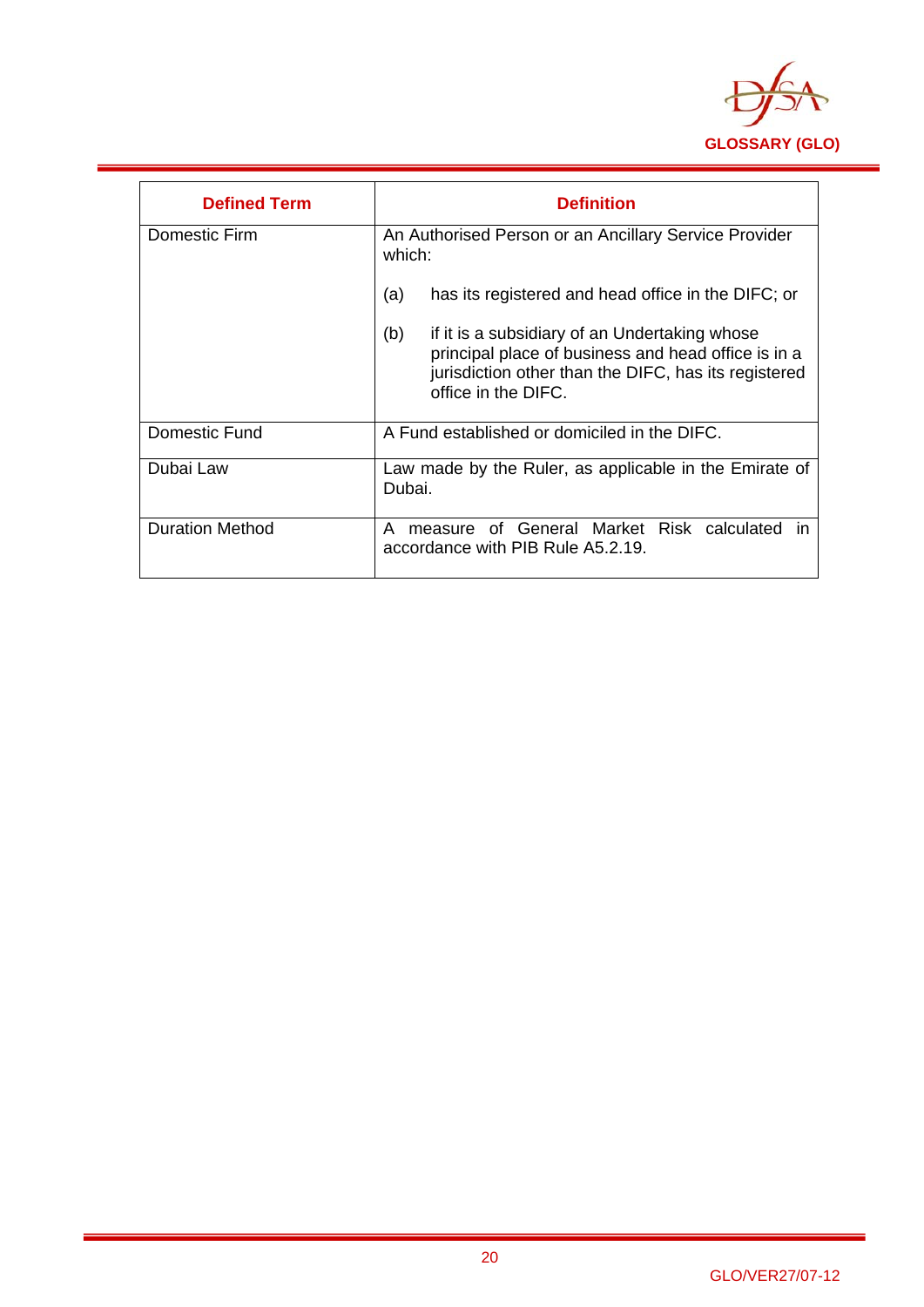| Defined Term | Definition |
|---|---|
| Domestic Firm | An Authorised Person or an Ancillary Service Provider which:<br><br>(a) has its registered and head office in the DIFC; or<br><br>(b) if it is a subsidiary of an Undertaking whose principal place of business and head office is in a jurisdiction other than the DIFC, has its registered office in the DIFC. |
| Domestic Fund | A Fund established or domiciled in the DIFC. |
| Dubai Law | Law made by the Ruler, as applicable in the Emirate of Dubai. |
| Duration Method | A measure of General Market Risk calculated in accordance with PIB Rule A5.2.19. |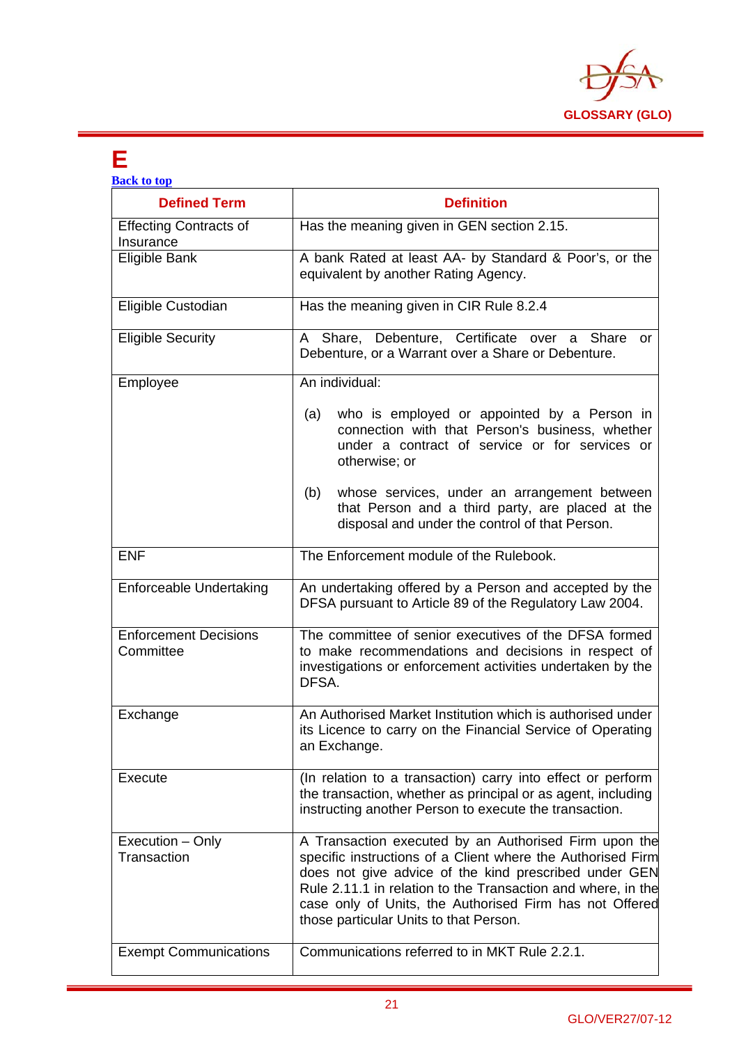# E

[Back to top]

| Defined Term | Definition |
|---|---|
| Effecting Contracts of Insurance | Has the meaning given in GEN section 2.15. |
| Eligible Bank | A bank Rated at least AA- by Standard & Poor's, or the equivalent by another Rating Agency. |
| Eligible Custodian | Has the meaning given in CIR Rule 8.2.4 |
| Eligible Security | A Share, Debenture, Certificate over a Share or Debenture, or a Warrant over a Share or Debenture. |
| Employee | An individual: (a) who is employed or appointed by a Person in connection with that Person's business, whether under a contract of service or for services or otherwise; or (b) whose services, under an arrangement between that Person and a third party, are placed at the disposal and under the control of that Person. |
| ENF | The Enforcement module of the Rulebook. |
| Enforceable Undertaking | An undertaking offered by a Person and accepted by the DFSA pursuant to Article 89 of the Regulatory Law 2004. |
| Enforcement Decisions Committee | The committee of senior executives of the DFSA formed to make recommendations and decisions in respect of investigations or enforcement activities undertaken by the DFSA. |
| Exchange | An Authorised Market Institution which is authorised under its Licence to carry on the Financial Service of Operating an Exchange. |
| Execute | (In relation to a transaction) carry into effect or perform the transaction, whether as principal or as agent, including instructing another Person to execute the transaction. |
| Execution – Only Transaction | A Transaction executed by an Authorised Firm upon the specific instructions of a Client where the Authorised Firm does not give advice of the kind prescribed under GEN Rule 2.11.1 in relation to the Transaction and where, in the case only of Units, the Authorised Firm has not Offered those particular Units to that Person. |
| Exempt Communications | Communications referred to in MKT Rule 2.2.1. |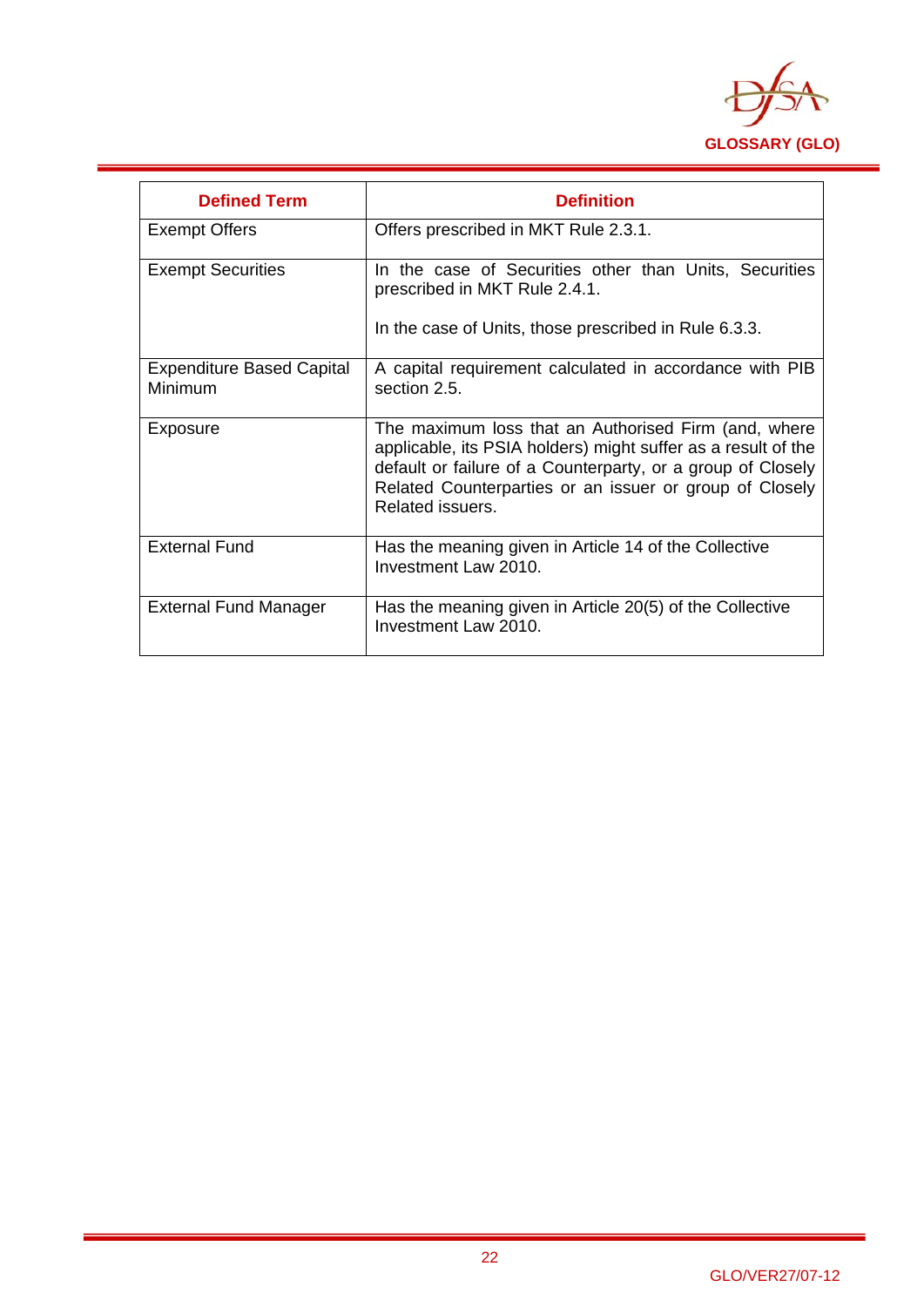| Defined Term | Definition |
|---|---|
| Exempt Offers | Offers prescribed in MKT Rule 2.3.1. |
| Exempt Securities | In the case of Securities other than Units, Securities prescribed in MKT Rule 2.4.1.<br><br>In the case of Units, those prescribed in Rule 6.3.3. |
| Expenditure Based Capital Minimum | A capital requirement calculated in accordance with PIB section 2.5. |
| Exposure | The maximum loss that an Authorised Firm (and, where applicable, its PSIA holders) might suffer as a result of the default or failure of a Counterparty, or a group of Closely Related Counterparties or an issuer or group of Closely Related issuers. |
| External Fund | Has the meaning given in Article 14 of the Collective Investment Law 2010. |
| External Fund Manager | Has the meaning given in Article 20(5) of the Collective Investment Law 2010. |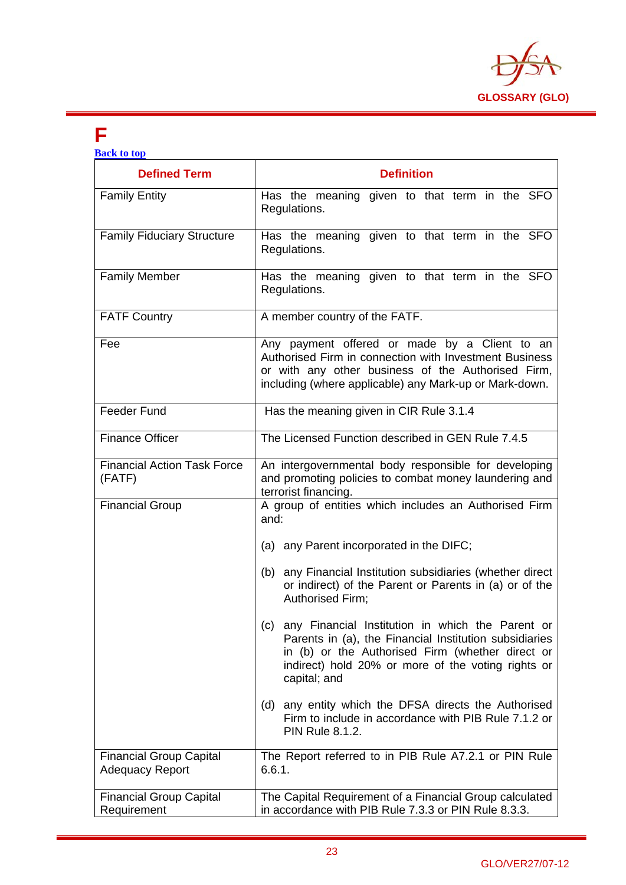# F

[Back to top]

| Defined Term | Definition |
|---|---|
| Family Entity | Has the meaning given to that term in the SFO Regulations. |
| Family Fiduciary Structure | Has the meaning given to that term in the SFO Regulations. |
| Family Member | Has the meaning given to that term in the SFO Regulations. |
| FATF Country | A member country of the FATF. |
| Fee | Any payment offered or made by a Client to an Authorised Firm in connection with Investment Business or with any other business of the Authorised Firm, including (where applicable) any Mark-up or Mark-down. |
| Feeder Fund | Has the meaning given in CIR Rule 3.1.4 |
| Finance Officer | The Licensed Function described in GEN Rule 7.4.5 |
| Financial Action Task Force (FATF) | An intergovernmental body responsible for developing and promoting policies to combat money laundering and terrorist financing. |
| Financial Group | A group of entities which includes an Authorised Firm and:<br><br>(a) any Parent incorporated in the DIFC;<br><br>(b) any Financial Institution subsidiaries (whether direct or indirect) of the Parent or Parents in (a) or of the Authorised Firm;<br><br>(c) any Financial Institution in which the Parent or Parents in (a), the Financial Institution subsidiaries in (b) or the Authorised Firm (whether direct or indirect) hold 20% or more of the voting rights or capital; and<br><br>(d) any entity which the DFSA directs the Authorised Firm to include in accordance with PIB Rule 7.1.2 or PIN Rule 8.1.2. |
| Financial Group Capital Adequacy Report | The Report referred to in PIB Rule A7.2.1 or PIN Rule 6.6.1. |
| Financial Group Capital Requirement | The Capital Requirement of a Financial Group calculated in accordance with PIB Rule 7.3.3 or PIN Rule 8.3.3. |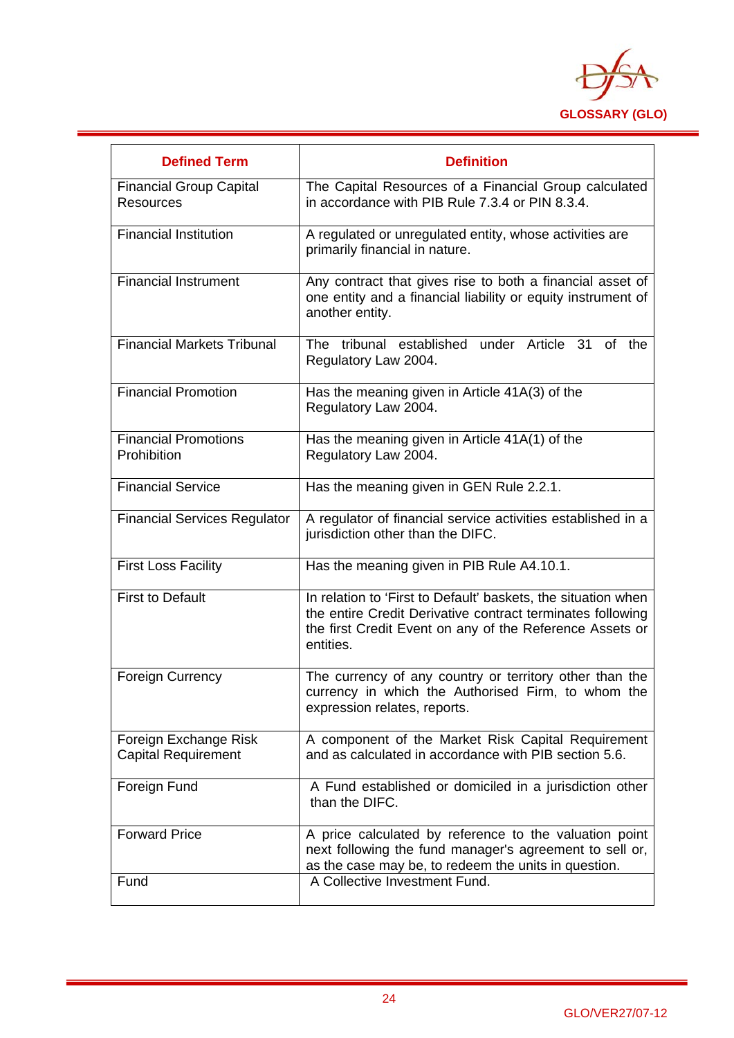| Defined Term | Definition |
|---|---|
| Financial Group Capital Resources | The Capital Resources of a Financial Group calculated in accordance with PIB Rule 7.3.4 or PIN 8.3.4. |
| Financial Institution | A regulated or unregulated entity, whose activities are primarily financial in nature. |
| Financial Instrument | Any contract that gives rise to both a financial asset of one entity and a financial liability or equity instrument of another entity. |
| Financial Markets Tribunal | The tribunal established under Article 31 of the Regulatory Law 2004. |
| Financial Promotion | Has the meaning given in Article 41A(3) of the Regulatory Law 2004. |
| Financial Promotions Prohibition | Has the meaning given in Article 41A(1) of the Regulatory Law 2004. |
| Financial Service | Has the meaning given in GEN Rule 2.2.1. |
| Financial Services Regulator | A regulator of financial service activities established in a jurisdiction other than the DIFC. |
| First Loss Facility | Has the meaning given in PIB Rule A4.10.1. |
| First to Default | In relation to 'First to Default' baskets, the situation when the entire Credit Derivative contract terminates following the first Credit Event on any of the Reference Assets or entities. |
| Foreign Currency | The currency of any country or territory other than the currency in which the Authorised Firm, to whom the expression relates, reports. |
| Foreign Exchange Risk Capital Requirement | A component of the Market Risk Capital Requirement and as calculated in accordance with PIB section 5.6. |
| Foreign Fund | A Fund established or domiciled in a jurisdiction other than the DIFC. |
| Forward Price | A price calculated by reference to the valuation point next following the fund manager's agreement to sell or, as the case may be, to redeem the units in question. |
| Fund | A Collective Investment Fund. |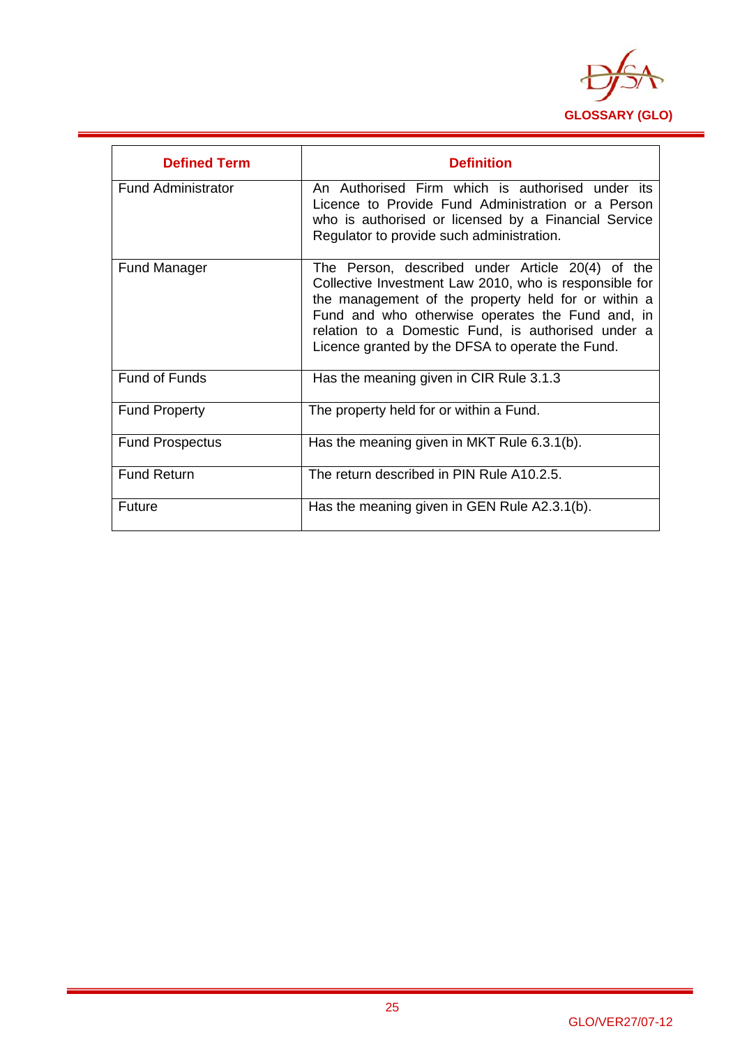| Defined Term | Definition |
|---|---|
| Fund Administrator | An Authorised Firm which is authorised under its Licence to Provide Fund Administration or a Person who is authorised or licensed by a Financial Service Regulator to provide such administration. |
| Fund Manager | The Person, described under Article 20(4) of the Collective Investment Law 2010, who is responsible for the management of the property held for or within a Fund and who otherwise operates the Fund and, in relation to a Domestic Fund, is authorised under a Licence granted by the DFSA to operate the Fund. |
| Fund of Funds | Has the meaning given in CIR Rule 3.1.3 |
| Fund Property | The property held for or within a Fund. |
| Fund Prospectus | Has the meaning given in MKT Rule 6.3.1(b). |
| Fund Return | The return described in PIN Rule A10.2.5. |
| Future | Has the meaning given in GEN Rule A2.3.1(b). |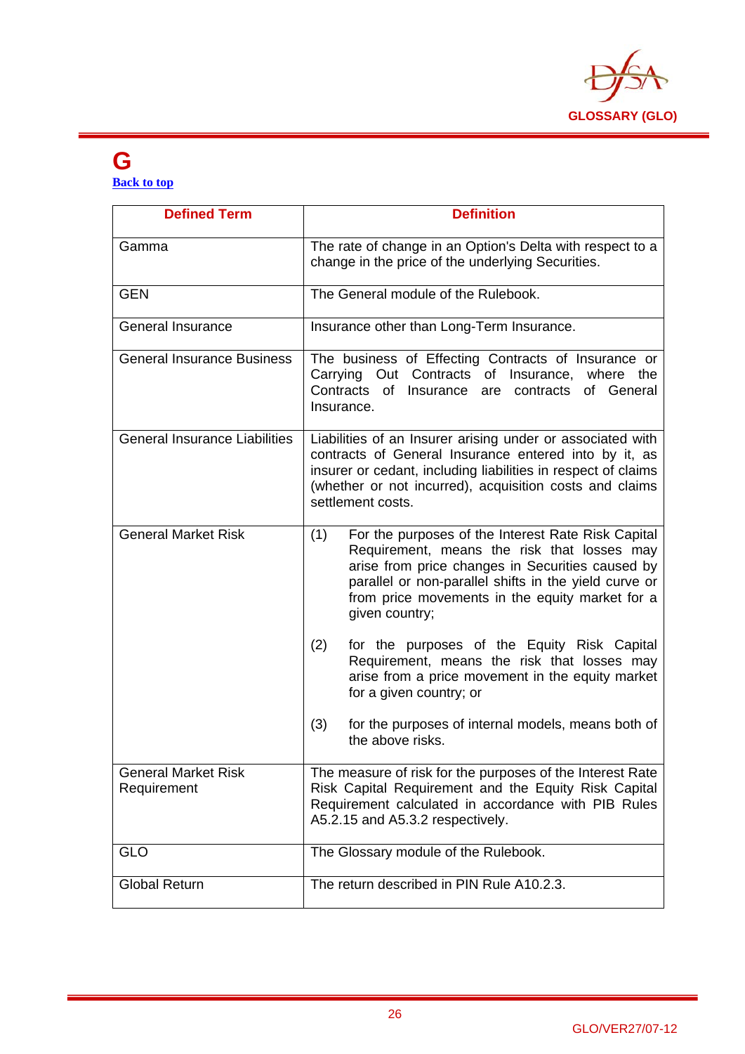# G

[Back to top]

| Defined Term | Definition |
|---|---|
| Gamma | The rate of change in an Option's Delta with respect to a change in the price of the underlying Securities. |
| GEN | The General module of the Rulebook. |
| General Insurance | Insurance other than Long-Term Insurance. |
| General Insurance Business | The business of Effecting Contracts of Insurance or Carrying Out Contracts of Insurance, where the Contracts of Insurance are contracts of General Insurance. |
| General Insurance Liabilities | Liabilities of an Insurer arising under or associated with contracts of General Insurance entered into by it, as insurer or cedant, including liabilities in respect of claims (whether or not incurred), acquisition costs and claims settlement costs. |
| General Market Risk | (1) For the purposes of the Interest Rate Risk Capital Requirement, means the risk that losses may arise from price changes in Securities caused by parallel or non-parallel shifts in the yield curve or from price movements in the equity market for a given country; <br><br> (2) for the purposes of the Equity Risk Capital Requirement, means the risk that losses may arise from a price movement in the equity market for a given country; or <br><br> (3) for the purposes of internal models, means both of the above risks. |
| General Market Risk Requirement | The measure of risk for the purposes of the Interest Rate Risk Capital Requirement and the Equity Risk Capital Requirement calculated in accordance with PIB Rules A5.2.15 and A5.3.2 respectively. |
| GLO | The Glossary module of the Rulebook. |
| Global Return | The return described in PIN Rule A10.2.3. |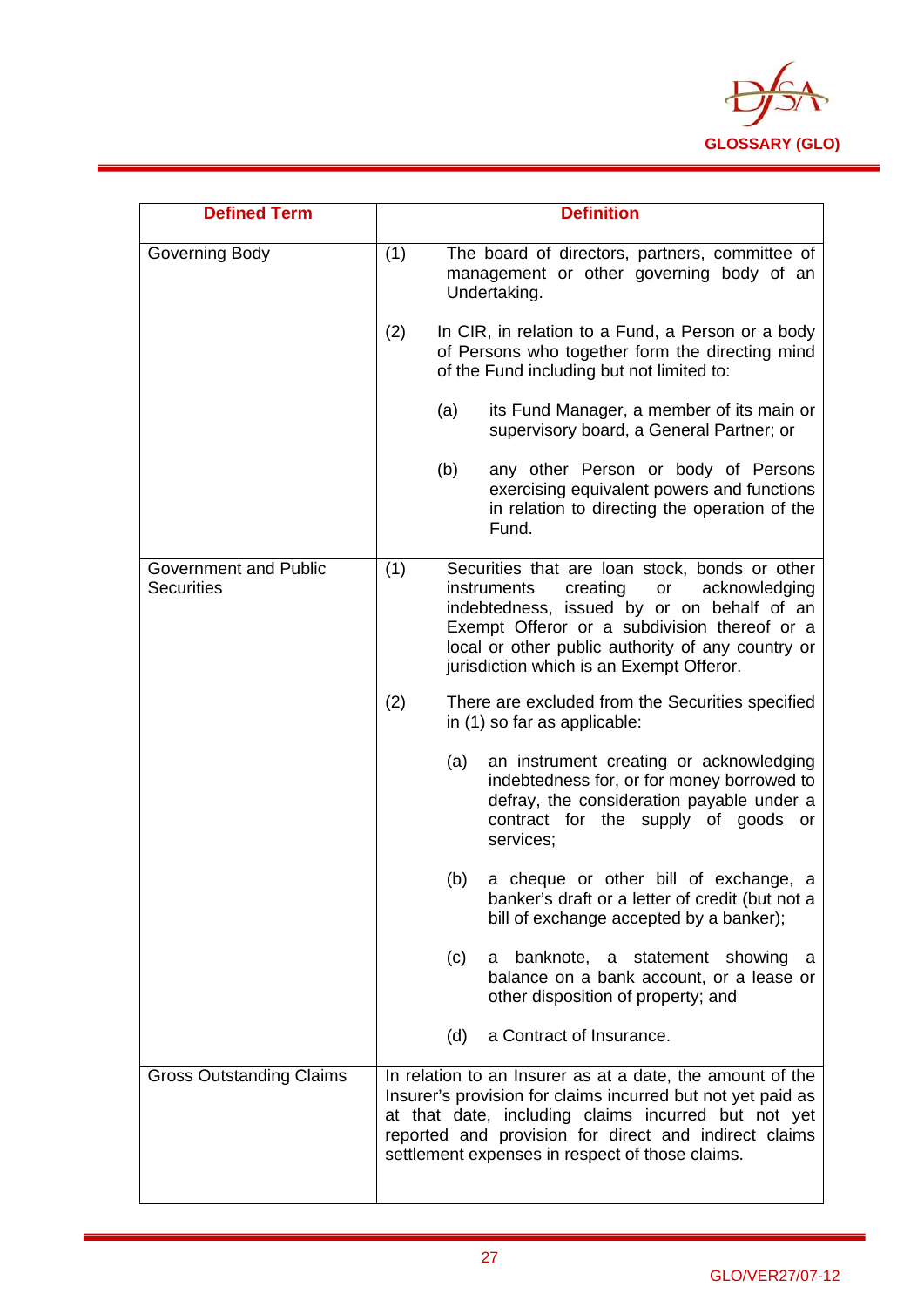| Defined Term | Definition |
|---|---|
| Governing Body | (1) The board of directors, partners, committee of management or other governing body of an Undertaking.<br><br>(2) In CIR, in relation to a Fund, a Person or a body of Persons who together form the directing mind of the Fund including but not limited to:<br><br>(a) its Fund Manager, a member of its main or supervisory board, a General Partner; or<br><br>(b) any other Person or body of Persons exercising equivalent powers and functions in relation to directing the operation of the Fund. |
| Government and Public Securities | (1) Securities that are loan stock, bonds or other instruments creating or acknowledging indebtedness, issued by or on behalf of an Exempt Offeror or a subdivision thereof or a local or other public authority of any country or jurisdiction which is an Exempt Offeror.<br><br>(2) There are excluded from the Securities specified in (1) so far as applicable:<br><br>(a) an instrument creating or acknowledging indebtedness for, or for money borrowed to defray, the consideration payable under a contract for the supply of goods or services;<br><br>(b) a cheque or other bill of exchange, a banker's draft or a letter of credit (but not a bill of exchange accepted by a banker);<br><br>(c) a banknote, a statement showing a balance on a bank account, or a lease or other disposition of property; and<br><br>(d) a Contract of Insurance. |
| Gross Outstanding Claims | In relation to an Insurer as at a date, the amount of the Insurer's provision for claims incurred but not yet paid as at that date, including claims incurred but not yet reported and provision for direct and indirect claims settlement expenses in respect of those claims. |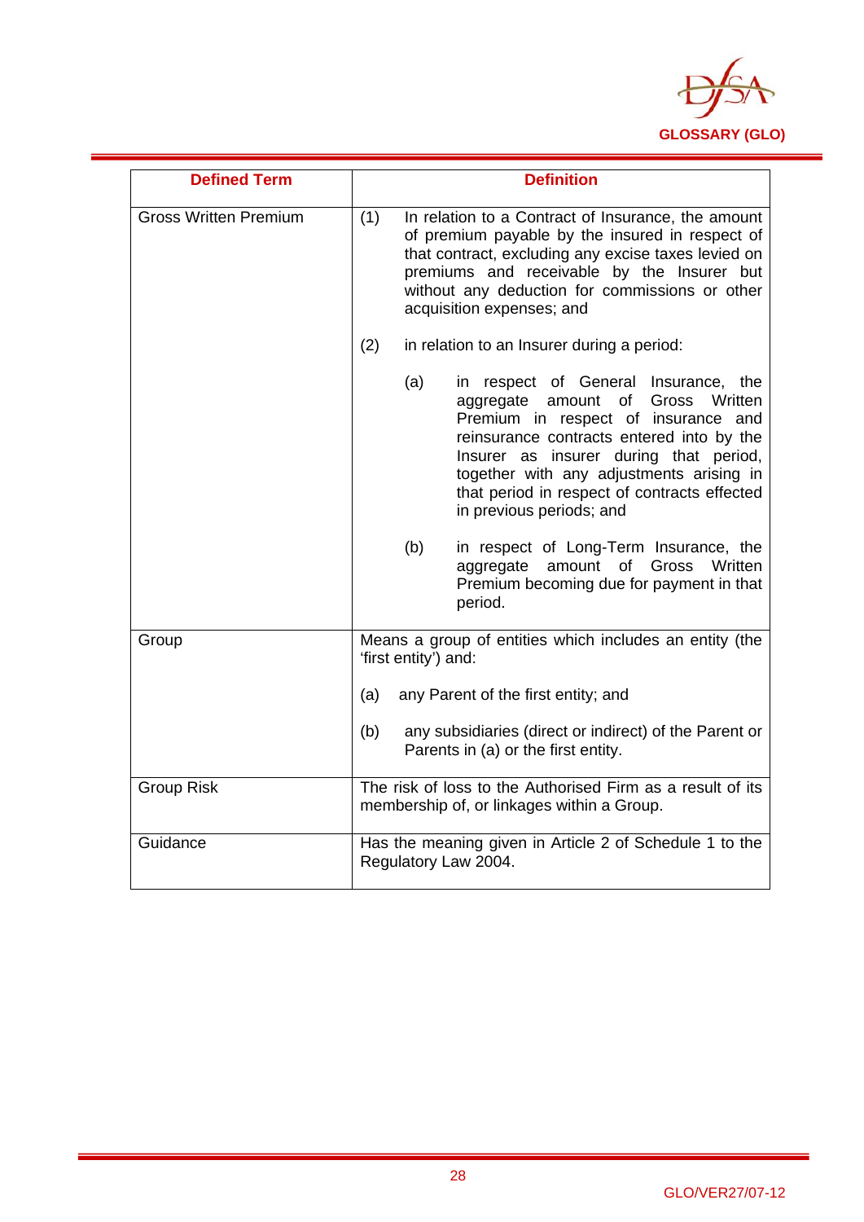| Defined Term | Definition |
|---|---|
| Gross Written Premium | (1) In relation to a Contract of Insurance, the amount of premium payable by the insured in respect of that contract, excluding any excise taxes levied on premiums and receivable by the Insurer but without any deduction for commissions or other acquisition expenses; and<br><br>(2) in relation to an Insurer during a period:<br><br>(a) in respect of General Insurance, the aggregate amount of Gross Written Premium in respect of insurance and reinsurance contracts entered into by the Insurer as insurer during that period, together with any adjustments arising in that period in respect of contracts effected in previous periods; and<br><br>(b) in respect of Long-Term Insurance, the aggregate amount of Gross Written Premium becoming due for payment in that period. |
| Group | Means a group of entities which includes an entity (the 'first entity') and:<br><br>(a) any Parent of the first entity; and<br><br>(b) any subsidiaries (direct or indirect) of the Parent or Parents in (a) or the first entity. |
| Group Risk | The risk of loss to the Authorised Firm as a result of its membership of, or linkages within a Group. |
| Guidance | Has the meaning given in Article 2 of Schedule 1 to the Regulatory Law 2004. |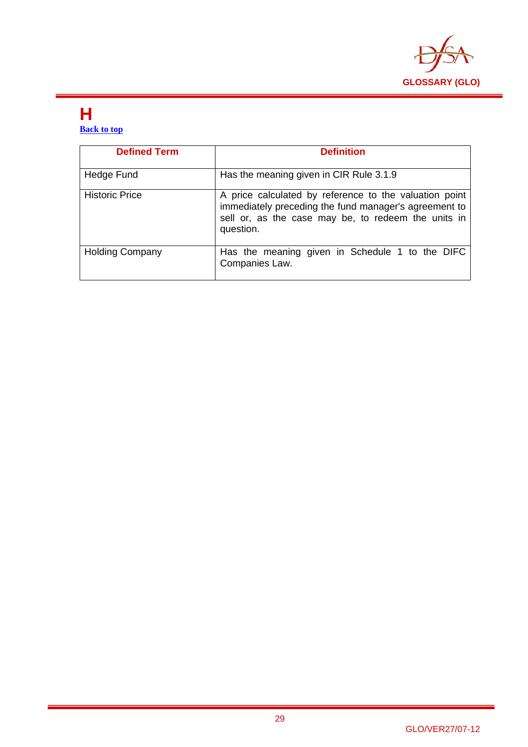# H

[Back to top](#)

| Defined Term | Definition |
|---|---|
| Hedge Fund | Has the meaning given in CIR Rule 3.1.9 |
| Historic Price | A price calculated by reference to the valuation point immediately preceding the fund manager's agreement to sell or, as the case may be, to redeem the units in question. |
| Holding Company | Has the meaning given in Schedule 1 to the DIFC Companies Law. |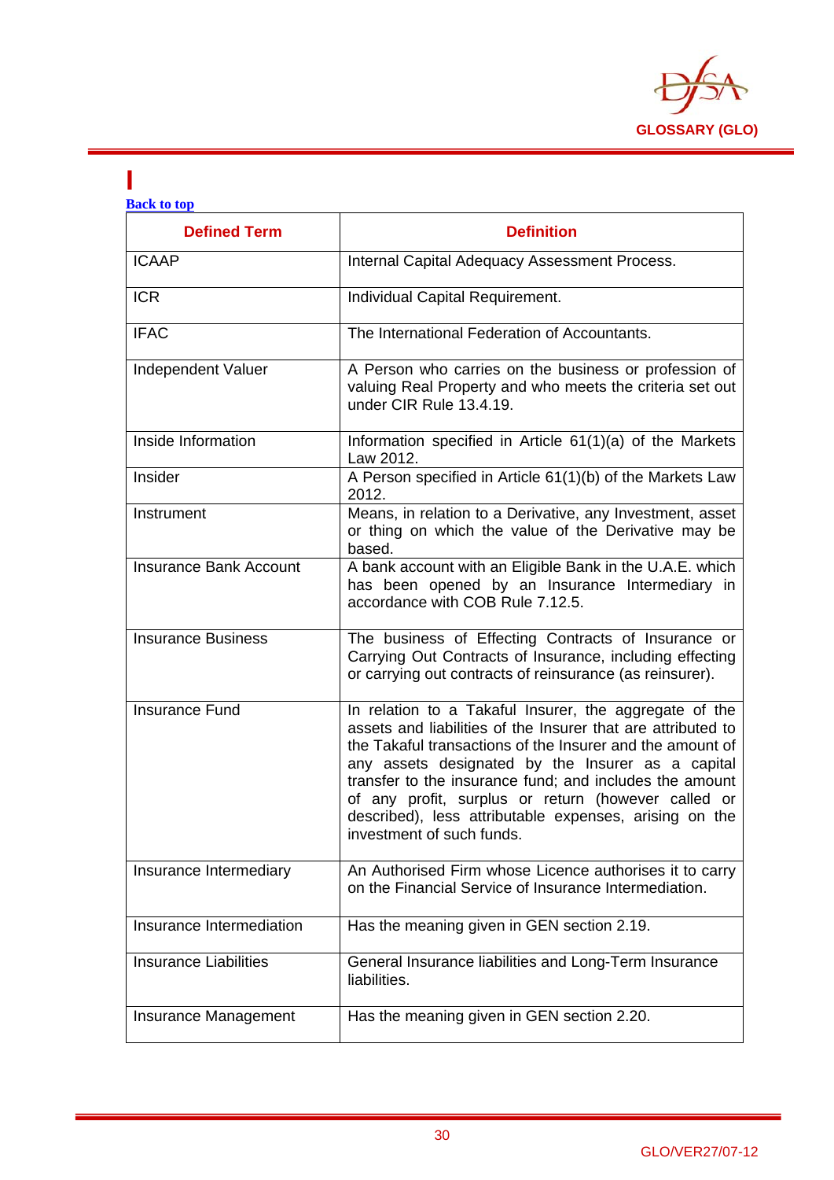# I

[Back to top]

| Defined Term | Definition |
|---|---|
| ICAAP | Internal Capital Adequacy Assessment Process. |
| ICR | Individual Capital Requirement. |
| IFAC | The International Federation of Accountants. |
| Independent Valuer | A Person who carries on the business or profession of valuing Real Property and who meets the criteria set out under CIR Rule 13.4.19. |
| Inside Information | Information specified in Article 61(1)(a) of the Markets Law 2012. |
| Insider | A Person specified in Article 61(1)(b) of the Markets Law 2012. |
| Instrument | Means, in relation to a Derivative, any Investment, asset or thing on which the value of the Derivative may be based. |
| Insurance Bank Account | A bank account with an Eligible Bank in the U.A.E. which has been opened by an Insurance Intermediary in accordance with COB Rule 7.12.5. |
| Insurance Business | The business of Effecting Contracts of Insurance or Carrying Out Contracts of Insurance, including effecting or carrying out contracts of reinsurance (as reinsurer). |
| Insurance Fund | In relation to a Takaful Insurer, the aggregate of the assets and liabilities of the Insurer that are attributed to the Takaful transactions of the Insurer and the amount of any assets designated by the Insurer as a capital transfer to the insurance fund; and includes the amount of any profit, surplus or return (however called or described), less attributable expenses, arising on the investment of such funds. |
| Insurance Intermediary | An Authorised Firm whose Licence authorises it to carry on the Financial Service of Insurance Intermediation. |
| Insurance Intermediation | Has the meaning given in GEN section 2.19. |
| Insurance Liabilities | General Insurance liabilities and Long-Term Insurance liabilities. |
| Insurance Management | Has the meaning given in GEN section 2.20. |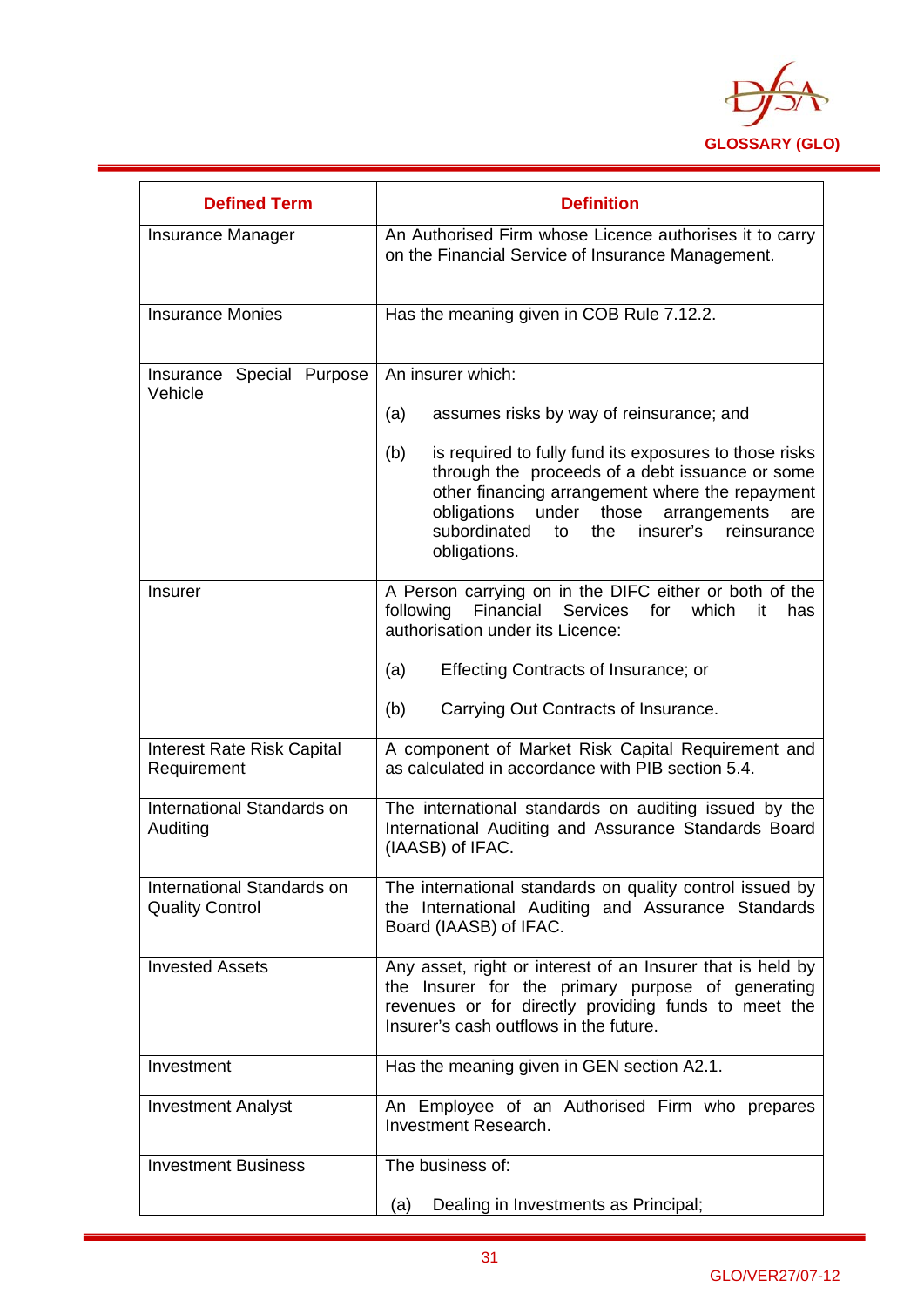| Defined Term | Definition |
|---|---|
| Insurance Manager | An Authorised Firm whose Licence authorises it to carry on the Financial Service of Insurance Management. |
| Insurance Monies | Has the meaning given in COB Rule 7.12.2. |
| Insurance Special Purpose Vehicle | An insurer which:<br><br>(a) assumes risks by way of reinsurance; and<br><br>(b) is required to fully fund its exposures to those risks through the proceeds of a debt issuance or some other financing arrangement where the repayment obligations under those arrangements are subordinated to the insurer's reinsurance obligations. |
| Insurer | A Person carrying on in the DIFC either or both of the following Financial Services for which it has authorisation under its Licence:<br><br>(a) Effecting Contracts of Insurance; or<br><br>(b) Carrying Out Contracts of Insurance. |
| Interest Rate Risk Capital Requirement | A component of Market Risk Capital Requirement and as calculated in accordance with PIB section 5.4. |
| International Standards on Auditing | The international standards on auditing issued by the International Auditing and Assurance Standards Board (IAASB) of IFAC. |
| International Standards on Quality Control | The international standards on quality control issued by the International Auditing and Assurance Standards Board (IAASB) of IFAC. |
| Invested Assets | Any asset, right or interest of an Insurer that is held by the Insurer for the primary purpose of generating revenues or for directly providing funds to meet the Insurer's cash outflows in the future. |
| Investment | Has the meaning given in GEN section A2.1. |
| Investment Analyst | An Employee of an Authorised Firm who prepares Investment Research. |
| Investment Business | The business of:<br><br>(a) Dealing in Investments as Principal; |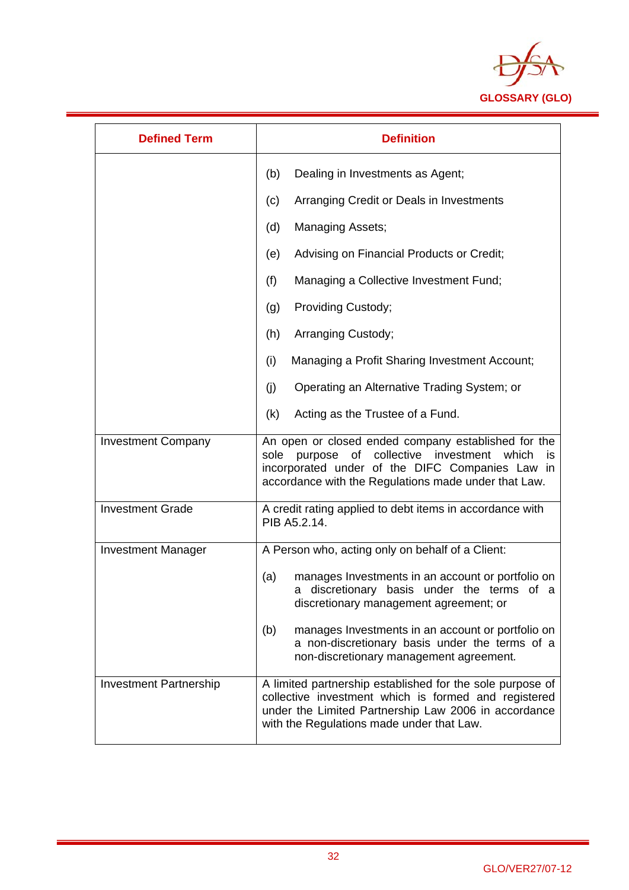| Defined Term | Definition |
|---|---|
| | (b) Dealing in Investments as Agent;<br>(c) Arranging Credit or Deals in Investments<br>(d) Managing Assets;<br>(e) Advising on Financial Products or Credit;<br>(f) Managing a Collective Investment Fund;<br>(g) Providing Custody;<br>(h) Arranging Custody;<br>(i) Managing a Profit Sharing Investment Account;<br>(j) Operating an Alternative Trading System; or<br>(k) Acting as the Trustee of a Fund. |
| Investment Company | An open or closed ended company established for the sole purpose of collective investment which is incorporated under of the DIFC Companies Law in accordance with the Regulations made under that Law. |
| Investment Grade | A credit rating applied to debt items in accordance with PIB A5.2.14. |
| Investment Manager | A Person who, acting only on behalf of a Client:<br>(a) manages Investments in an account or portfolio on a discretionary basis under the terms of a discretionary management agreement; or<br>(b) manages Investments in an account or portfolio on a non-discretionary basis under the terms of a non-discretionary management agreement. |
| Investment Partnership | A limited partnership established for the sole purpose of collective investment which is formed and registered under the Limited Partnership Law 2006 in accordance with the Regulations made under that Law. |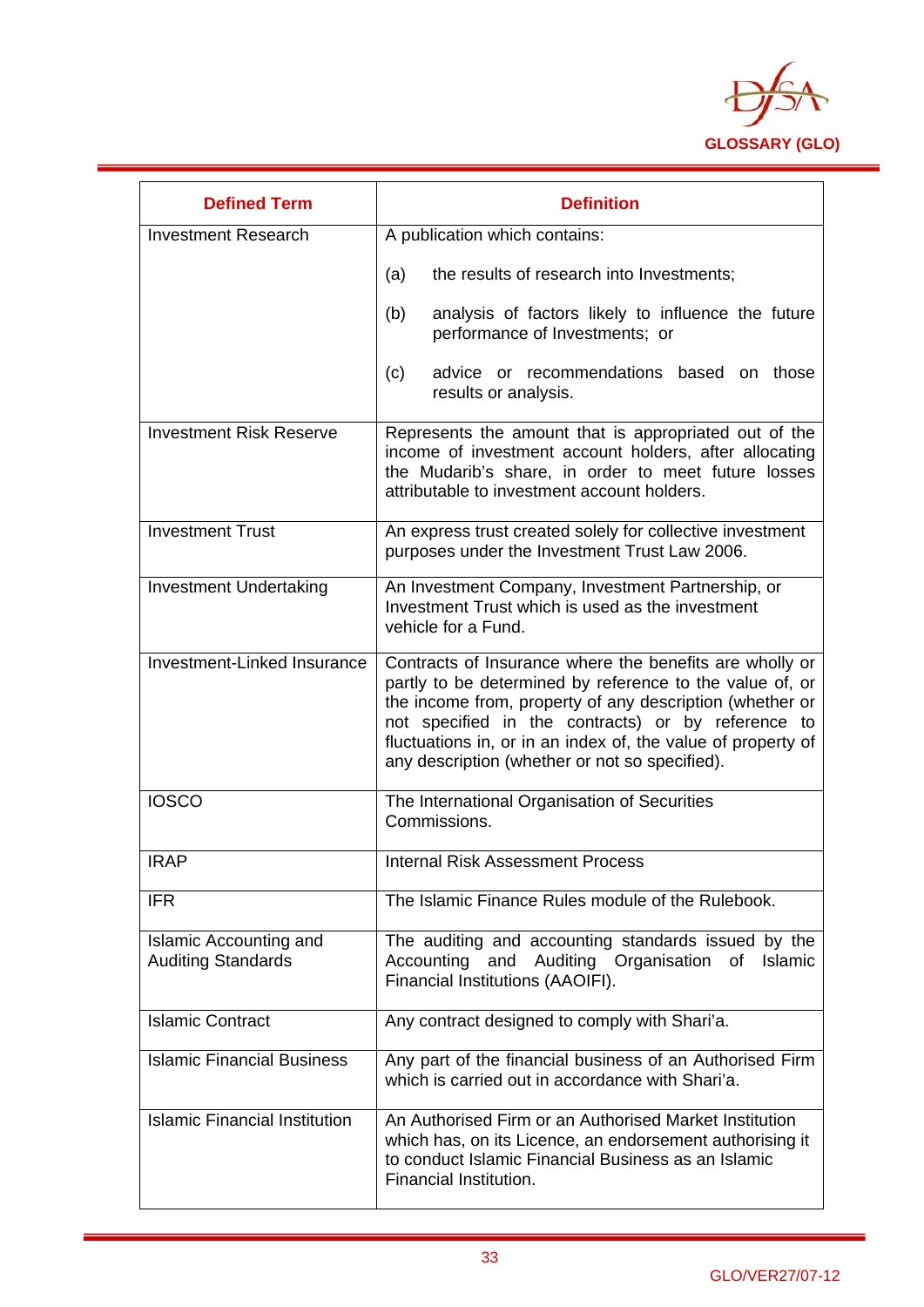| Defined Term | Definition |
|---|---|
| Investment Research | A publication which contains:<br><br>(a) the results of research into Investments;<br><br>(b) analysis of factors likely to influence the future performance of Investments; or<br><br>(c) advice or recommendations based on those results or analysis. |
| Investment Risk Reserve | Represents the amount that is appropriated out of the income of investment account holders, after allocating the Mudarib's share, in order to meet future losses attributable to investment account holders. |
| Investment Trust | An express trust created solely for collective investment purposes under the Investment Trust Law 2006. |
| Investment Undertaking | An Investment Company, Investment Partnership, or Investment Trust which is used as the investment vehicle for a Fund. |
| Investment-Linked Insurance | Contracts of Insurance where the benefits are wholly or partly to be determined by reference to the value of, or the income from, property of any description (whether or not specified in the contracts) or by reference to fluctuations in, or in an index of, the value of property of any description (whether or not so specified). |
| IOSCO | The International Organisation of Securities Commissions. |
| IRAP | Internal Risk Assessment Process |
| IFR | The Islamic Finance Rules module of the Rulebook. |
| Islamic Accounting and Auditing Standards | The auditing and accounting standards issued by the Accounting and Auditing Organisation of Islamic Financial Institutions (AAOIFI). |
| Islamic Contract | Any contract designed to comply with Shari'a. |
| Islamic Financial Business | Any part of the financial business of an Authorised Firm which is carried out in accordance with Shari'a. |
| Islamic Financial Institution | An Authorised Firm or an Authorised Market Institution which has, on its Licence, an endorsement authorising it to conduct Islamic Financial Business as an Islamic Financial Institution. |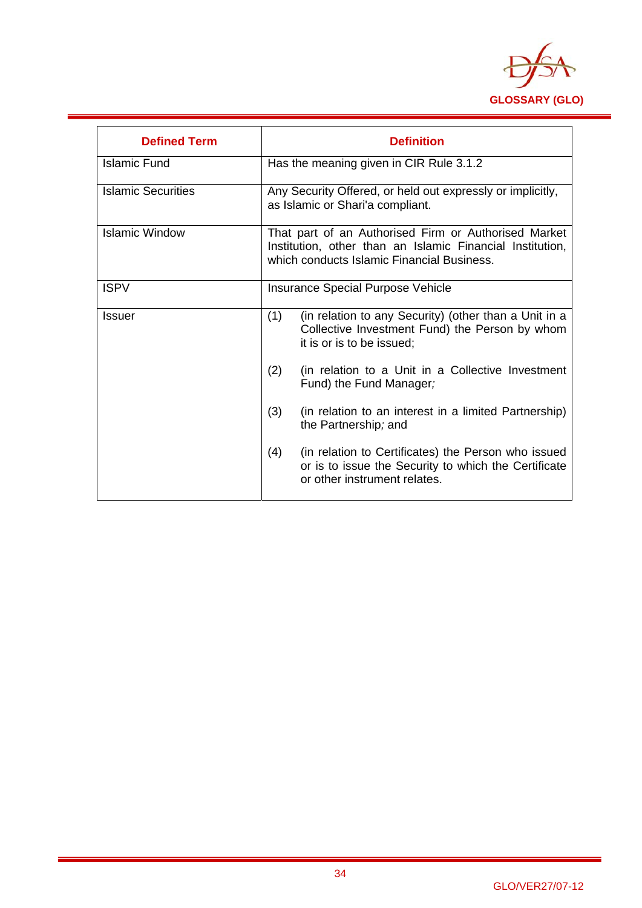| Defined Term | Definition |
|---|---|
| Islamic Fund | Has the meaning given in CIR Rule 3.1.2 |
| Islamic Securities | Any Security Offered, or held out expressly or implicitly, as Islamic or Shari'a compliant. |
| Islamic Window | That part of an Authorised Firm or Authorised Market Institution, other than an Islamic Financial Institution, which conducts Islamic Financial Business. |
| ISPV | Insurance Special Purpose Vehicle |
| Issuer | (1) (in relation to any Security) (other than a Unit in a Collective Investment Fund) the Person by whom it is or is to be issued;<br><br>(2) (in relation to a Unit in a Collective Investment Fund) the Fund Manager*;*<br><br>(3) (in relation to an interest in a limited Partnership) the Partnership*;* and<br><br>(4) (in relation to Certificates) the Person who issued or is to issue the Security to which the Certificate or other instrument relates. |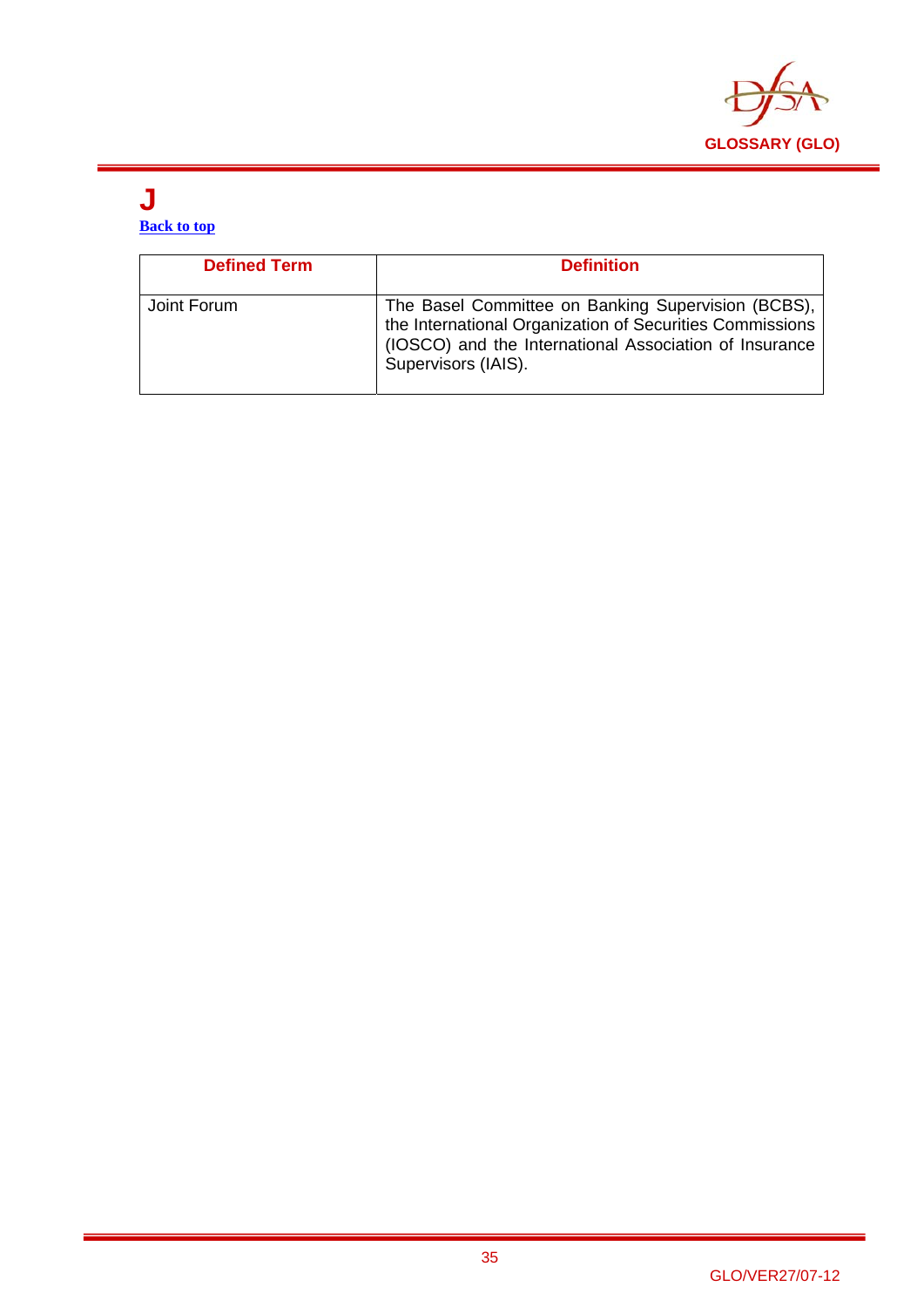# J

[Back to top](#)

| Defined Term | Definition |
|---|---|
| Joint Forum | The Basel Committee on Banking Supervision (BCBS), the International Organization of Securities Commissions (IOSCO) and the International Association of Insurance Supervisors (IAIS). |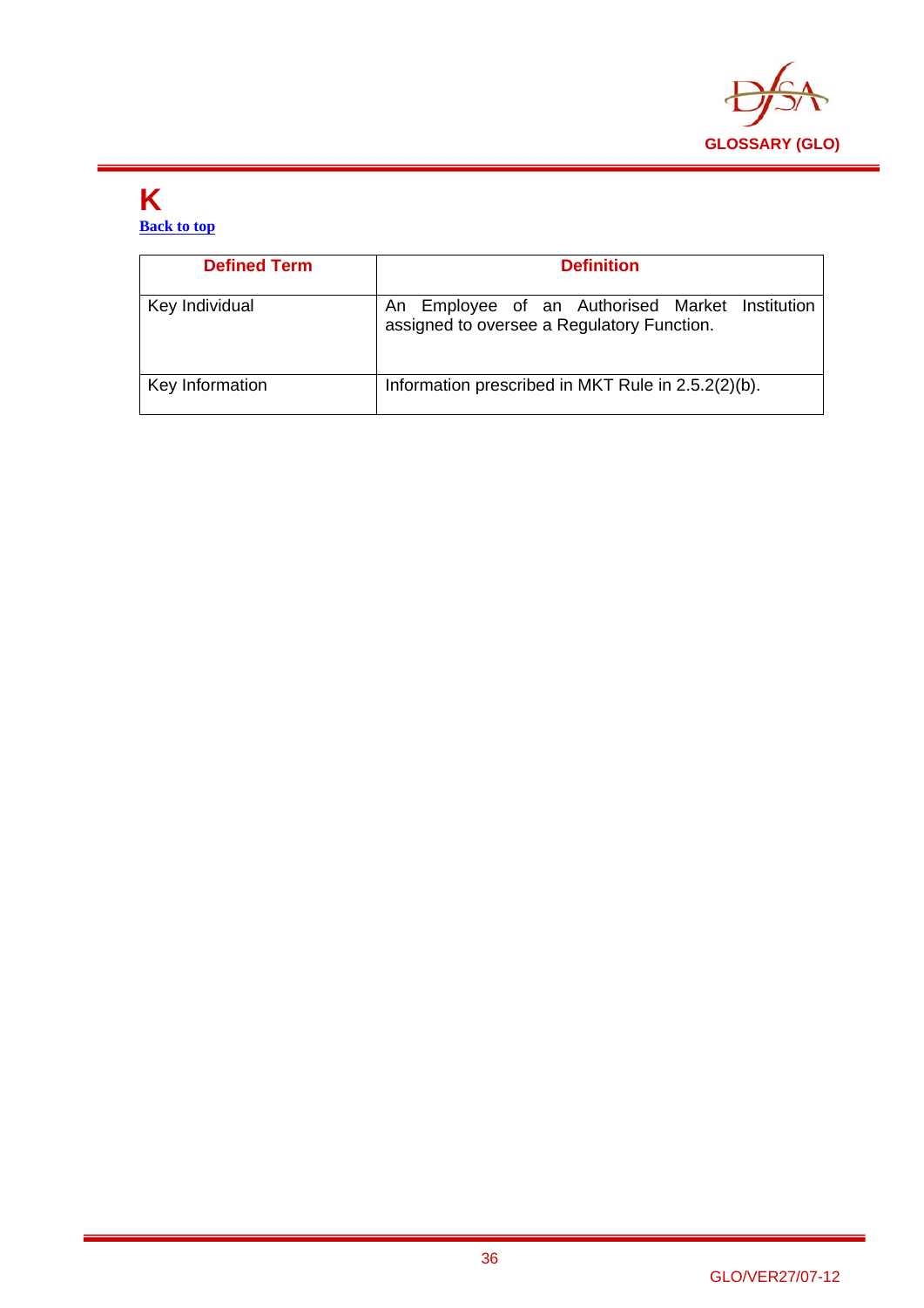# K

Back to top

| Defined Term | Definition |
|---|---|
| Key Individual | An Employee of an Authorised Market Institution assigned to oversee a Regulatory Function. |
| Key Information | Information prescribed in MKT Rule in 2.5.2(2)(b). |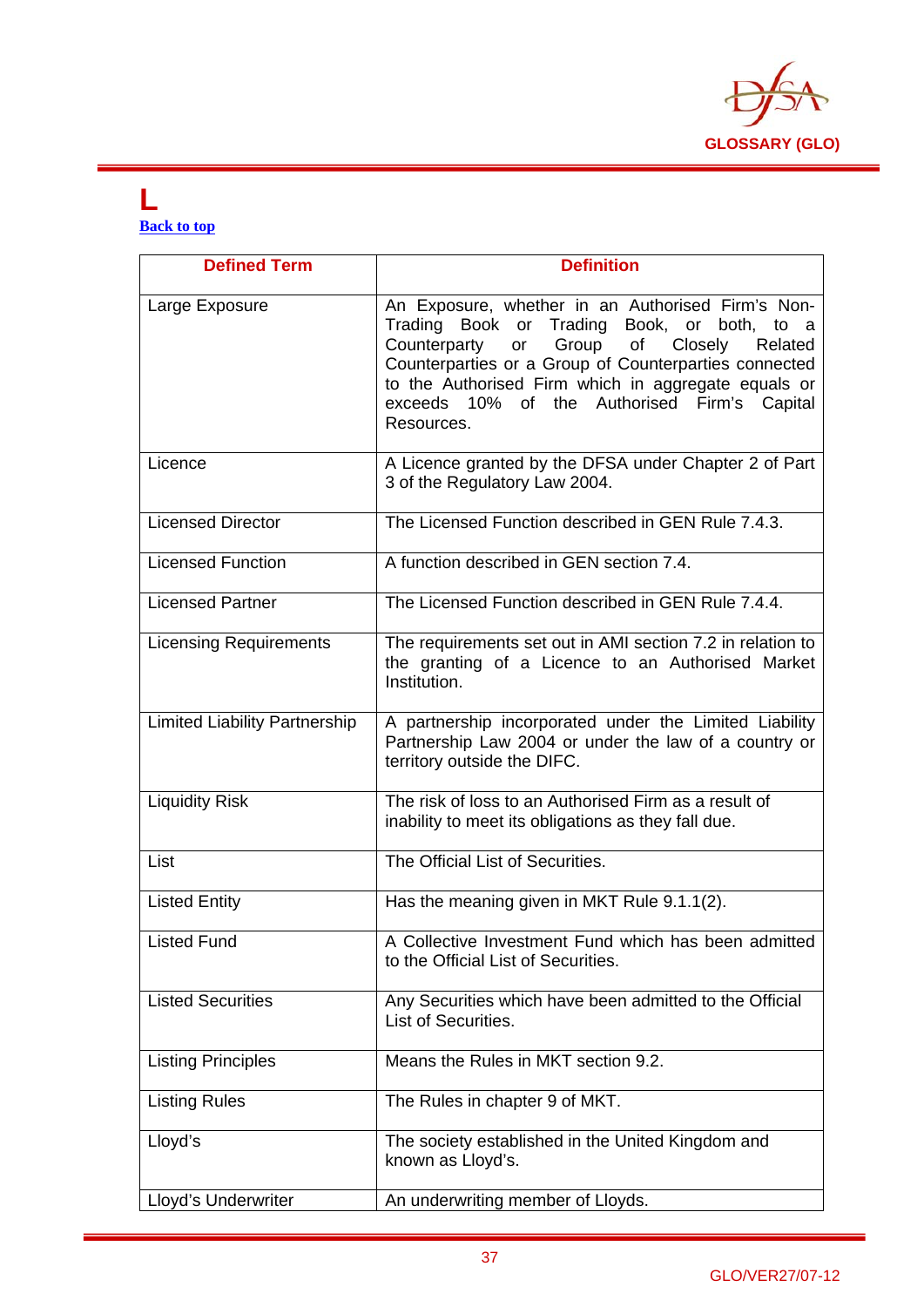# L

Back to top

| Defined Term | Definition |
|---|---|
| Large Exposure | An Exposure, whether in an Authorised Firm's Non-Trading Book or Trading Book, or both, to a Counterparty or Group of Closely Related Counterparties or a Group of Counterparties connected to the Authorised Firm which in aggregate equals or exceeds 10% of the Authorised Firm's Capital Resources. |
| Licence | A Licence granted by the DFSA under Chapter 2 of Part 3 of the Regulatory Law 2004. |
| Licensed Director | The Licensed Function described in GEN Rule 7.4.3. |
| Licensed Function | A function described in GEN section 7.4. |
| Licensed Partner | The Licensed Function described in GEN Rule 7.4.4. |
| Licensing Requirements | The requirements set out in AMI section 7.2 in relation to the granting of a Licence to an Authorised Market Institution. |
| Limited Liability Partnership | A partnership incorporated under the Limited Liability Partnership Law 2004 or under the law of a country or territory outside the DIFC. |
| Liquidity Risk | The risk of loss to an Authorised Firm as a result of inability to meet its obligations as they fall due. |
| List | The Official List of Securities. |
| Listed Entity | Has the meaning given in MKT Rule 9.1.1(2). |
| Listed Fund | A Collective Investment Fund which has been admitted to the Official List of Securities. |
| Listed Securities | Any Securities which have been admitted to the Official List of Securities. |
| Listing Principles | Means the Rules in MKT section 9.2. |
| Listing Rules | The Rules in chapter 9 of MKT. |
| Lloyd's | The society established in the United Kingdom and known as Lloyd's. |
| Lloyd's Underwriter | An underwriting member of Lloyds. |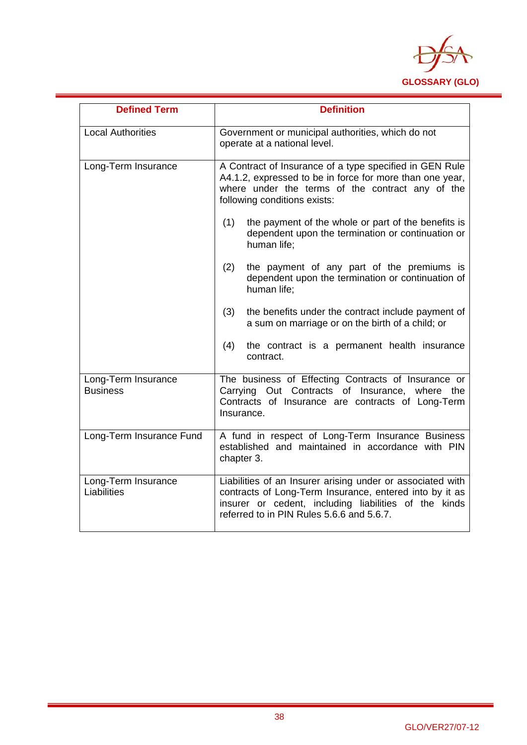| Defined Term | Definition |
|---|---|
| Local Authorities | Government or municipal authorities, which do not operate at a national level. |
| Long-Term Insurance | A Contract of Insurance of a type specified in GEN Rule A4.1.2, expressed to be in force for more than one year, where under the terms of the contract any of the following conditions exists:<br><br>(1) the payment of the whole or part of the benefits is dependent upon the termination or continuation or human life;<br><br>(2) the payment of any part of the premiums is dependent upon the termination or continuation of human life;<br><br>(3) the benefits under the contract include payment of a sum on marriage or on the birth of a child; or<br><br>(4) the contract is a permanent health insurance contract. |
| Long-Term Insurance Business | The business of Effecting Contracts of Insurance or Carrying Out Contracts of Insurance, where the Contracts of Insurance are contracts of Long-Term Insurance. |
| Long-Term Insurance Fund | A fund in respect of Long-Term Insurance Business established and maintained in accordance with PIN chapter 3. |
| Long-Term Insurance Liabilities | Liabilities of an Insurer arising under or associated with contracts of Long-Term Insurance, entered into by it as insurer or cedent, including liabilities of the kinds referred to in PIN Rules 5.6.6 and 5.6.7. |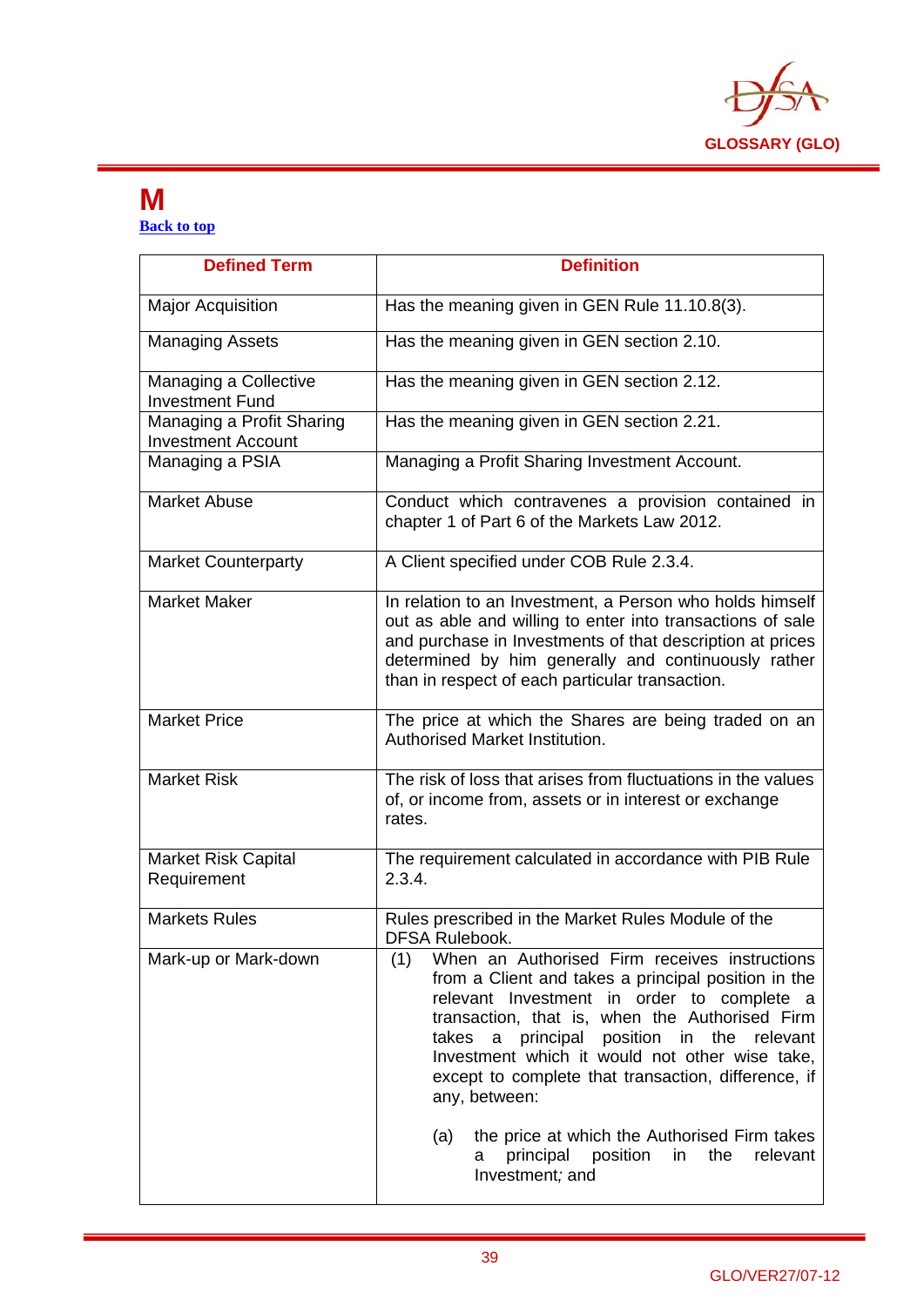# M

Back to top

| Defined Term | Definition |
|---|---|
| Major Acquisition | Has the meaning given in GEN Rule 11.10.8(3). |
| Managing Assets | Has the meaning given in GEN section 2.10. |
| Managing a Collective Investment Fund | Has the meaning given in GEN section 2.12. |
| Managing a Profit Sharing Investment Account | Has the meaning given in GEN section 2.21. |
| Managing a PSIA | Managing a Profit Sharing Investment Account. |
| Market Abuse | Conduct which contravenes a provision contained in chapter 1 of Part 6 of the Markets Law 2012. |
| Market Counterparty | A Client specified under COB Rule 2.3.4. |
| Market Maker | In relation to an Investment, a Person who holds himself out as able and willing to enter into transactions of sale and purchase in Investments of that description at prices determined by him generally and continuously rather than in respect of each particular transaction. |
| Market Price | The price at which the Shares are being traded on an Authorised Market Institution. |
| Market Risk | The risk of loss that arises from fluctuations in the values of, or income from, assets or in interest or exchange rates. |
| Market Risk Capital Requirement | The requirement calculated in accordance with PIB Rule 2.3.4. |
| Markets Rules | Rules prescribed in the Market Rules Module of the DFSA Rulebook. |
| Mark-up or Mark-down | (1) When an Authorised Firm receives instructions from a Client and takes a principal position in the relevant Investment in order to complete a transaction, that is, when the Authorised Firm takes a principal position in the relevant Investment which it would not other wise take, except to complete that transaction, difference, if any, between:<br><br>(a) the price at which the Authorised Firm takes a principal position in the relevant Investment; and |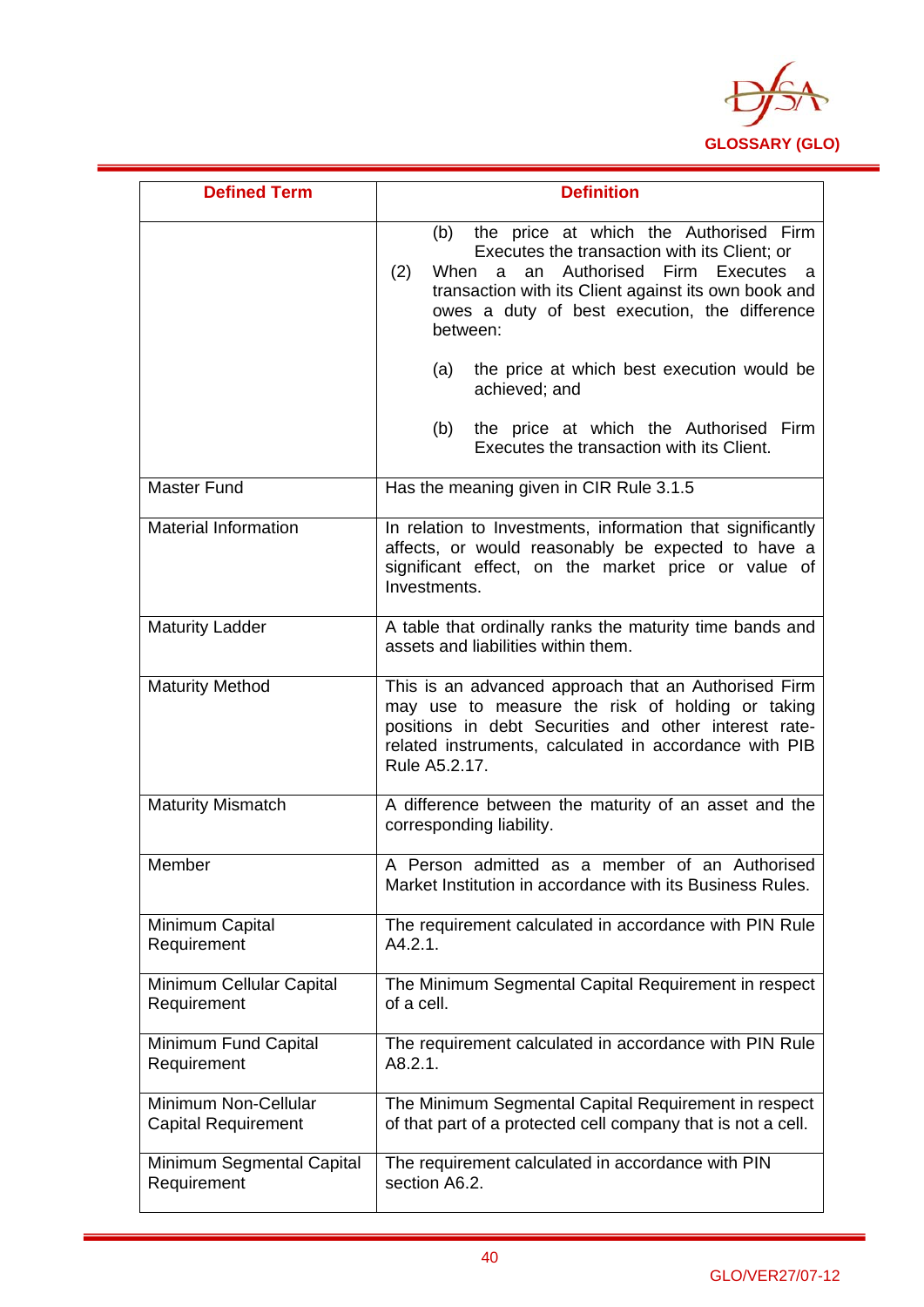| Defined Term | Definition |
|---|---|
| | (b) the price at which the Authorised Firm Executes the transaction with its Client; or<br>(2) When a an Authorised Firm Executes a transaction with its Client against its own book and owes a duty of best execution, the difference between:<br>(a) the price at which best execution would be achieved; and<br>(b) the price at which the Authorised Firm Executes the transaction with its Client. |
| Master Fund | Has the meaning given in CIR Rule 3.1.5 |
| Material Information | In relation to Investments, information that significantly affects, or would reasonably be expected to have a significant effect, on the market price or value of Investments. |
| Maturity Ladder | A table that ordinally ranks the maturity time bands and assets and liabilities within them. |
| Maturity Method | This is an advanced approach that an Authorised Firm may use to measure the risk of holding or taking positions in debt Securities and other interest rate-related instruments, calculated in accordance with PIB Rule A5.2.17. |
| Maturity Mismatch | A difference between the maturity of an asset and the corresponding liability. |
| Member | A Person admitted as a member of an Authorised Market Institution in accordance with its Business Rules. |
| Minimum Capital Requirement | The requirement calculated in accordance with PIN Rule A4.2.1. |
| Minimum Cellular Capital Requirement | The Minimum Segmental Capital Requirement in respect of a cell. |
| Minimum Fund Capital Requirement | The requirement calculated in accordance with PIN Rule A8.2.1. |
| Minimum Non-Cellular Capital Requirement | The Minimum Segmental Capital Requirement in respect of that part of a protected cell company that is not a cell. |
| Minimum Segmental Capital Requirement | The requirement calculated in accordance with PIN section A6.2. |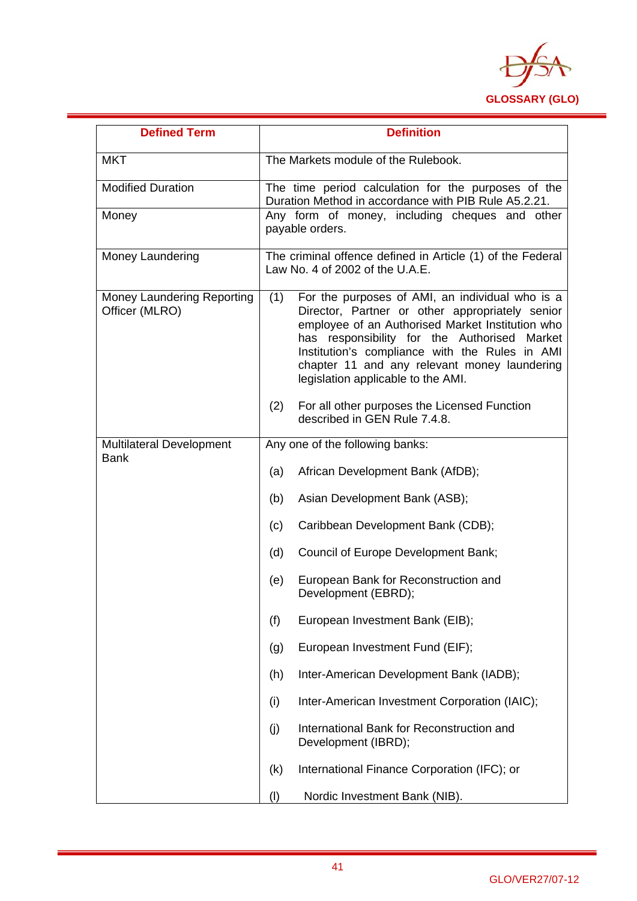| Defined Term | Definition |
|---|---|
| MKT | The Markets module of the Rulebook. |
| Modified Duration | The time period calculation for the purposes of the Duration Method in accordance with PIB Rule A5.2.21. |
| Money | Any form of money, including cheques and other payable orders. |
| Money Laundering | The criminal offence defined in Article (1) of the Federal Law No. 4 of 2002 of the U.A.E. |
| Money Laundering Reporting Officer (MLRO) | (1) For the purposes of AMI, an individual who is a Director, Partner or other appropriately senior employee of an Authorised Market Institution who has responsibility for the Authorised Market Institution's compliance with the Rules in AMI chapter 11 and any relevant money laundering legislation applicable to the AMI.<br><br>(2) For all other purposes the Licensed Function described in GEN Rule 7.4.8. |
| Multilateral Development Bank | Any one of the following banks:<br><br>(a) African Development Bank (AfDB);<br><br>(b) Asian Development Bank (ASB);<br><br>(c) Caribbean Development Bank (CDB);<br><br>(d) Council of Europe Development Bank;<br><br>(e) European Bank for Reconstruction and Development (EBRD);<br><br>(f) European Investment Bank (EIB);<br><br>(g) European Investment Fund (EIF);<br><br>(h) Inter-American Development Bank (IADB);<br><br>(i) Inter-American Investment Corporation (IAIC);<br><br>(j) International Bank for Reconstruction and Development (IBRD);<br><br>(k) International Finance Corporation (IFC); or<br><br>(l) Nordic Investment Bank (NIB). |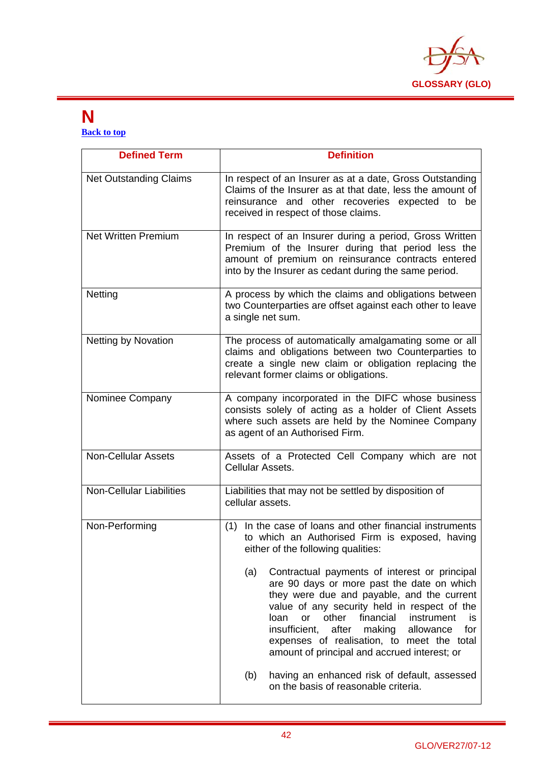# N

[Back to top](#)

| Defined Term | Definition |
|---|---|
| Net Outstanding Claims | In respect of an Insurer as at a date, Gross Outstanding Claims of the Insurer as at that date, less the amount of reinsurance and other recoveries expected to be received in respect of those claims. |
| Net Written Premium | In respect of an Insurer during a period, Gross Written Premium of the Insurer during that period less the amount of premium on reinsurance contracts entered into by the Insurer as cedant during the same period. |
| Netting | A process by which the claims and obligations between two Counterparties are offset against each other to leave a single net sum. |
| Netting by Novation | The process of automatically amalgamating some or all claims and obligations between two Counterparties to create a single new claim or obligation replacing the relevant former claims or obligations. |
| Nominee Company | A company incorporated in the DIFC whose business consists solely of acting as a holder of Client Assets where such assets are held by the Nominee Company as agent of an Authorised Firm. |
| Non-Cellular Assets | Assets of a Protected Cell Company which are not Cellular Assets. |
| Non-Cellular Liabilities | Liabilities that may not be settled by disposition of cellular assets. |
| Non-Performing | (1) In the case of loans and other financial instruments to which an Authorised Firm is exposed, having either of the following qualities:<br><br>(a) Contractual payments of interest or principal are 90 days or more past the date on which they were due and payable, and the current value of any security held in respect of the loan or other financial instrument is insufficient, after making allowance for expenses of realisation, to meet the total amount of principal and accrued interest; or<br><br>(b) having an enhanced risk of default, assessed on the basis of reasonable criteria. |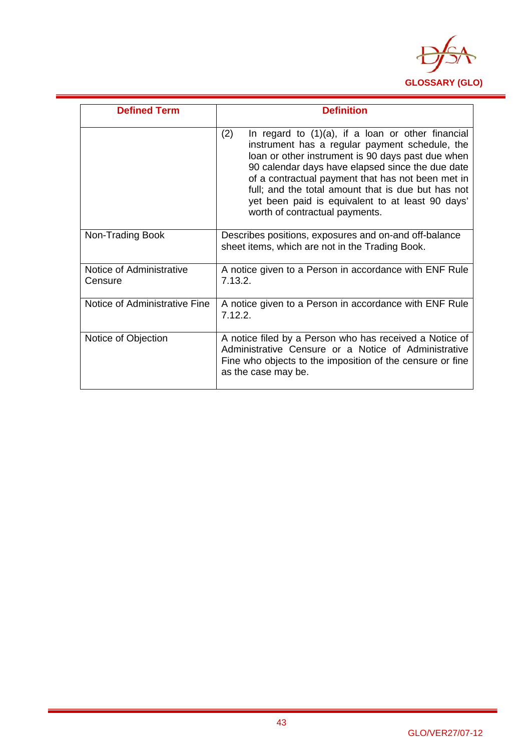| Defined Term | Definition |
|---|---|
| | (2) In regard to (1)(a), if a loan or other financial instrument has a regular payment schedule, the loan or other instrument is 90 days past due when 90 calendar days have elapsed since the due date of a contractual payment that has not been met in full; and the total amount that is due but has not yet been paid is equivalent to at least 90 days' worth of contractual payments. |
| Non-Trading Book | Describes positions, exposures and on-and off-balance sheet items, which are not in the Trading Book. |
| Notice of Administrative Censure | A notice given to a Person in accordance with ENF Rule 7.13.2. |
| Notice of Administrative Fine | A notice given to a Person in accordance with ENF Rule 7.12.2. |
| Notice of Objection | A notice filed by a Person who has received a Notice of Administrative Censure or a Notice of Administrative Fine who objects to the imposition of the censure or fine as the case may be. |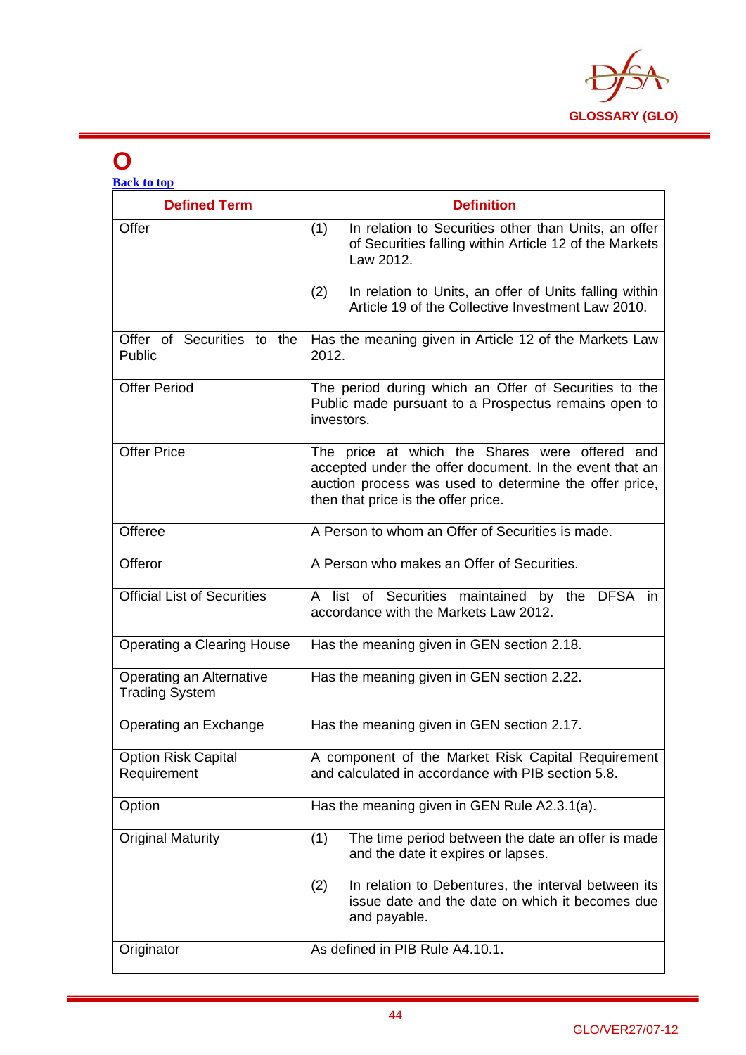# O

Back to top

| Defined Term | Definition |
|---|---|
| Offer | (1) In relation to Securities other than Units, an offer of Securities falling within Article 12 of the Markets Law 2012.<br><br>(2) In relation to Units, an offer of Units falling within Article 19 of the Collective Investment Law 2010. |
| Offer of Securities to the Public | Has the meaning given in Article 12 of the Markets Law 2012. |
| Offer Period | The period during which an Offer of Securities to the Public made pursuant to a Prospectus remains open to investors. |
| Offer Price | The price at which the Shares were offered and accepted under the offer document. In the event that an auction process was used to determine the offer price, then that price is the offer price. |
| Offeree | A Person to whom an Offer of Securities is made. |
| Offeror | A Person who makes an Offer of Securities. |
| Official List of Securities | A list of Securities maintained by the DFSA in accordance with the Markets Law 2012. |
| Operating a Clearing House | Has the meaning given in GEN section 2.18. |
| Operating an Alternative Trading System | Has the meaning given in GEN section 2.22. |
| Operating an Exchange | Has the meaning given in GEN section 2.17. |
| Option Risk Capital Requirement | A component of the Market Risk Capital Requirement and calculated in accordance with PIB section 5.8. |
| Option | Has the meaning given in GEN Rule A2.3.1(a). |
| Original Maturity | (1) The time period between the date an offer is made and the date it expires or lapses.<br><br>(2) In relation to Debentures, the interval between its issue date and the date on which it becomes due and payable. |
| Originator | As defined in PIB Rule A4.10.1. |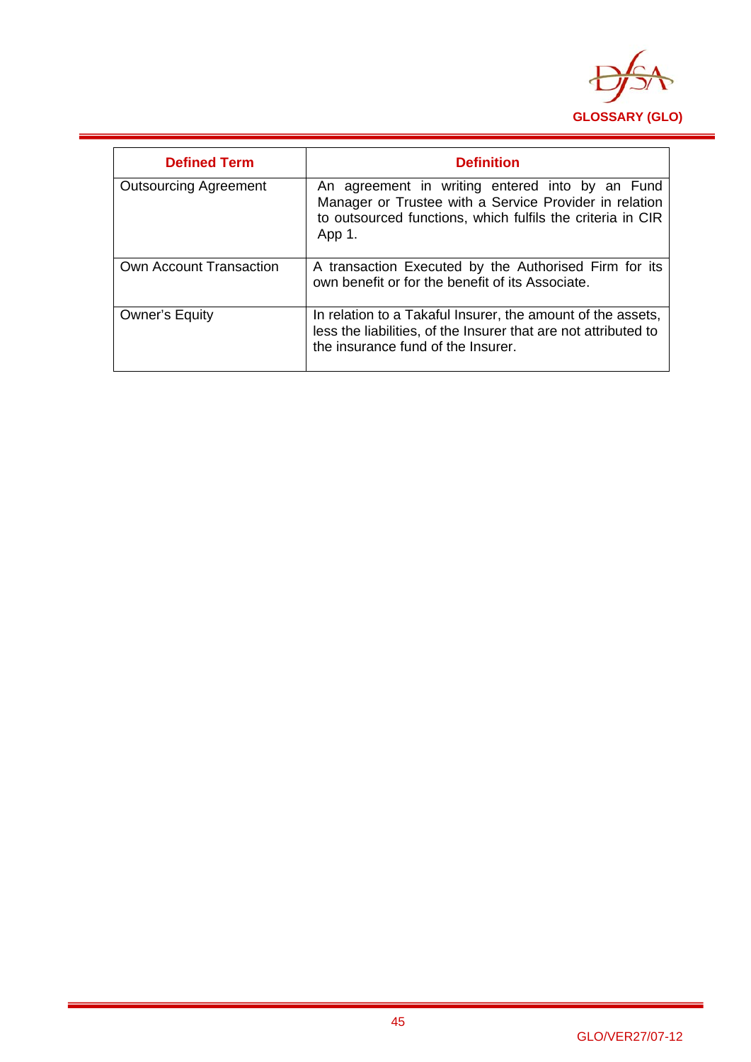| Defined Term | Definition |
|---|---|
| Outsourcing Agreement | An agreement in writing entered into by an Fund Manager or Trustee with a Service Provider in relation to outsourced functions, which fulfils the criteria in CIR App 1. |
| Own Account Transaction | A transaction Executed by the Authorised Firm for its own benefit or for the benefit of its Associate. |
| Owner's Equity | In relation to a Takaful Insurer, the amount of the assets, less the liabilities, of the Insurer that are not attributed to the insurance fund of the Insurer. |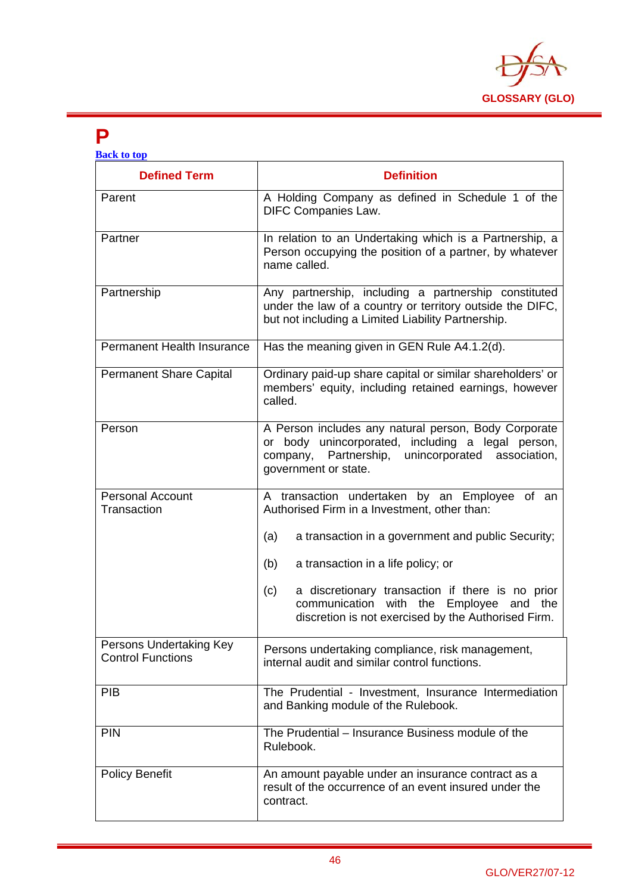# P

Back to top

| Defined Term | Definition |
|---|---|
| Parent | A Holding Company as defined in Schedule 1 of the DIFC Companies Law. |
| Partner | In relation to an Undertaking which is a Partnership, a Person occupying the position of a partner, by whatever name called. |
| Partnership | Any partnership, including a partnership constituted under the law of a country or territory outside the DIFC, but not including a Limited Liability Partnership. |
| Permanent Health Insurance | Has the meaning given in GEN Rule A4.1.2(d). |
| Permanent Share Capital | Ordinary paid-up share capital or similar shareholders' or members' equity, including retained earnings, however called. |
| Person | A Person includes any natural person, Body Corporate or body unincorporated, including a legal person, company, Partnership, unincorporated association, government or state. |
| Personal Account Transaction | A transaction undertaken by an Employee of an Authorised Firm in a Investment, other than:<br><br>(a) a transaction in a government and public Security;<br><br>(b) a transaction in a life policy; or<br><br>(c) a discretionary transaction if there is no prior communication with the Employee and the discretion is not exercised by the Authorised Firm. |
| Persons Undertaking Key Control Functions | Persons undertaking compliance, risk management, internal audit and similar control functions. |
| PIB | The Prudential - Investment, Insurance Intermediation and Banking module of the Rulebook. |
| PIN | The Prudential – Insurance Business module of the Rulebook. |
| Policy Benefit | An amount payable under an insurance contract as a result of the occurrence of an event insured under the contract. |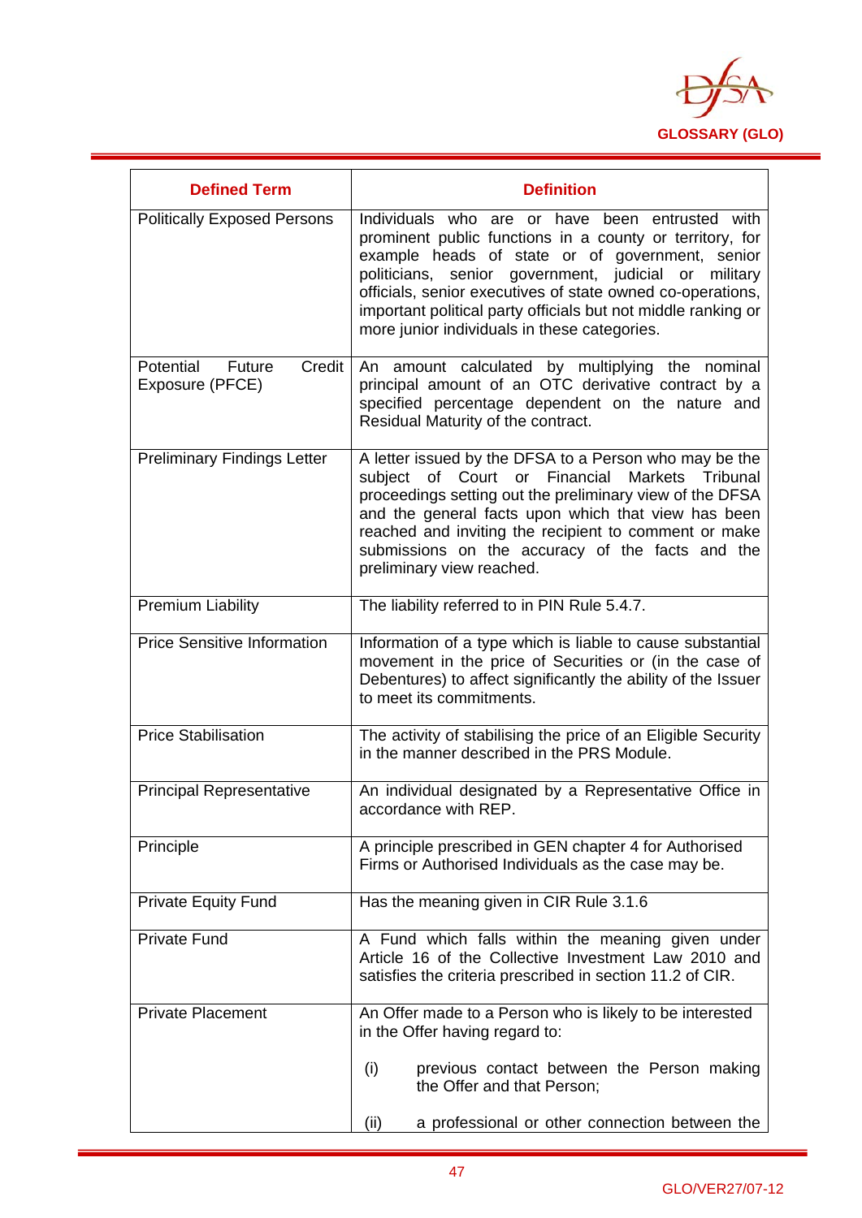| Defined Term | Definition |
|---|---|
| Politically Exposed Persons | Individuals who are or have been entrusted with prominent public functions in a county or territory, for example heads of state or of government, senior politicians, senior government, judicial or military officials, senior executives of state owned co-operations, important political party officials but not middle ranking or more junior individuals in these categories. |
| Potential Future Credit Exposure (PFCE) | An amount calculated by multiplying the nominal principal amount of an OTC derivative contract by a specified percentage dependent on the nature and Residual Maturity of the contract. |
| Preliminary Findings Letter | A letter issued by the DFSA to a Person who may be the subject of Court or Financial Markets Tribunal proceedings setting out the preliminary view of the DFSA and the general facts upon which that view has been reached and inviting the recipient to comment or make submissions on the accuracy of the facts and the preliminary view reached. |
| Premium Liability | The liability referred to in PIN Rule 5.4.7. |
| Price Sensitive Information | Information of a type which is liable to cause substantial movement in the price of Securities or (in the case of Debentures) to affect significantly the ability of the Issuer to meet its commitments. |
| Price Stabilisation | The activity of stabilising the price of an Eligible Security in the manner described in the PRS Module. |
| Principal Representative | An individual designated by a Representative Office in accordance with REP. |
| Principle | A principle prescribed in GEN chapter 4 for Authorised Firms or Authorised Individuals as the case may be. |
| Private Equity Fund | Has the meaning given in CIR Rule 3.1.6 |
| Private Fund | A Fund which falls within the meaning given under Article 16 of the Collective Investment Law 2010 and satisfies the criteria prescribed in section 11.2 of CIR. |
| Private Placement | An Offer made to a Person who is likely to be interested in the Offer having regard to:<br><br>(i) previous contact between the Person making the Offer and that Person;<br><br>(ii) a professional or other connection between the |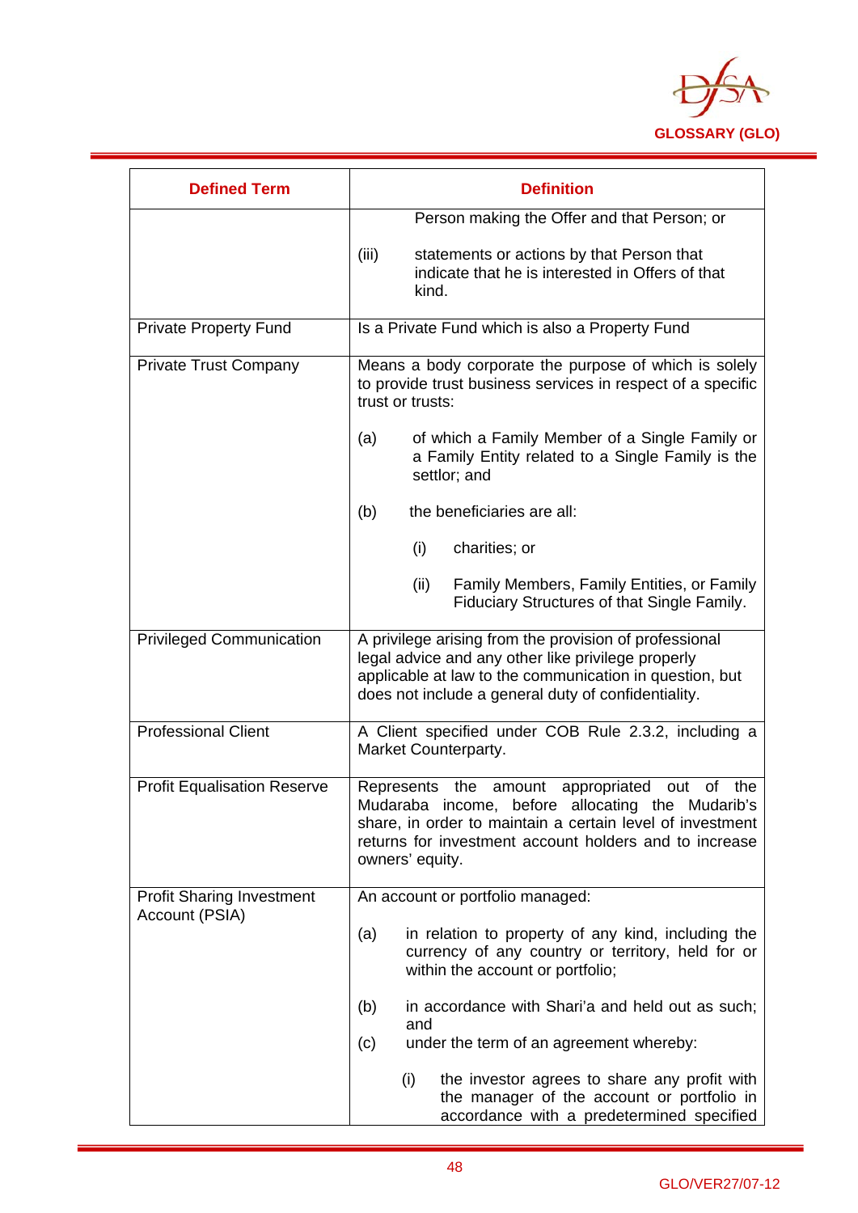| Defined Term | Definition |
|---|---|
| | Person making the Offer and that Person; or<br><br>(iii) statements or actions by that Person that indicate that he is interested in Offers of that kind. |
| Private Property Fund | Is a Private Fund which is also a Property Fund |
| Private Trust Company | Means a body corporate the purpose of which is solely to provide trust business services in respect of a specific trust or trusts:<br><br>(a) of which a Family Member of a Single Family or a Family Entity related to a Single Family is the settlor; and<br><br>(b) the beneficiaries are all:<br><br>(i) charities; or<br><br>(ii) Family Members, Family Entities, or Family Fiduciary Structures of that Single Family. |
| Privileged Communication | A privilege arising from the provision of professional legal advice and any other like privilege properly applicable at law to the communication in question, but does not include a general duty of confidentiality. |
| Professional Client | A Client specified under COB Rule 2.3.2, including a Market Counterparty. |
| Profit Equalisation Reserve | Represents the amount appropriated out of the Mudaraba income, before allocating the Mudarib's share, in order to maintain a certain level of investment returns for investment account holders and to increase owners' equity. |
| Profit Sharing Investment Account (PSIA) | An account or portfolio managed:<br><br>(a) in relation to property of any kind, including the currency of any country or territory, held for or within the account or portfolio;<br><br>(b) in accordance with Shari'a and held out as such; and<br>(c) under the term of an agreement whereby:<br><br>(i) the investor agrees to share any profit with the manager of the account or portfolio in accordance with a predetermined specified |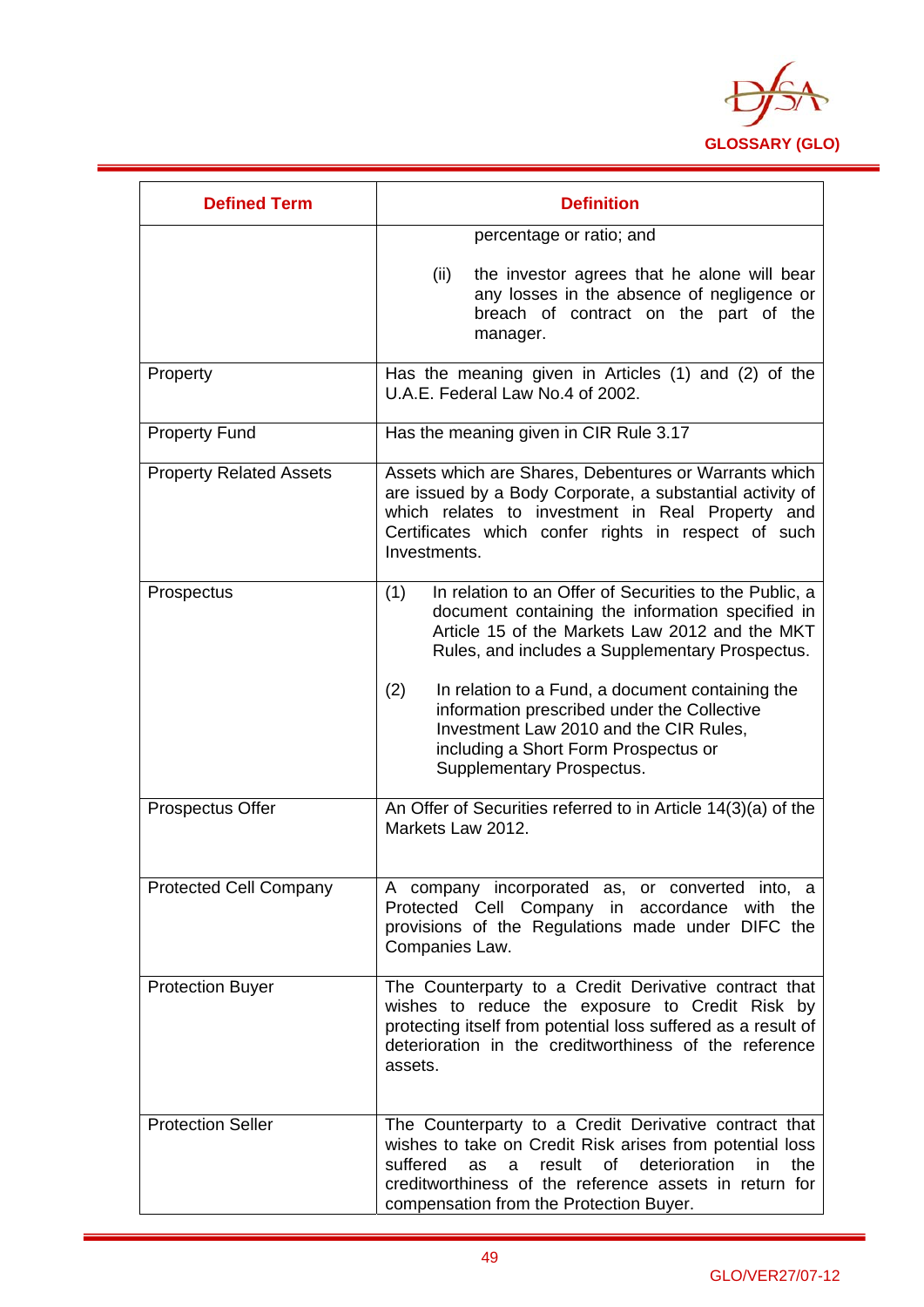| Defined Term | Definition |
|---|---|
| | percentage or ratio; and<br><br>(ii) the investor agrees that he alone will bear any losses in the absence of negligence or breach of contract on the part of the manager. |
| Property | Has the meaning given in Articles (1) and (2) of the U.A.E. Federal Law No.4 of 2002. |
| Property Fund | Has the meaning given in CIR Rule 3.17 |
| Property Related Assets | Assets which are Shares, Debentures or Warrants which are issued by a Body Corporate, a substantial activity of which relates to investment in Real Property and Certificates which confer rights in respect of such Investments. |
| Prospectus | (1) In relation to an Offer of Securities to the Public, a document containing the information specified in Article 15 of the Markets Law 2012 and the MKT Rules, and includes a Supplementary Prospectus.<br><br>(2) In relation to a Fund, a document containing the information prescribed under the Collective Investment Law 2010 and the CIR Rules, including a Short Form Prospectus or Supplementary Prospectus. |
| Prospectus Offer | An Offer of Securities referred to in Article 14(3)(a) of the Markets Law 2012. |
| Protected Cell Company | A company incorporated as, or converted into, a Protected Cell Company in accordance with the provisions of the Regulations made under DIFC the Companies Law. |
| Protection Buyer | The Counterparty to a Credit Derivative contract that wishes to reduce the exposure to Credit Risk by protecting itself from potential loss suffered as a result of deterioration in the creditworthiness of the reference assets. |
| Protection Seller | The Counterparty to a Credit Derivative contract that wishes to take on Credit Risk arises from potential loss suffered as a result of deterioration in the creditworthiness of the reference assets in return for compensation from the Protection Buyer. |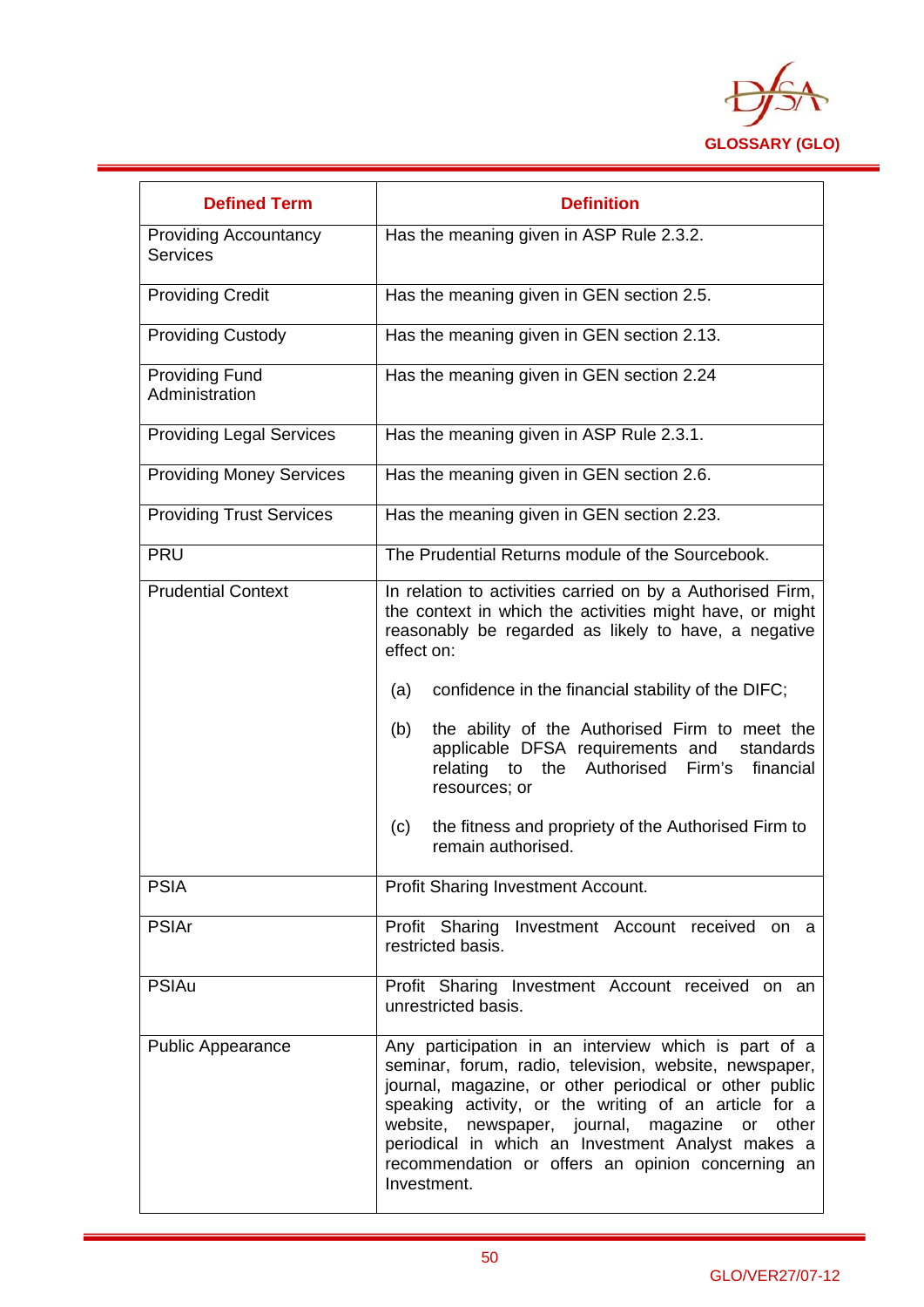| Defined Term | Definition |
|---|---|
| Providing Accountancy Services | Has the meaning given in ASP Rule 2.3.2. |
| Providing Credit | Has the meaning given in GEN section 2.5. |
| Providing Custody | Has the meaning given in GEN section 2.13. |
| Providing Fund Administration | Has the meaning given in GEN section 2.24 |
| Providing Legal Services | Has the meaning given in ASP Rule 2.3.1. |
| Providing Money Services | Has the meaning given in GEN section 2.6. |
| Providing Trust Services | Has the meaning given in GEN section 2.23. |
| PRU | The Prudential Returns module of the Sourcebook. |
| Prudential Context | In relation to activities carried on by a Authorised Firm, the context in which the activities might have, or might reasonably be regarded as likely to have, a negative effect on:<br><br>(a) confidence in the financial stability of the DIFC;<br><br>(b) the ability of the Authorised Firm to meet the applicable DFSA requirements and standards relating to the Authorised Firm's financial resources; or<br><br>(c) the fitness and propriety of the Authorised Firm to remain authorised. |
| PSIA | Profit Sharing Investment Account. |
| PSIAr | Profit Sharing Investment Account received on a restricted basis. |
| PSIAu | Profit Sharing Investment Account received on an unrestricted basis. |
| Public Appearance | Any participation in an interview which is part of a seminar, forum, radio, television, website, newspaper, journal, magazine, or other periodical or other public speaking activity, or the writing of an article for a website, newspaper, journal, magazine or other periodical in which an Investment Analyst makes a recommendation or offers an opinion concerning an Investment. |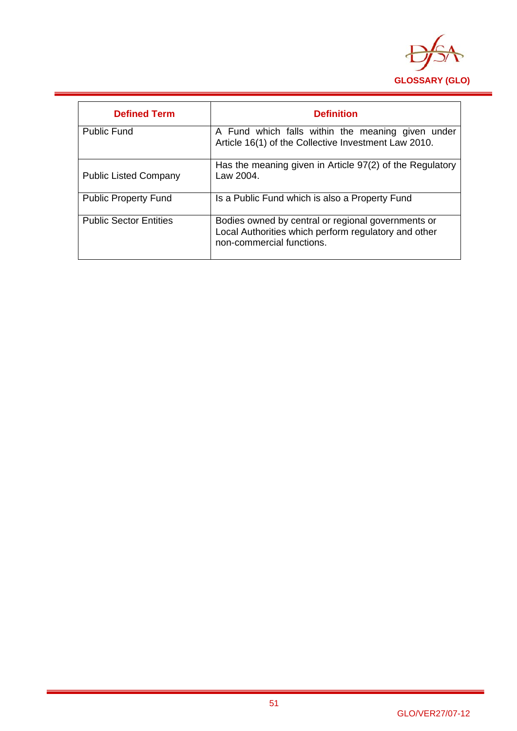| Defined Term | Definition |
|---|---|
| Public Fund | A Fund which falls within the meaning given under Article 16(1) of the Collective Investment Law 2010. |
| Public Listed Company | Has the meaning given in Article 97(2) of the Regulatory Law 2004. |
| Public Property Fund | Is a Public Fund which is also a Property Fund |
| Public Sector Entities | Bodies owned by central or regional governments or Local Authorities which perform regulatory and other non-commercial functions. |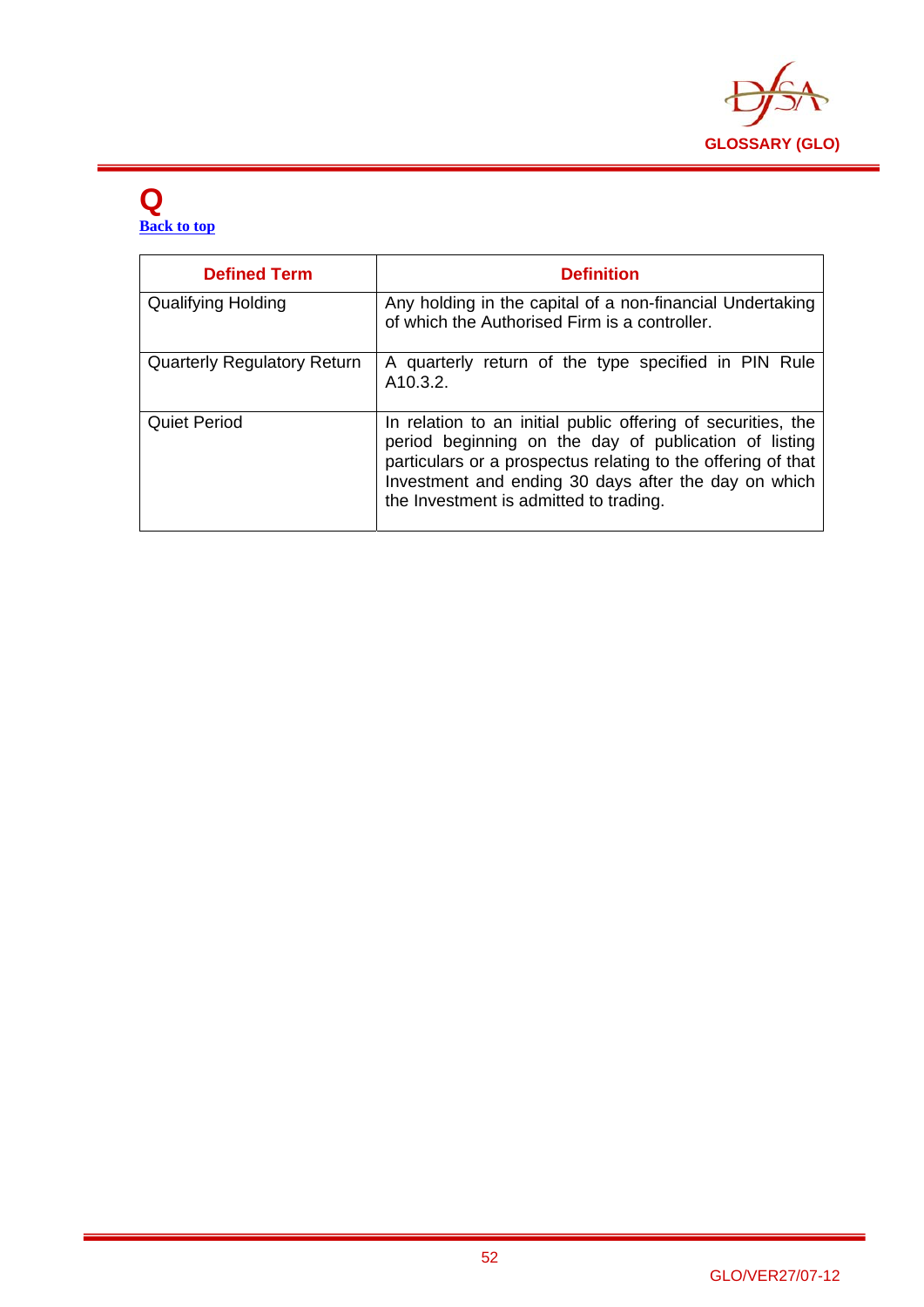# Q

Back to top

| Defined Term | Definition |
|---|---|
| Qualifying Holding | Any holding in the capital of a non-financial Undertaking of which the Authorised Firm is a controller. |
| Quarterly Regulatory Return | A quarterly return of the type specified in PIN Rule A10.3.2. |
| Quiet Period | In relation to an initial public offering of securities, the period beginning on the day of publication of listing particulars or a prospectus relating to the offering of that Investment and ending 30 days after the day on which the Investment is admitted to trading. |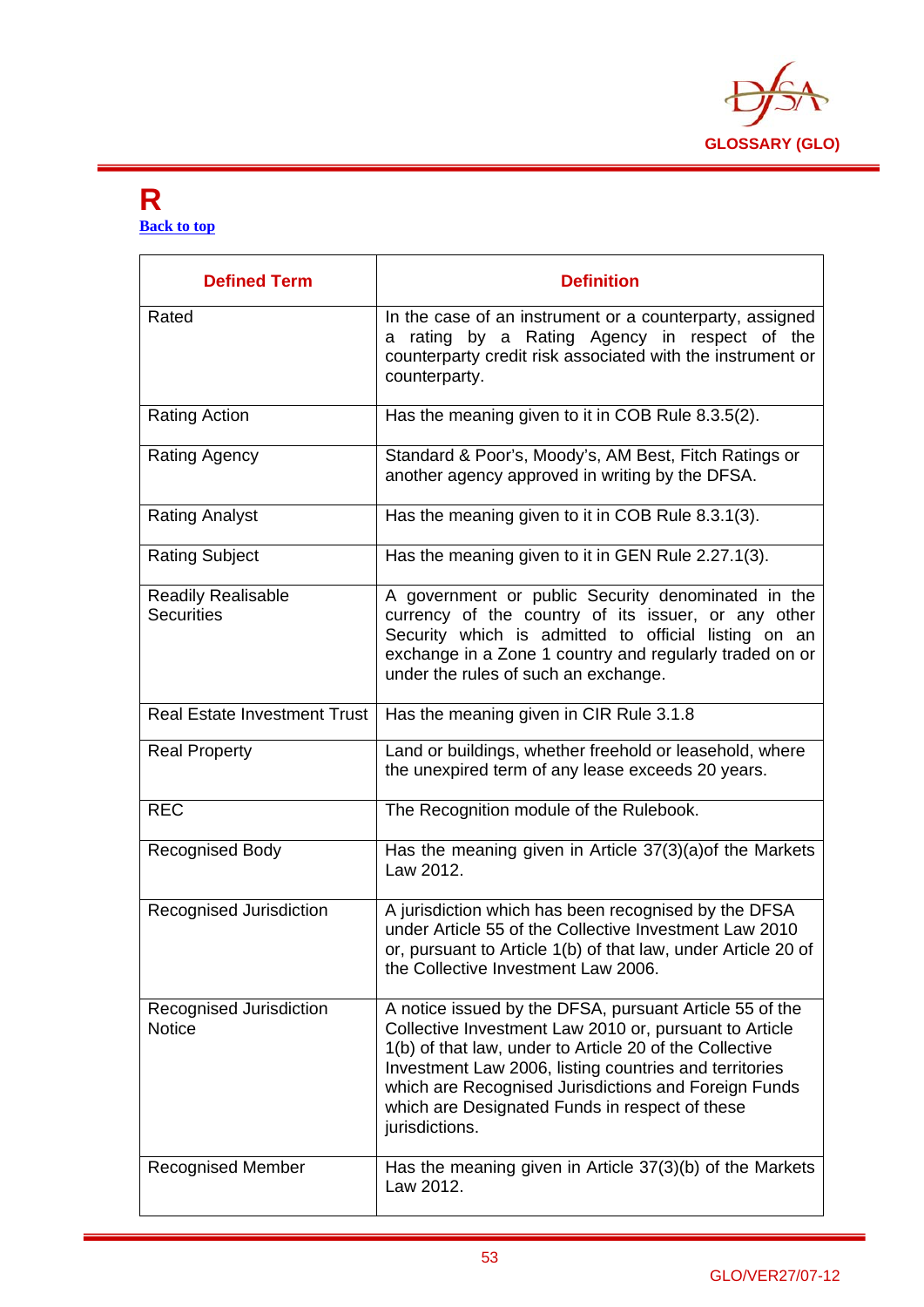# R

Back to top

| Defined Term | Definition |
|---|---|
| Rated | In the case of an instrument or a counterparty, assigned a rating by a Rating Agency in respect of the counterparty credit risk associated with the instrument or counterparty. |
| Rating Action | Has the meaning given to it in COB Rule 8.3.5(2). |
| Rating Agency | Standard & Poor's, Moody's, AM Best, Fitch Ratings or another agency approved in writing by the DFSA. |
| Rating Analyst | Has the meaning given to it in COB Rule 8.3.1(3). |
| Rating Subject | Has the meaning given to it in GEN Rule 2.27.1(3). |
| Readily Realisable Securities | A government or public Security denominated in the currency of the country of its issuer, or any other Security which is admitted to official listing on an exchange in a Zone 1 country and regularly traded on or under the rules of such an exchange. |
| Real Estate Investment Trust | Has the meaning given in CIR Rule 3.1.8 |
| Real Property | Land or buildings, whether freehold or leasehold, where the unexpired term of any lease exceeds 20 years. |
| REC | The Recognition module of the Rulebook. |
| Recognised Body | Has the meaning given in Article 37(3)(a)of the Markets Law 2012. |
| Recognised Jurisdiction | A jurisdiction which has been recognised by the DFSA under Article 55 of the Collective Investment Law 2010 or, pursuant to Article 1(b) of that law, under Article 20 of the Collective Investment Law 2006. |
| Recognised Jurisdiction Notice | A notice issued by the DFSA, pursuant Article 55 of the Collective Investment Law 2010 or, pursuant to Article 1(b) of that law, under to Article 20 of the Collective Investment Law 2006, listing countries and territories which are Recognised Jurisdictions and Foreign Funds which are Designated Funds in respect of these jurisdictions. |
| Recognised Member | Has the meaning given in Article 37(3)(b) of the Markets Law 2012. |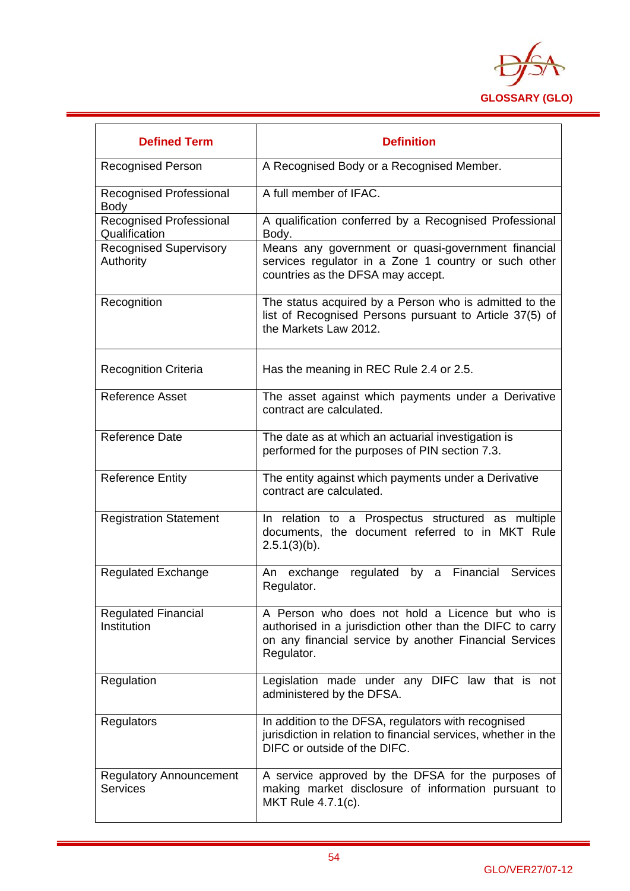| Defined Term | Definition |
|---|---|
| Recognised Person | A Recognised Body or a Recognised Member. |
| Recognised Professional Body | A full member of IFAC. |
| Recognised Professional Qualification | A qualification conferred by a Recognised Professional Body. |
| Recognised Supervisory Authority | Means any government or quasi-government financial services regulator in a Zone 1 country or such other countries as the DFSA may accept. |
| Recognition | The status acquired by a Person who is admitted to the list of Recognised Persons pursuant to Article 37(5) of the Markets Law 2012. |
| Recognition Criteria | Has the meaning in REC Rule 2.4 or 2.5. |
| Reference Asset | The asset against which payments under a Derivative contract are calculated. |
| Reference Date | The date as at which an actuarial investigation is performed for the purposes of PIN section 7.3. |
| Reference Entity | The entity against which payments under a Derivative contract are calculated. |
| Registration Statement | In relation to a Prospectus structured as multiple documents, the document referred to in MKT Rule 2.5.1(3)(b). |
| Regulated Exchange | An exchange regulated by a Financial Services Regulator. |
| Regulated Financial Institution | A Person who does not hold a Licence but who is authorised in a jurisdiction other than the DIFC to carry on any financial service by another Financial Services Regulator. |
| Regulation | Legislation made under any DIFC law that is not administered by the DFSA. |
| Regulators | In addition to the DFSA, regulators with recognised jurisdiction in relation to financial services, whether in the DIFC or outside of the DIFC. |
| Regulatory Announcement Services | A service approved by the DFSA for the purposes of making market disclosure of information pursuant to MKT Rule 4.7.1(c). |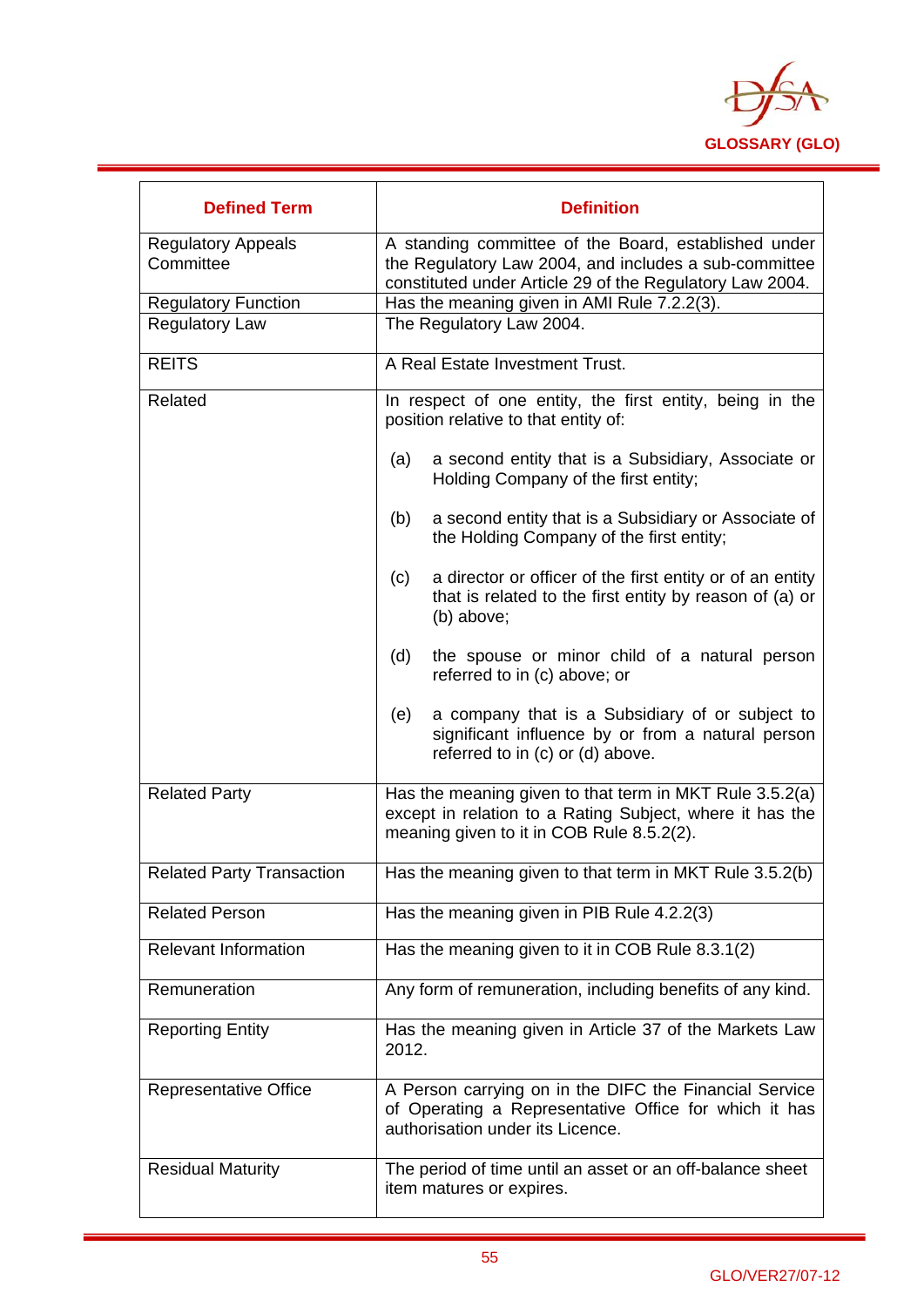| Defined Term | Definition |
|---|---|
| Regulatory Appeals Committee | A standing committee of the Board, established under the Regulatory Law 2004, and includes a sub-committee constituted under Article 29 of the Regulatory Law 2004. |
| Regulatory Function | Has the meaning given in AMI Rule 7.2.2(3). |
| Regulatory Law | The Regulatory Law 2004. |
| REITS | A Real Estate Investment Trust. |
| Related | In respect of one entity, the first entity, being in the position relative to that entity of:<br><br>(a) a second entity that is a Subsidiary, Associate or Holding Company of the first entity;<br><br>(b) a second entity that is a Subsidiary or Associate of the Holding Company of the first entity;<br><br>(c) a director or officer of the first entity or of an entity that is related to the first entity by reason of (a) or (b) above;<br><br>(d) the spouse or minor child of a natural person referred to in (c) above; or<br><br>(e) a company that is a Subsidiary of or subject to significant influence by or from a natural person referred to in (c) or (d) above. |
| Related Party | Has the meaning given to that term in MKT Rule 3.5.2(a) except in relation to a Rating Subject, where it has the meaning given to it in COB Rule 8.5.2(2). |
| Related Party Transaction | Has the meaning given to that term in MKT Rule 3.5.2(b) |
| Related Person | Has the meaning given in PIB Rule 4.2.2(3) |
| Relevant Information | Has the meaning given to it in COB Rule 8.3.1(2) |
| Remuneration | Any form of remuneration, including benefits of any kind. |
| Reporting Entity | Has the meaning given in Article 37 of the Markets Law 2012. |
| Representative Office | A Person carrying on in the DIFC the Financial Service of Operating a Representative Office for which it has authorisation under its Licence. |
| Residual Maturity | The period of time until an asset or an off-balance sheet item matures or expires. |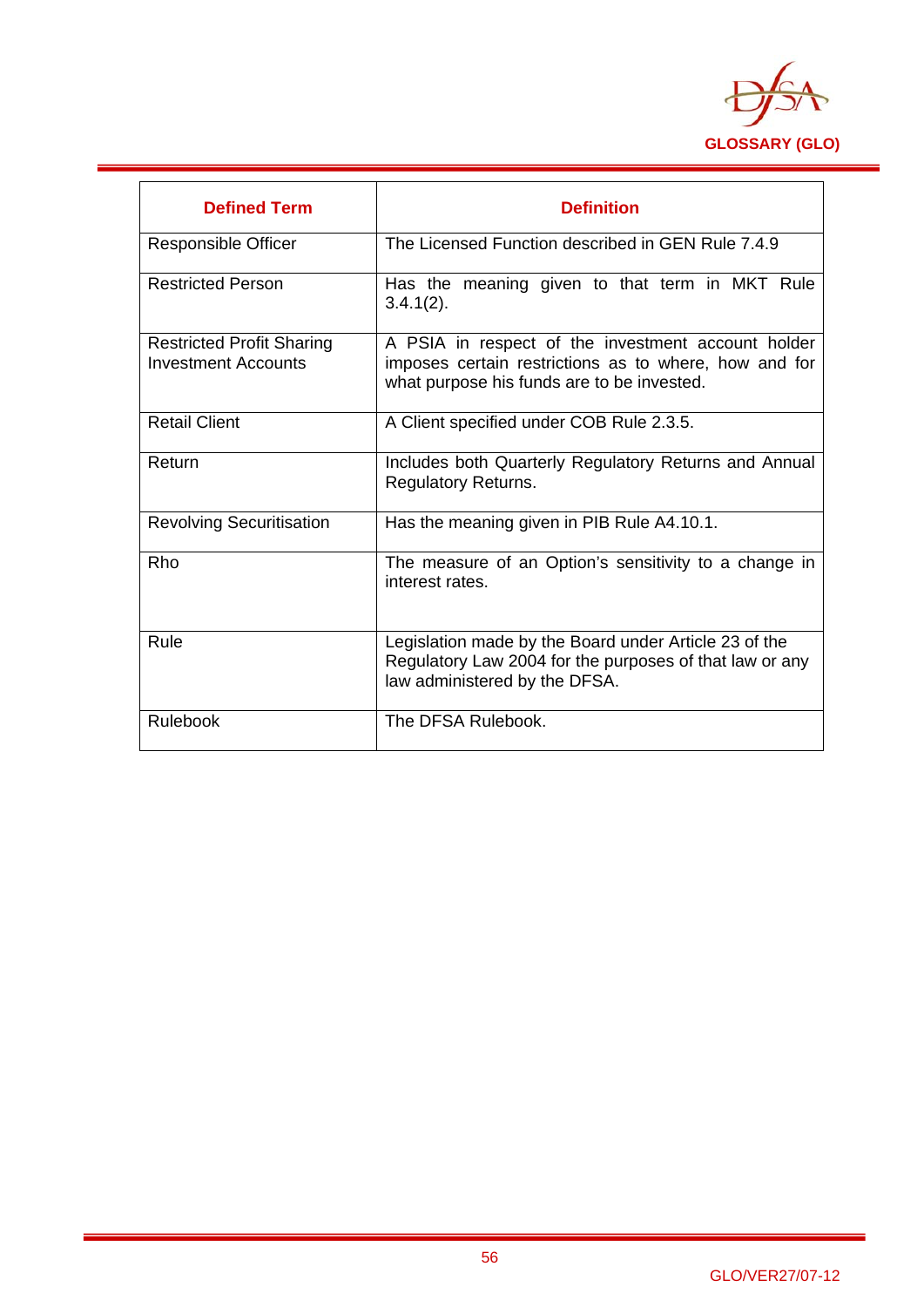| Defined Term | Definition |
|---|---|
| Responsible Officer | The Licensed Function described in GEN Rule 7.4.9 |
| Restricted Person | Has the meaning given to that term in MKT Rule 3.4.1(2). |
| Restricted Profit Sharing Investment Accounts | A PSIA in respect of the investment account holder imposes certain restrictions as to where, how and for what purpose his funds are to be invested. |
| Retail Client | A Client specified under COB Rule 2.3.5. |
| Return | Includes both Quarterly Regulatory Returns and Annual Regulatory Returns. |
| Revolving Securitisation | Has the meaning given in PIB Rule A4.10.1. |
| Rho | The measure of an Option's sensitivity to a change in interest rates. |
| Rule | Legislation made by the Board under Article 23 of the Regulatory Law 2004 for the purposes of that law or any law administered by the DFSA. |
| Rulebook | The DFSA Rulebook. |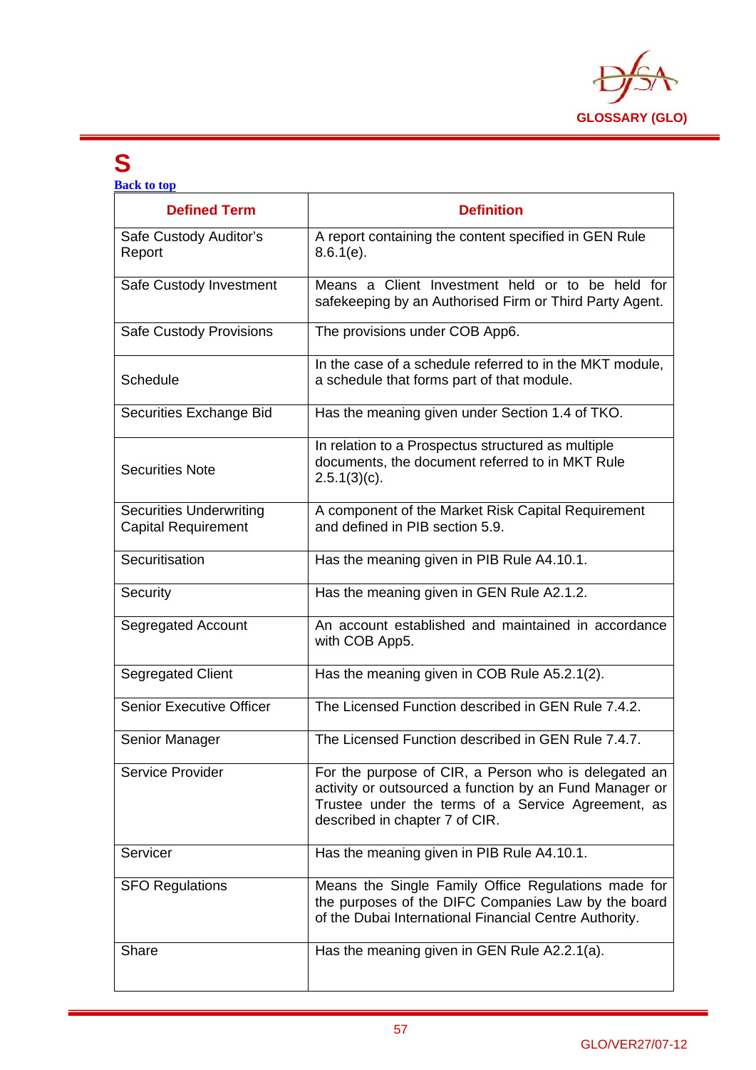# S

[Back to top](#)

| Defined Term | Definition |
|---|---|
| Safe Custody Auditor's Report | A report containing the content specified in GEN Rule 8.6.1(e). |
| Safe Custody Investment | Means a Client Investment held or to be held for safekeeping by an Authorised Firm or Third Party Agent. |
| Safe Custody Provisions | The provisions under COB App6. |
| Schedule | In the case of a schedule referred to in the MKT module, a schedule that forms part of that module. |
| Securities Exchange Bid | Has the meaning given under Section 1.4 of TKO. |
| Securities Note | In relation to a Prospectus structured as multiple documents, the document referred to in MKT Rule 2.5.1(3)(c). |
| Securities Underwriting Capital Requirement | A component of the Market Risk Capital Requirement and defined in PIB section 5.9. |
| Securitisation | Has the meaning given in PIB Rule A4.10.1. |
| Security | Has the meaning given in GEN Rule A2.1.2. |
| Segregated Account | An account established and maintained in accordance with COB App5. |
| Segregated Client | Has the meaning given in COB Rule A5.2.1(2). |
| Senior Executive Officer | The Licensed Function described in GEN Rule 7.4.2. |
| Senior Manager | The Licensed Function described in GEN Rule 7.4.7. |
| Service Provider | For the purpose of CIR, a Person who is delegated an activity or outsourced a function by an Fund Manager or Trustee under the terms of a Service Agreement, as described in chapter 7 of CIR. |
| Servicer | Has the meaning given in PIB Rule A4.10.1. |
| SFO Regulations | Means the Single Family Office Regulations made for the purposes of the DIFC Companies Law by the board of the Dubai International Financial Centre Authority. |
| Share | Has the meaning given in GEN Rule A2.2.1(a). |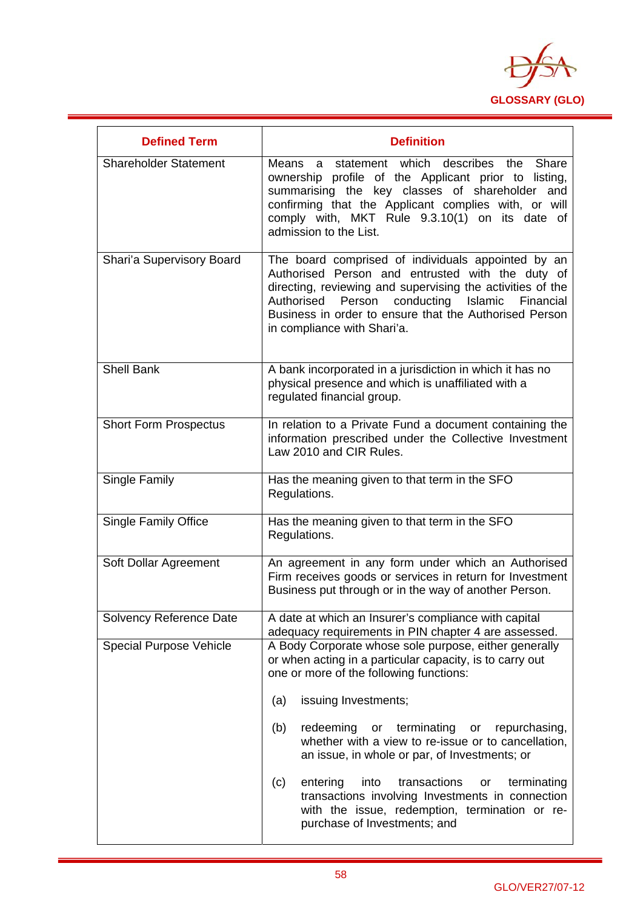| Defined Term | Definition |
|---|---|
| Shareholder Statement | Means a statement which describes the Share ownership profile of the Applicant prior to listing, summarising the key classes of shareholder and confirming that the Applicant complies with, or will comply with, MKT Rule 9.3.10(1) on its date of admission to the List. |
| Shari'a Supervisory Board | The board comprised of individuals appointed by an Authorised Person and entrusted with the duty of directing, reviewing and supervising the activities of the Authorised Person conducting Islamic Financial Business in order to ensure that the Authorised Person in compliance with Shari'a. |
| Shell Bank | A bank incorporated in a jurisdiction in which it has no physical presence and which is unaffiliated with a regulated financial group. |
| Short Form Prospectus | In relation to a Private Fund a document containing the information prescribed under the Collective Investment Law 2010 and CIR Rules. |
| Single Family | Has the meaning given to that term in the SFO Regulations. |
| Single Family Office | Has the meaning given to that term in the SFO Regulations. |
| Soft Dollar Agreement | An agreement in any form under which an Authorised Firm receives goods or services in return for Investment Business put through or in the way of another Person. |
| Solvency Reference Date | A date at which an Insurer's compliance with capital adequacy requirements in PIN chapter 4 are assessed. |
| Special Purpose Vehicle | A Body Corporate whose sole purpose, either generally or when acting in a particular capacity, is to carry out one or more of the following functions:<br><br>(a) issuing Investments;<br><br>(b) redeeming or terminating or repurchasing, whether with a view to re-issue or to cancellation, an issue, in whole or par, of Investments; or<br><br>(c) entering into transactions or terminating transactions involving Investments in connection with the issue, redemption, termination or re-purchase of Investments; and |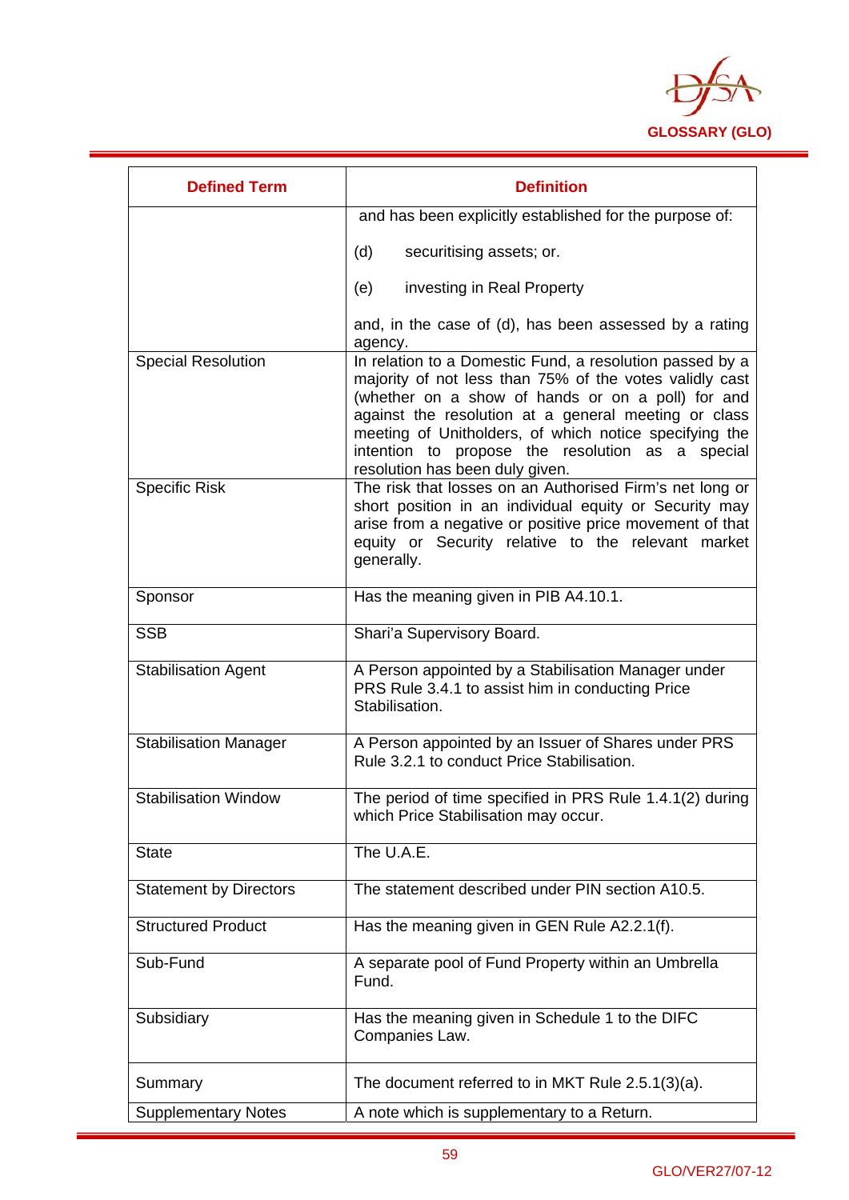| Defined Term | Definition |
|---|---|
| | and has been explicitly established for the purpose of:<br><br>(d) securitising assets; or.<br><br>(e) investing in Real Property<br><br>and, in the case of (d), has been assessed by a rating agency. |
| Special Resolution | In relation to a Domestic Fund, a resolution passed by a majority of not less than 75% of the votes validly cast (whether on a show of hands or on a poll) for and against the resolution at a general meeting or class meeting of Unitholders, of which notice specifying the intention to propose the resolution as a special resolution has been duly given. |
| Specific Risk | The risk that losses on an Authorised Firm's net long or short position in an individual equity or Security may arise from a negative or positive price movement of that equity or Security relative to the relevant market generally. |
| Sponsor | Has the meaning given in PIB A4.10.1. |
| SSB | Shari'a Supervisory Board. |
| Stabilisation Agent | A Person appointed by a Stabilisation Manager under PRS Rule 3.4.1 to assist him in conducting Price Stabilisation. |
| Stabilisation Manager | A Person appointed by an Issuer of Shares under PRS Rule 3.2.1 to conduct Price Stabilisation. |
| Stabilisation Window | The period of time specified in PRS Rule 1.4.1(2) during which Price Stabilisation may occur. |
| State | The U.A.E. |
| Statement by Directors | The statement described under PIN section A10.5. |
| Structured Product | Has the meaning given in GEN Rule A2.2.1(f). |
| Sub-Fund | A separate pool of Fund Property within an Umbrella Fund. |
| Subsidiary | Has the meaning given in Schedule 1 to the DIFC Companies Law. |
| Summary | The document referred to in MKT Rule 2.5.1(3)(a). |
| Supplementary Notes | A note which is supplementary to a Return. |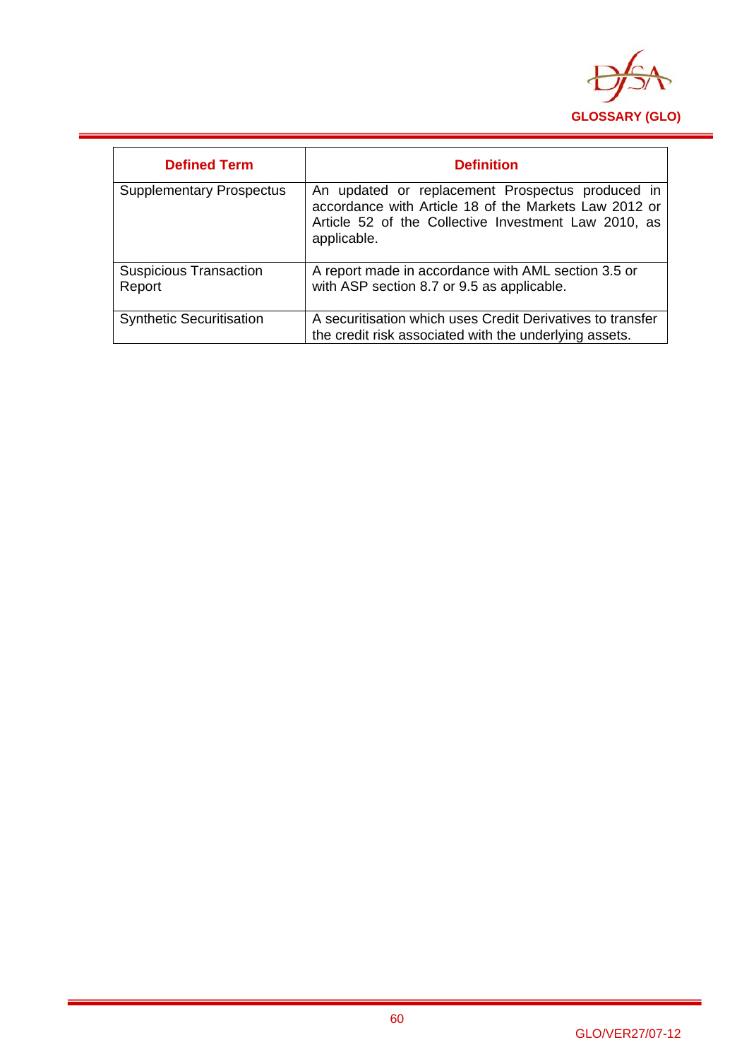| Defined Term | Definition |
|---|---|
| Supplementary Prospectus | An updated or replacement Prospectus produced in accordance with Article 18 of the Markets Law 2012 or Article 52 of the Collective Investment Law 2010, as applicable. |
| Suspicious Transaction Report | A report made in accordance with AML section 3.5 or with ASP section 8.7 or 9.5 as applicable. |
| Synthetic Securitisation | A securitisation which uses Credit Derivatives to transfer the credit risk associated with the underlying assets. |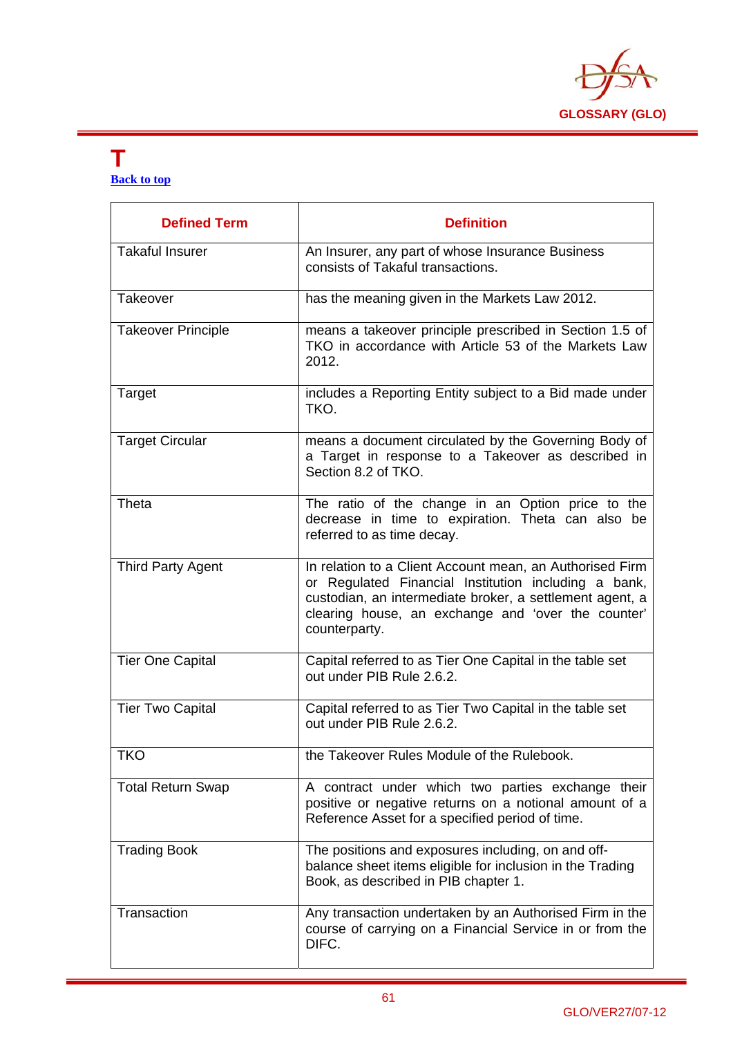# T

Back to top

| Defined Term | Definition |
|---|---|
| Takaful Insurer | An Insurer, any part of whose Insurance Business consists of Takaful transactions. |
| Takeover | has the meaning given in the Markets Law 2012. |
| Takeover Principle | means a takeover principle prescribed in Section 1.5 of TKO in accordance with Article 53 of the Markets Law 2012. |
| Target | includes a Reporting Entity subject to a Bid made under TKO. |
| Target Circular | means a document circulated by the Governing Body of a Target in response to a Takeover as described in Section 8.2 of TKO. |
| Theta | The ratio of the change in an Option price to the decrease in time to expiration. Theta can also be referred to as time decay. |
| Third Party Agent | In relation to a Client Account mean, an Authorised Firm or Regulated Financial Institution including a bank, custodian, an intermediate broker, a settlement agent, a clearing house, an exchange and 'over the counter' counterparty. |
| Tier One Capital | Capital referred to as Tier One Capital in the table set out under PIB Rule 2.6.2. |
| Tier Two Capital | Capital referred to as Tier Two Capital in the table set out under PIB Rule 2.6.2. |
| TKO | the Takeover Rules Module of the Rulebook. |
| Total Return Swap | A contract under which two parties exchange their positive or negative returns on a notional amount of a Reference Asset for a specified period of time. |
| Trading Book | The positions and exposures including, on and off-balance sheet items eligible for inclusion in the Trading Book, as described in PIB chapter 1. |
| Transaction | Any transaction undertaken by an Authorised Firm in the course of carrying on a Financial Service in or from the DIFC. |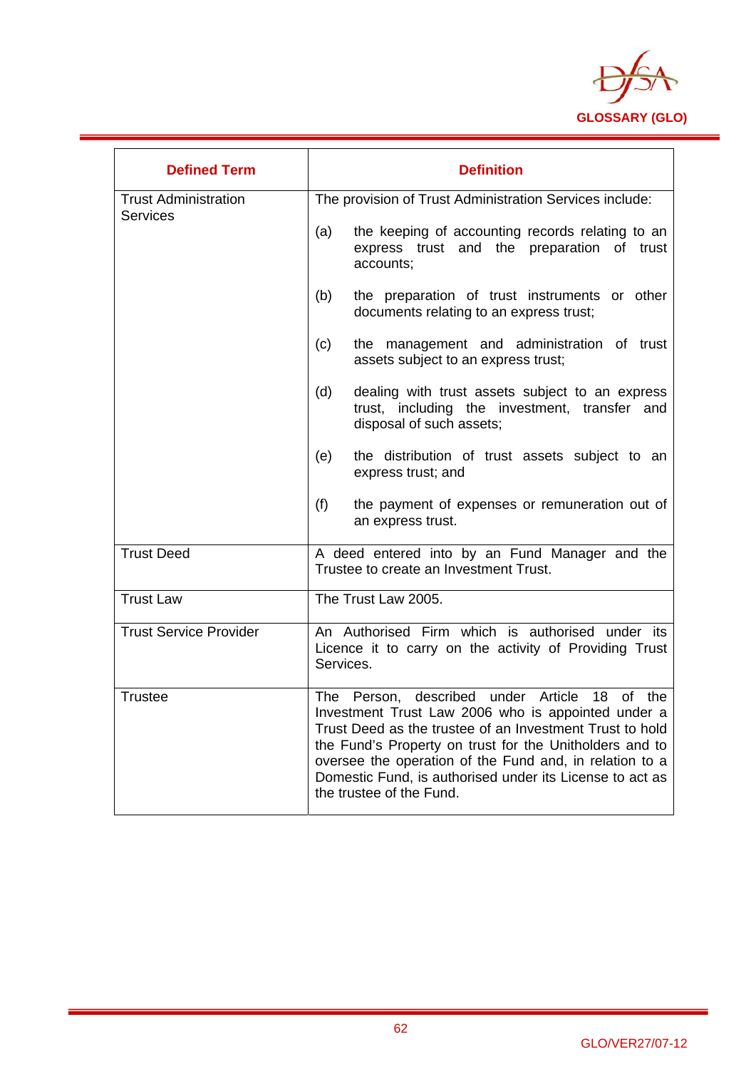| Defined Term | Definition |
|---|---|
| Trust Administration Services | The provision of Trust Administration Services include:<br><br>(a) the keeping of accounting records relating to an express trust and the preparation of trust accounts;<br><br>(b) the preparation of trust instruments or other documents relating to an express trust;<br><br>(c) the management and administration of trust assets subject to an express trust;<br><br>(d) dealing with trust assets subject to an express trust, including the investment, transfer and disposal of such assets;<br><br>(e) the distribution of trust assets subject to an express trust; and<br><br>(f) the payment of expenses or remuneration out of an express trust. |
| Trust Deed | A deed entered into by an Fund Manager and the Trustee to create an Investment Trust. |
| Trust Law | The Trust Law 2005. |
| Trust Service Provider | An Authorised Firm which is authorised under its Licence it to carry on the activity of Providing Trust Services. |
| Trustee | The Person, described under Article 18 of the Investment Trust Law 2006 who is appointed under a Trust Deed as the trustee of an Investment Trust to hold the Fund's Property on trust for the Unitholders and to oversee the operation of the Fund and, in relation to a Domestic Fund, is authorised under its License to act as the trustee of the Fund. |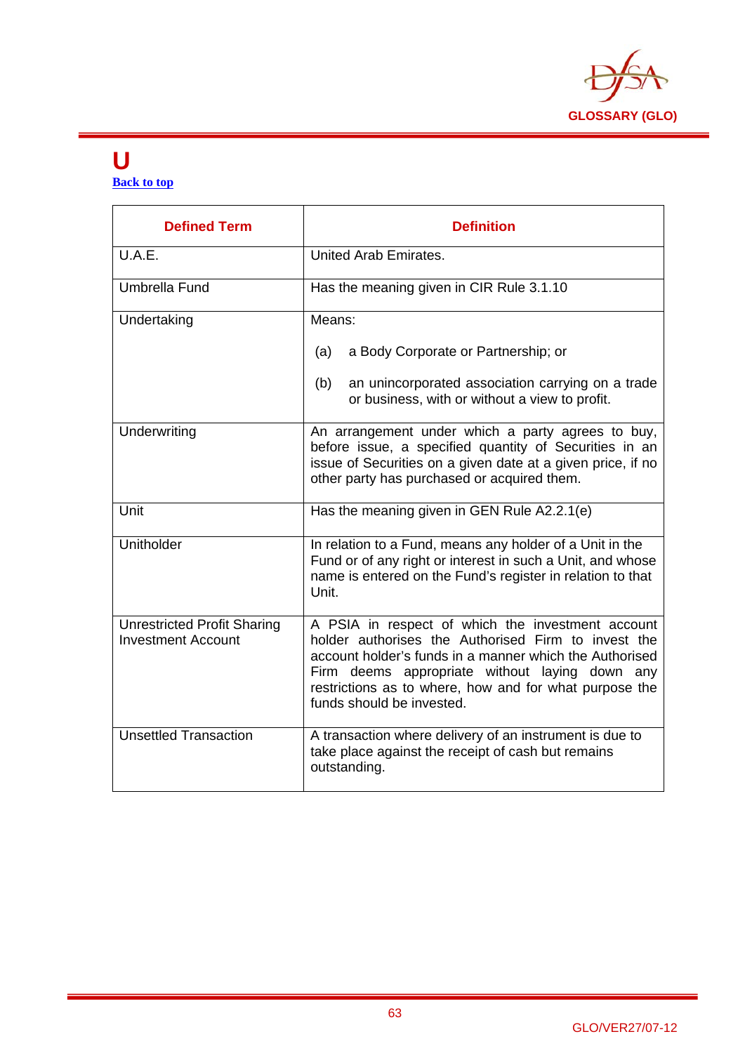# U

[Back to top]

| Defined Term | Definition |
|---|---|
| U.A.E. | United Arab Emirates. |
| Umbrella Fund | Has the meaning given in CIR Rule 3.1.10 |
| Undertaking | Means:<br><br>(a) a Body Corporate or Partnership; or<br><br>(b) an unincorporated association carrying on a trade or business, with or without a view to profit. |
| Underwriting | An arrangement under which a party agrees to buy, before issue, a specified quantity of Securities in an issue of Securities on a given date at a given price, if no other party has purchased or acquired them. |
| Unit | Has the meaning given in GEN Rule A2.2.1(e) |
| Unitholder | In relation to a Fund, means any holder of a Unit in the Fund or of any right or interest in such a Unit, and whose name is entered on the Fund's register in relation to that Unit. |
| Unrestricted Profit Sharing Investment Account | A PSIA in respect of which the investment account holder authorises the Authorised Firm to invest the account holder's funds in a manner which the Authorised Firm deems appropriate without laying down any restrictions as to where, how and for what purpose the funds should be invested. |
| Unsettled Transaction | A transaction where delivery of an instrument is due to take place against the receipt of cash but remains outstanding. |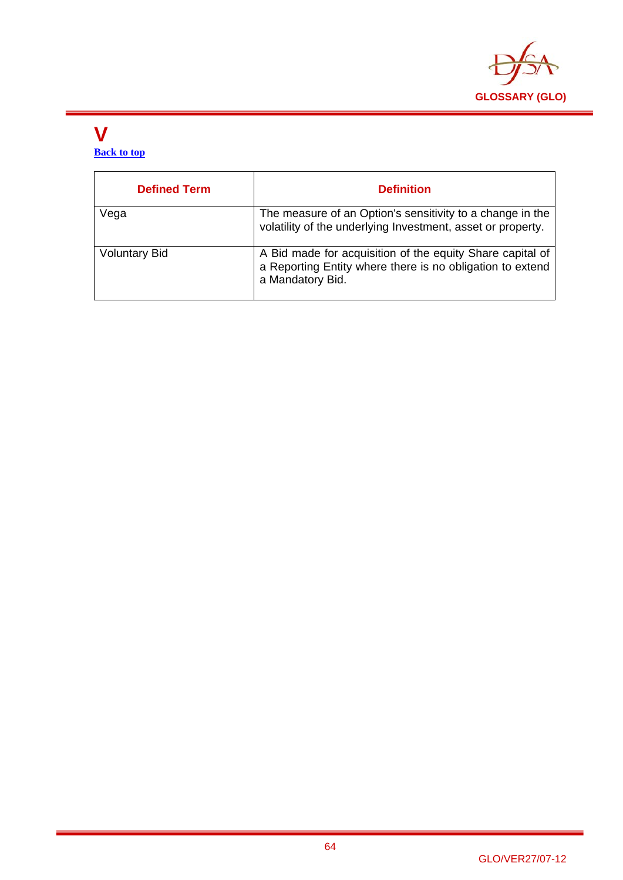# V

Back to top

| Defined Term | Definition |
|---|---|
| Vega | The measure of an Option's sensitivity to a change in the volatility of the underlying Investment, asset or property. |
| Voluntary Bid | A Bid made for acquisition of the equity Share capital of a Reporting Entity where there is no obligation to extend a Mandatory Bid. |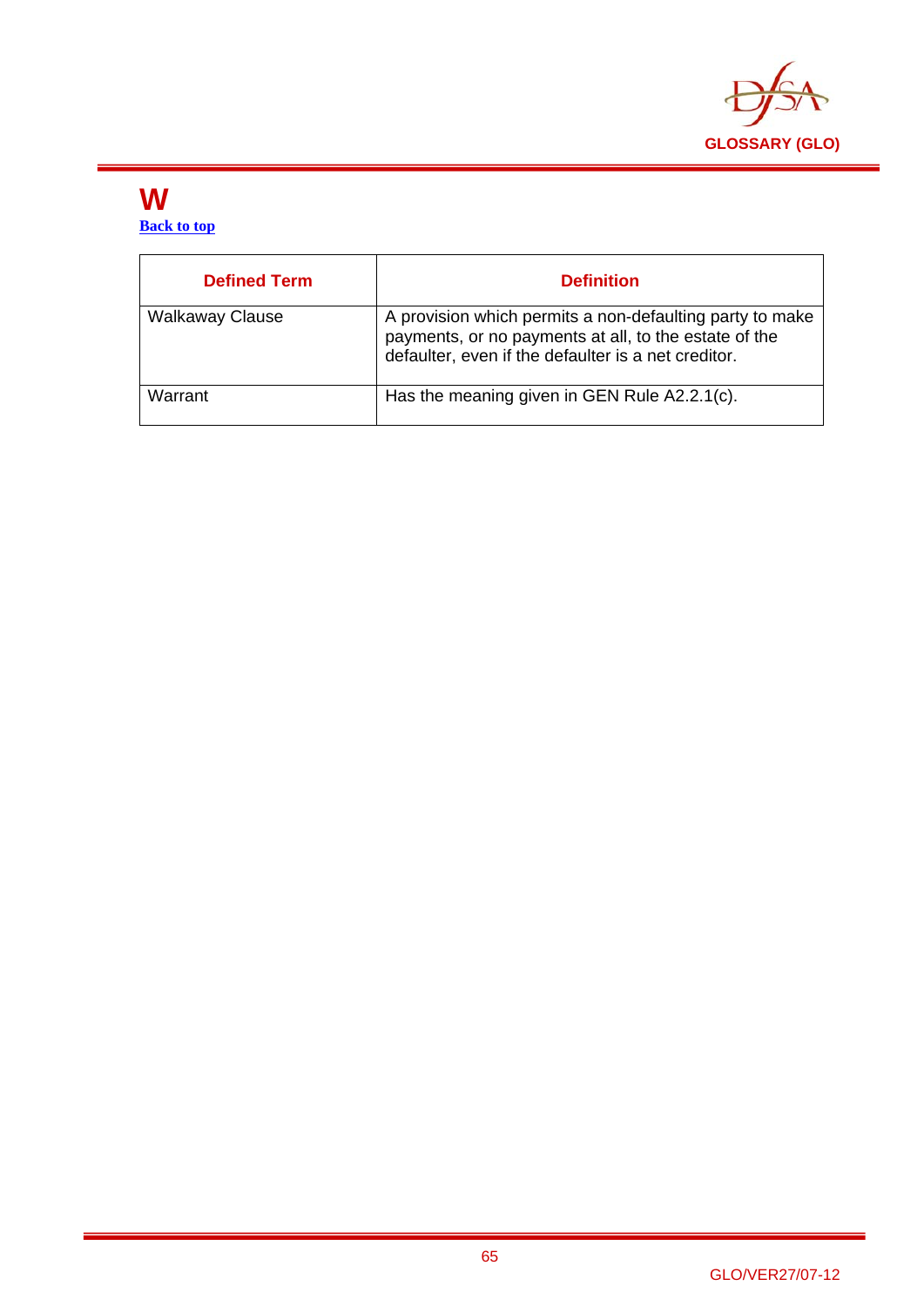# W

**Back to top**

| Defined Term | Definition |
|---|---|
| Walkaway Clause | A provision which permits a non-defaulting party to make payments, or no payments at all, to the estate of the defaulter, even if the defaulter is a net creditor. |
| Warrant | Has the meaning given in GEN Rule A2.2.1(c). |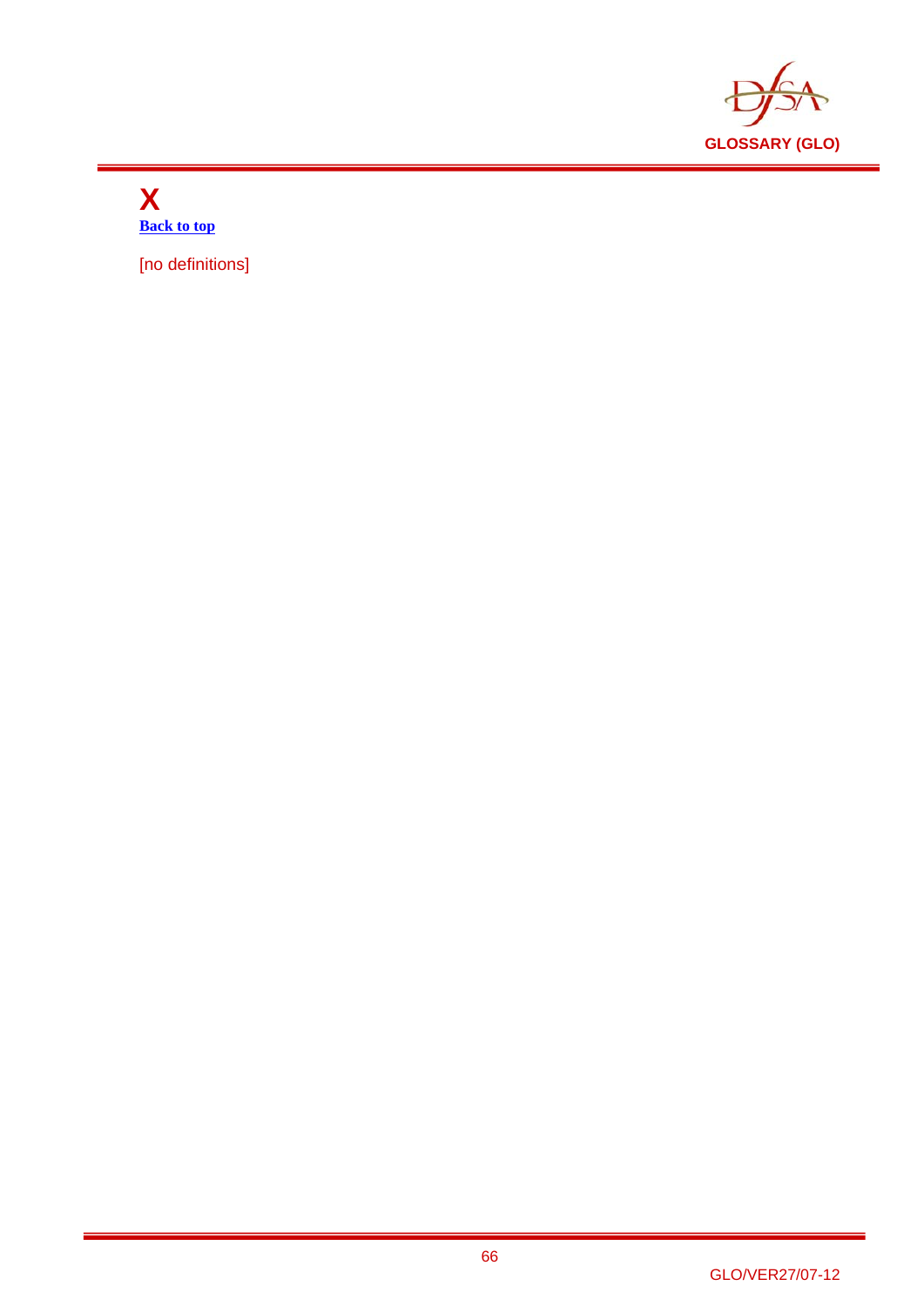# X

**Back to top**

[no definitions]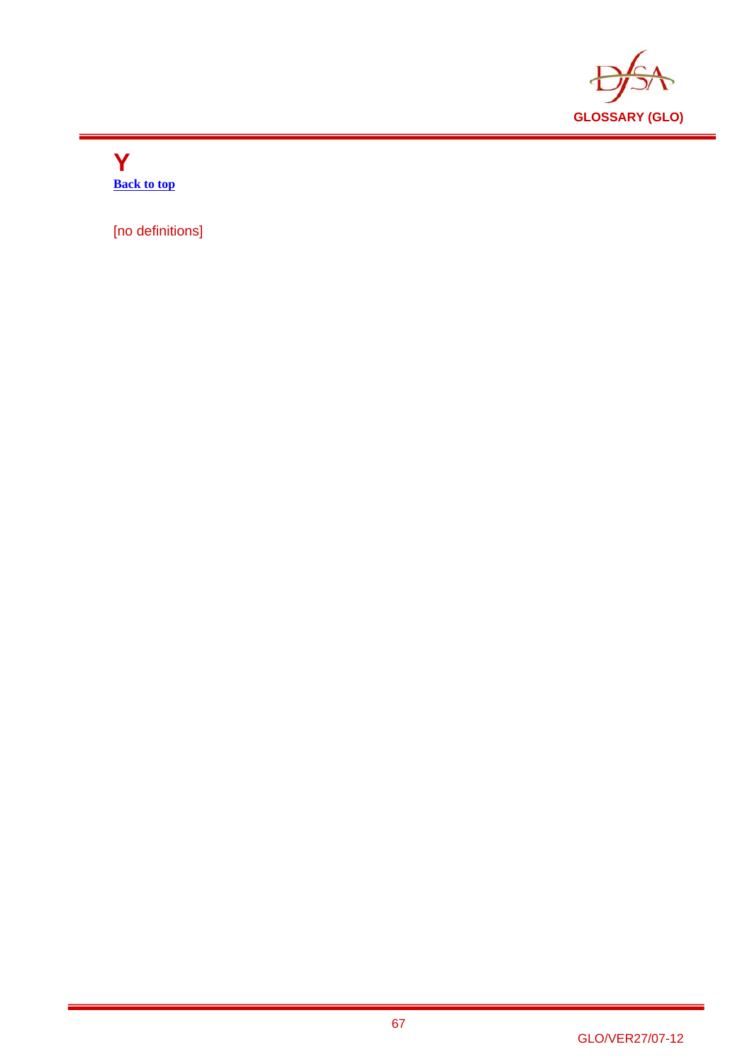# Y

**Back to top**

[no definitions]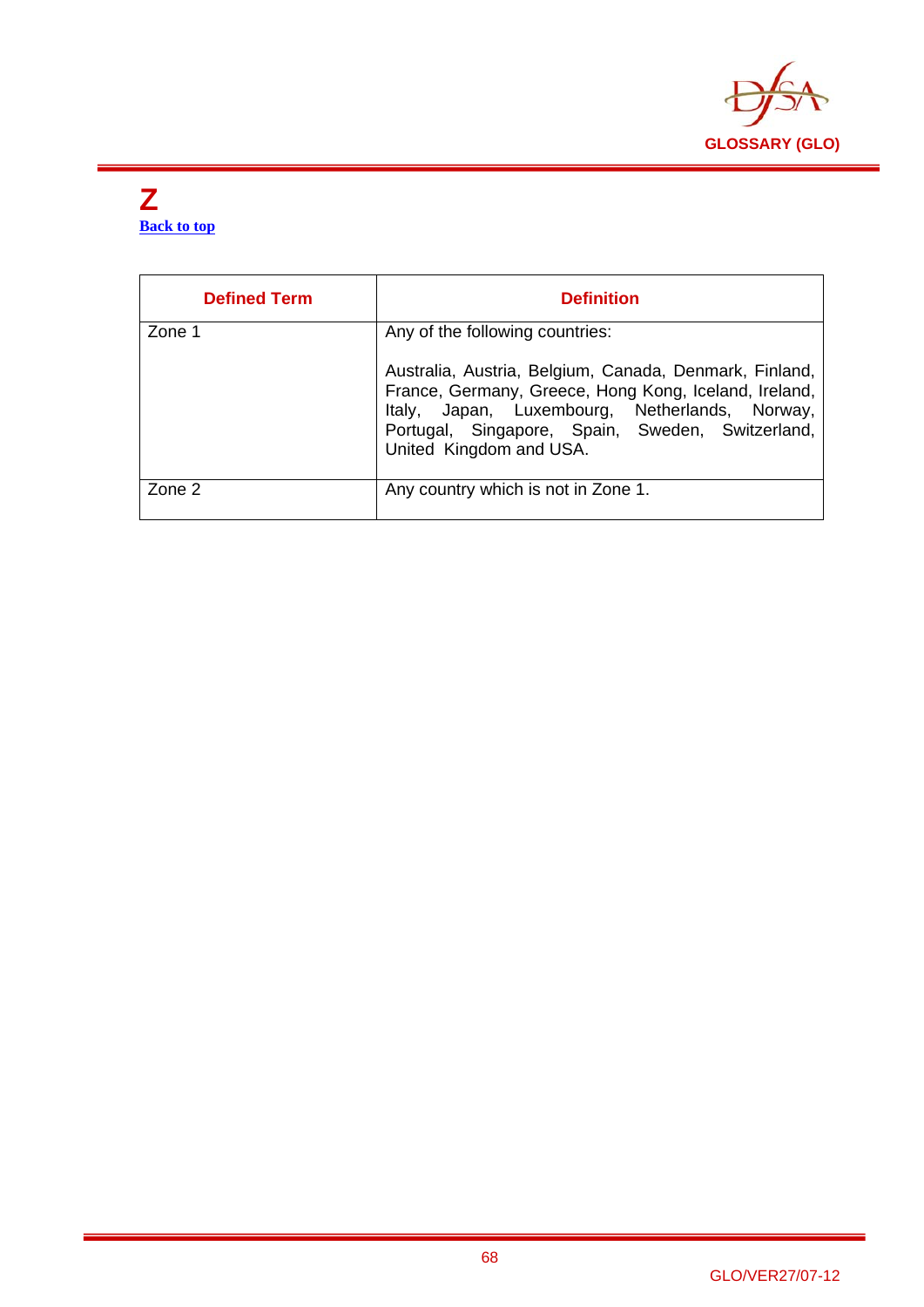# Z

Back to top

| Defined Term | Definition |
|---|---|
| Zone 1 | Any of the following countries:<br><br>Australia, Austria, Belgium, Canada, Denmark, Finland, France, Germany, Greece, Hong Kong, Iceland, Ireland, Italy, Japan, Luxembourg, Netherlands, Norway, Portugal, Singapore, Spain, Sweden, Switzerland, United Kingdom and USA. |
| Zone 2 | Any country which is not in Zone 1. |